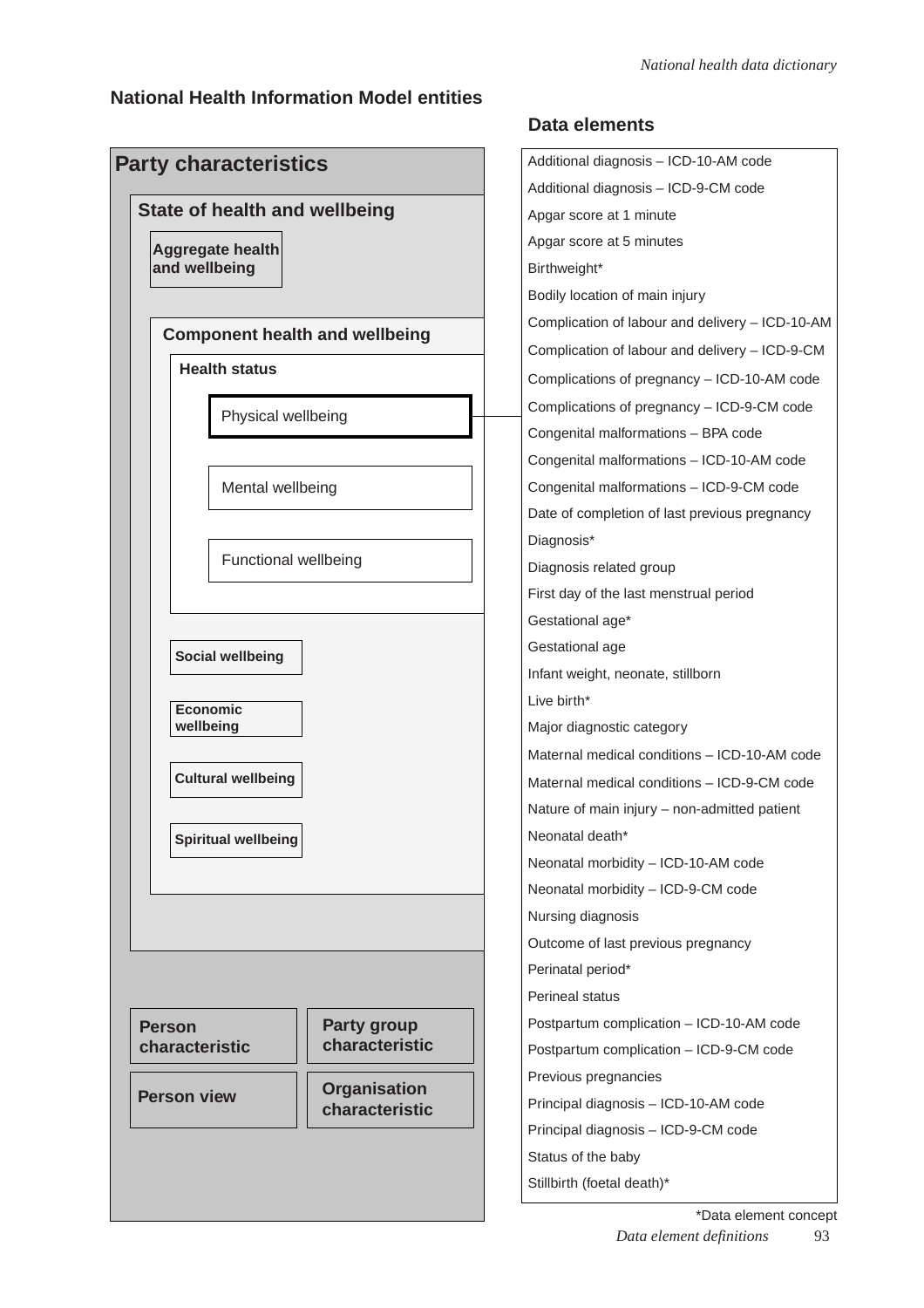## National Health Information Model entities

- **Party characteristics**
  - **State of health and wellbeing**
    - **Aggregate health and wellbeing**
    - **Component health and wellbeing**
      - **Health status**
        - **Physical wellbeing**
        - Mental wellbeing
        - Functional wellbeing
      - **Social wellbeing**
      - **Economic wellbeing**
      - **Cultural wellbeing**
      - **Spiritual wellbeing**
  - **Person characteristic**
  - **Party group characteristic**
  - **Person view**
  - **Organisation characteristic**

## Data elements

- Additional diagnosis – ICD-10-AM code
- Additional diagnosis – ICD-9-CM code
- Apgar score at 1 minute
- Apgar score at 5 minutes
- Birthweight*
- Bodily location of main injury
- Complication of labour and delivery – ICD-10-AM
- Complication of labour and delivery – ICD-9-CM
- Complications of pregnancy – ICD-10-AM code
- Complications of pregnancy – ICD-9-CM code
- Congenital malformations – BPA code
- Congenital malformations – ICD-10-AM code
- Congenital malformations – ICD-9-CM code
- Date of completion of last previous pregnancy
- Diagnosis*
- Diagnosis related group
- First day of the last menstrual period
- Gestational age*
- Gestational age
- Infant weight, neonate, stillborn
- Live birth*
- Major diagnostic category
- Maternal medical conditions – ICD-10-AM code
- Maternal medical conditions – ICD-9-CM code
- Nature of main injury – non-admitted patient
- Neonatal death*
- Neonatal morbidity – ICD-10-AM code
- Neonatal morbidity – ICD-9-CM code
- Nursing diagnosis
- Outcome of last previous pregnancy
- Perinatal period*
- Perineal status
- Postpartum complication – ICD-10-AM code
- Postpartum complication – ICD-9-CM code
- Previous pregnancies
- Principal diagnosis – ICD-10-AM code
- Principal diagnosis – ICD-9-CM code
- Status of the baby
- Stillbirth (foetal death)*

*Data element concept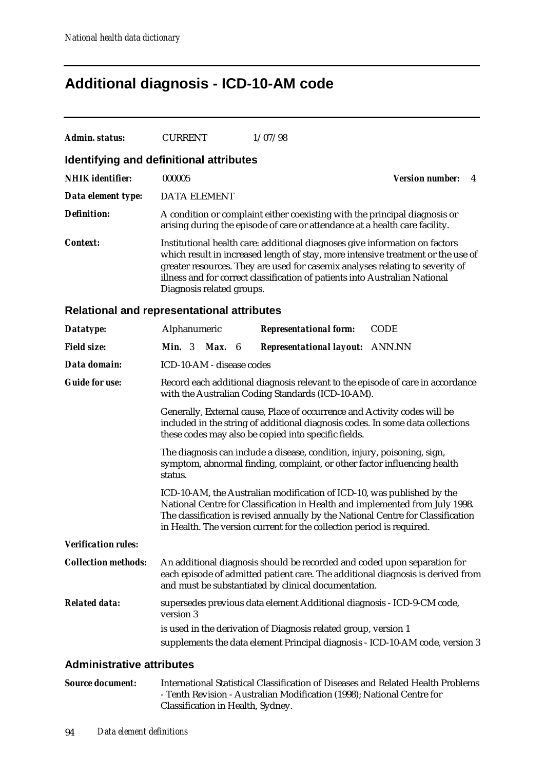# Additional diagnosis - ICD-10-AM code

| | | |
|---|---|---|
| ***Admin. status:*** | CURRENT | 1/07/98 |

## Identifying and definitional attributes

***NHIK identifier:*** 000005 ***Version number:*** 4

***Data element type:*** DATA ELEMENT

***Definition:*** A condition or complaint either coexisting with the principal diagnosis or arising during the episode of care or attendance at a health care facility.

***Context:*** Institutional health care: additional diagnoses give information on factors which result in increased length of stay, more intensive treatment or the use of greater resources. They are used for casemix analyses relating to severity of illness and for correct classification of patients into Australian National Diagnosis related groups.

## Relational and representational attributes

***Datatype:*** Alphanumeric ***Representational form:*** CODE

***Field size:*** ***Min.*** 3 ***Max.*** 6 ***Representational layout:*** ANN.NN

***Data domain:*** ICD-10-AM - disease codes

***Guide for use:*** Record each additional diagnosis relevant to the episode of care in accordance with the Australian Coding Standards (ICD-10-AM).

Generally, External cause, Place of occurrence and Activity codes will be included in the string of additional diagnosis codes. In some data collections these codes may also be copied into specific fields.

The diagnosis can include a disease, condition, injury, poisoning, sign, symptom, abnormal finding, complaint, or other factor influencing health status.

ICD-10-AM, the Australian modification of ICD-10, was published by the National Centre for Classification in Health and implemented from July 1998. The classification is revised annually by the National Centre for Classification in Health. The version current for the collection period is required.

***Verification rules:***

***Collection methods:*** An additional diagnosis should be recorded and coded upon separation for each episode of admitted patient care. The additional diagnosis is derived from and must be substantiated by clinical documentation.

***Related data:*** supersedes previous data element Additional diagnosis - ICD-9-CM code, version 3

is used in the derivation of Diagnosis related group, version 1

supplements the data element Principal diagnosis - ICD-10-AM code, version 3

## Administrative attributes

***Source document:*** International Statistical Classification of Diseases and Related Health Problems - Tenth Revision - Australian Modification (1998); National Centre for Classification in Health, Sydney.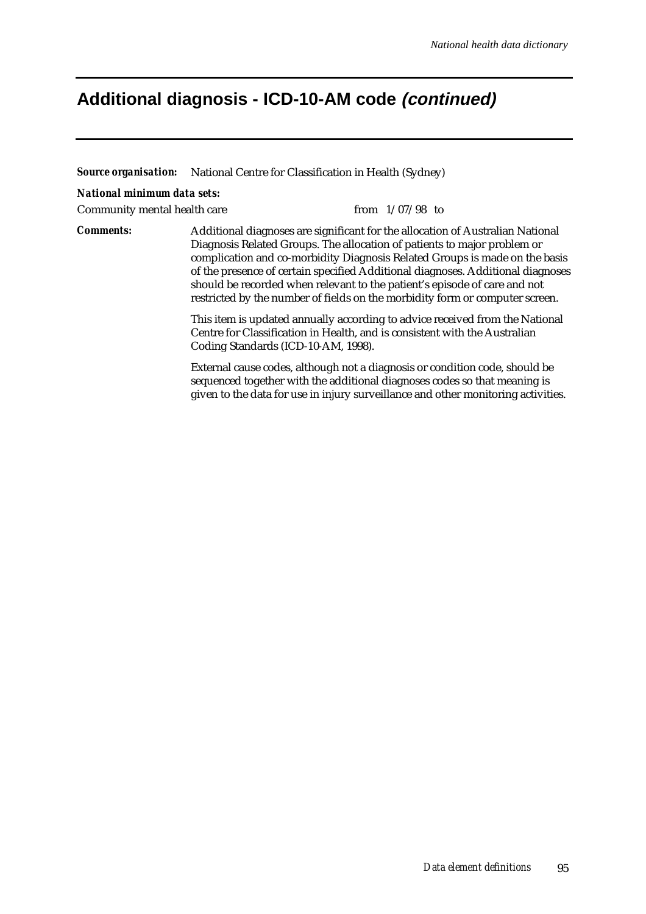# Additional diagnosis - ICD-10-AM code *(continued)*

***Source organisation:*** National Centre for Classification in Health (Sydney)

***National minimum data sets:***

Community mental health care from 1/07/98 to

***Comments:*** Additional diagnoses are significant for the allocation of Australian National Diagnosis Related Groups. The allocation of patients to major problem or complication and co-morbidity Diagnosis Related Groups is made on the basis of the presence of certain specified Additional diagnoses. Additional diagnoses should be recorded when relevant to the patient's episode of care and not restricted by the number of fields on the morbidity form or computer screen.

This item is updated annually according to advice received from the National Centre for Classification in Health, and is consistent with the Australian Coding Standards (ICD-10-AM, 1998).

External cause codes, although not a diagnosis or condition code, should be sequenced together with the additional diagnoses codes so that meaning is given to the data for use in injury surveillance and other monitoring activities.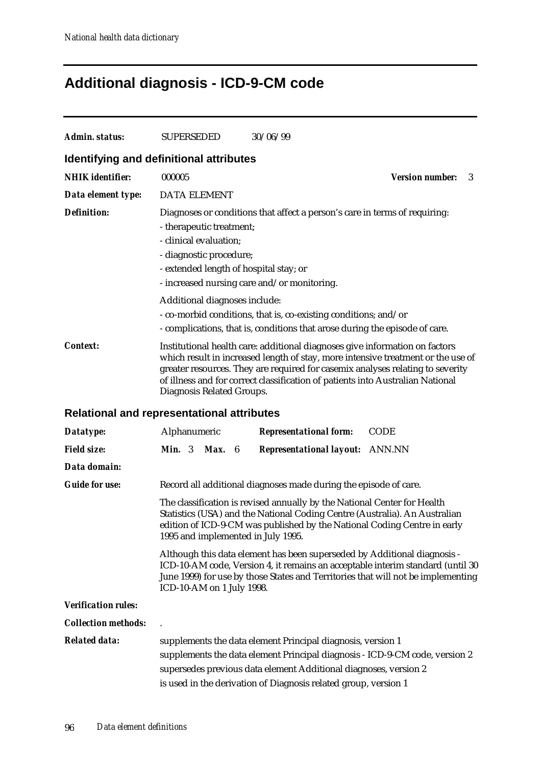# Additional diagnosis - ICD-9-CM code

**Admin. status:** SUPERSEDED 30/06/99

## Identifying and definitional attributes

**NHIK identifier:** 000005 **Version number:** 3

**Data element type:** DATA ELEMENT

**Definition:** Diagnoses or conditions that affect a person's care in terms of requiring:

- therapeutic treatment;
- clinical evaluation;
- diagnostic procedure;
- extended length of hospital stay; or
- increased nursing care and/or monitoring.

Additional diagnoses include:

- co-morbid conditions, that is, co-existing conditions; and/or
- complications, that is, conditions that arose during the episode of care.

**Context:** Institutional health care: additional diagnoses give information on factors which result in increased length of stay, more intensive treatment or the use of greater resources. They are required for casemix analyses relating to severity of illness and for correct classification of patients into Australian National Diagnosis Related Groups.

## Relational and representational attributes

**Datatype:** Alphanumeric **Representational form:** CODE

**Field size:** **Min.** 3 **Max.** 6 **Representational layout:** ANN.NN

**Data domain:**

**Guide for use:** Record all additional diagnoses made during the episode of care.

The classification is revised annually by the National Center for Health Statistics (USA) and the National Coding Centre (Australia). An Australian edition of ICD-9-CM was published by the National Coding Centre in early 1995 and implemented in July 1995.

Although this data element has been superseded by Additional diagnosis - ICD-10-AM code, Version 4, it remains an acceptable interim standard (until 30 June 1999) for use by those States and Territories that will not be implementing ICD-10-AM on 1 July 1998.

**Verification rules:**

**Collection methods:** .

**Related data:** supplements the data element Principal diagnosis, version 1

supplements the data element Principal diagnosis - ICD-9-CM code, version 2

supersedes previous data element Additional diagnoses, version 2

is used in the derivation of Diagnosis related group, version 1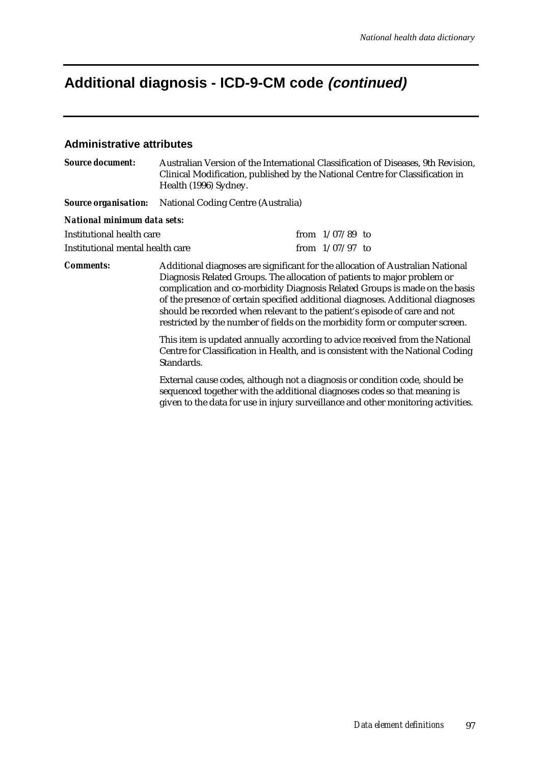# Additional diagnosis - ICD-9-CM code *(continued)*

## Administrative attributes

***Source document:*** Australian Version of the International Classification of Diseases, 9th Revision, Clinical Modification, published by the National Centre for Classification in Health (1996) Sydney.

***Source organisation:*** National Coding Centre (Australia)

***National minimum data sets:***

| | |
|---|---|
| Institutional health care | from 1/07/89 to |
| Institutional mental health care | from 1/07/97 to |

***Comments:*** Additional diagnoses are significant for the allocation of Australian National Diagnosis Related Groups. The allocation of patients to major problem or complication and co-morbidity Diagnosis Related Groups is made on the basis of the presence of certain specified additional diagnoses. Additional diagnoses should be recorded when relevant to the patient's episode of care and not restricted by the number of fields on the morbidity form or computer screen.

This item is updated annually according to advice received from the National Centre for Classification in Health, and is consistent with the National Coding Standards.

External cause codes, although not a diagnosis or condition code, should be sequenced together with the additional diagnoses codes so that meaning is given to the data for use in injury surveillance and other monitoring activities.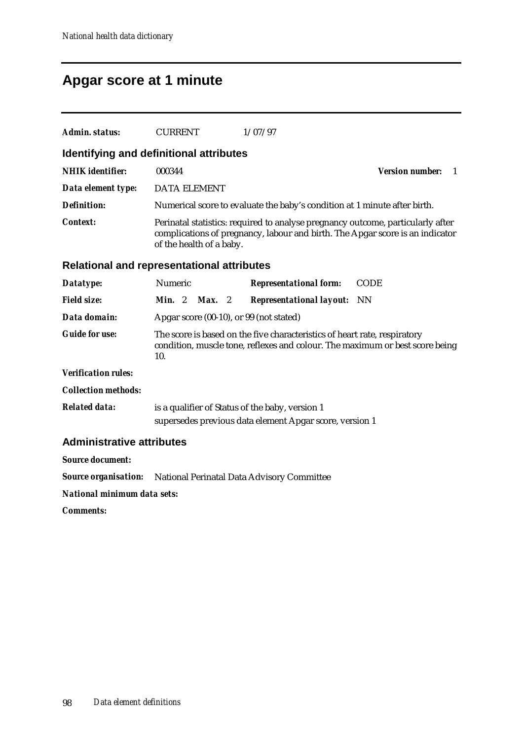# Apgar score at 1 minute

**Admin. status:** CURRENT 1/07/97

## Identifying and definitional attributes

**NHIK identifier:** 000344 **Version number:** 1

**Data element type:** DATA ELEMENT

**Definition:** Numerical score to evaluate the baby's condition at 1 minute after birth.

**Context:** Perinatal statistics: required to analyse pregnancy outcome, particularly after complications of pregnancy, labour and birth. The Apgar score is an indicator of the health of a baby.

## Relational and representational attributes

**Datatype:** Numeric **Representational form:** CODE

**Field size:** **Min.** 2 **Max.** 2 **Representational layout:** NN

**Data domain:** Apgar score (00-10), or 99 (not stated)

**Guide for use:** The score is based on the five characteristics of heart rate, respiratory condition, muscle tone, reflexes and colour. The maximum or best score being 10.

**Verification rules:**

**Collection methods:**

**Related data:** is a qualifier of Status of the baby, version 1

supersedes previous data element Apgar score, version 1

## Administrative attributes

**Source document:**

**Source organisation:** National Perinatal Data Advisory Committee

**National minimum data sets:**

**Comments:**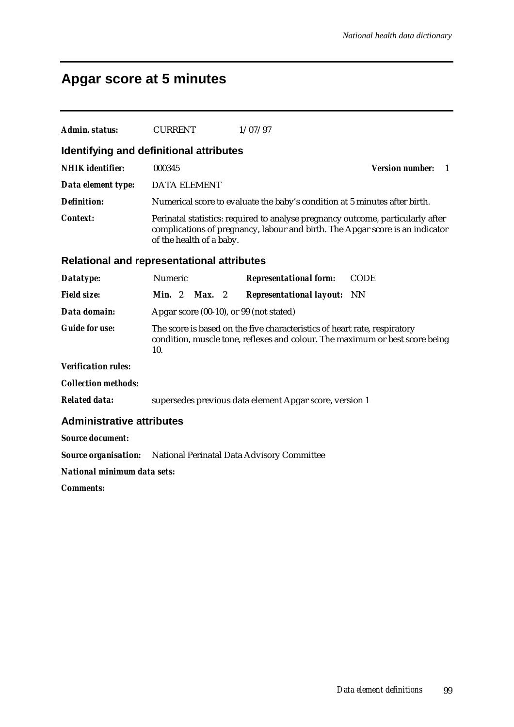# Apgar score at 5 minutes

**Admin. status:** CURRENT 1/07/97

## Identifying and definitional attributes

**NHIK identifier:** 000345 **Version number:** 1

**Data element type:** DATA ELEMENT

**Definition:** Numerical score to evaluate the baby's condition at 5 minutes after birth.

**Context:** Perinatal statistics: required to analyse pregnancy outcome, particularly after complications of pregnancy, labour and birth. The Apgar score is an indicator of the health of a baby.

## Relational and representational attributes

**Datatype:** Numeric **Representational form:** CODE

**Field size:** **Min.** 2 **Max.** 2 **Representational layout:** NN

**Data domain:** Apgar score (00-10), or 99 (not stated)

**Guide for use:** The score is based on the five characteristics of heart rate, respiratory condition, muscle tone, reflexes and colour. The maximum or best score being 10.

**Verification rules:**

**Collection methods:**

**Related data:** supersedes previous data element Apgar score, version 1

## Administrative attributes

**Source document:**

**Source organisation:** National Perinatal Data Advisory Committee

**National minimum data sets:**

**Comments:**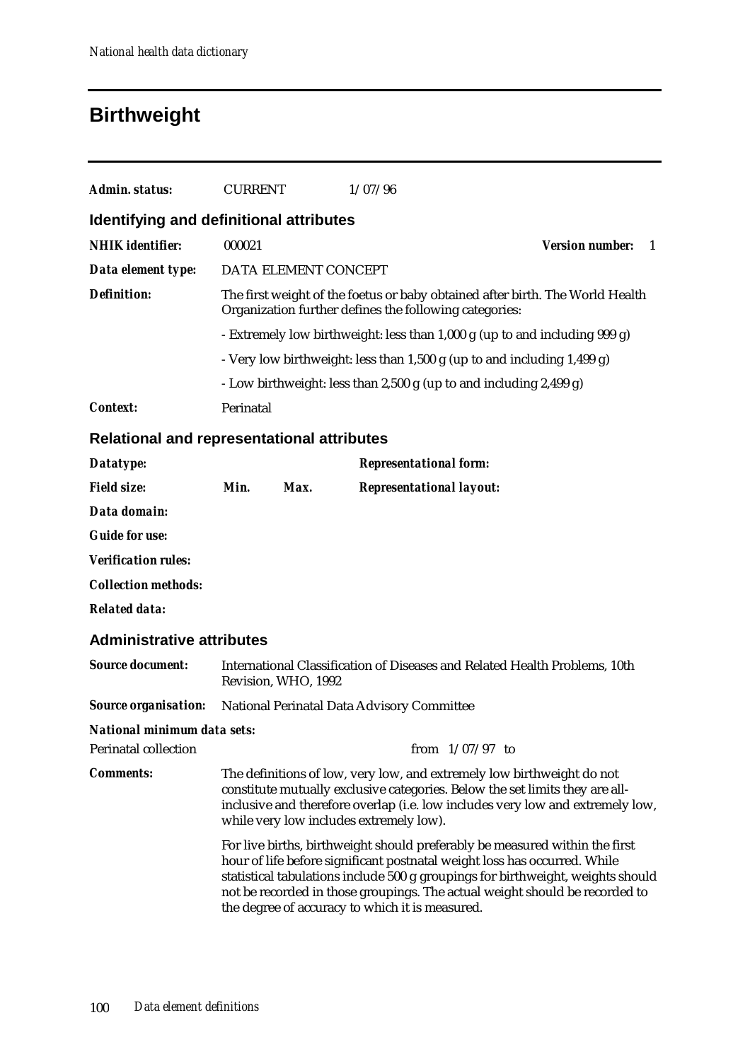# Birthweight

***Admin. status:*** CURRENT 1/07/96

## Identifying and definitional attributes

***NHIK identifier:*** 000021 ***Version number:*** 1

***Data element type:*** DATA ELEMENT CONCEPT

***Definition:*** The first weight of the foetus or baby obtained after birth. The World Health Organization further defines the following categories:

- Extremely low birthweight: less than 1,000 g (up to and including 999 g)
- Very low birthweight: less than 1,500 g (up to and including 1,499 g)
- Low birthweight: less than 2,500 g (up to and including 2,499 g)

***Context:*** Perinatal

## Relational and representational attributes

***Datatype:*** ***Representational form:***

***Field size:*** ***Min.*** ***Max.*** ***Representational layout:***

***Data domain:***

***Guide for use:***

***Verification rules:***

***Collection methods:***

***Related data:***

## Administrative attributes

***Source document:*** International Classification of Diseases and Related Health Problems, 10th Revision, WHO, 1992

***Source organisation:*** National Perinatal Data Advisory Committee

***National minimum data sets:***

Perinatal collection from 1/07/97 to

***Comments:*** The definitions of low, very low, and extremely low birthweight do not constitute mutually exclusive categories. Below the set limits they are all-inclusive and therefore overlap (i.e. low includes very low and extremely low, while very low includes extremely low).

For live births, birthweight should preferably be measured within the first hour of life before significant postnatal weight loss has occurred. While statistical tabulations include 500 g groupings for birthweight, weights should not be recorded in those groupings. The actual weight should be recorded to the degree of accuracy to which it is measured.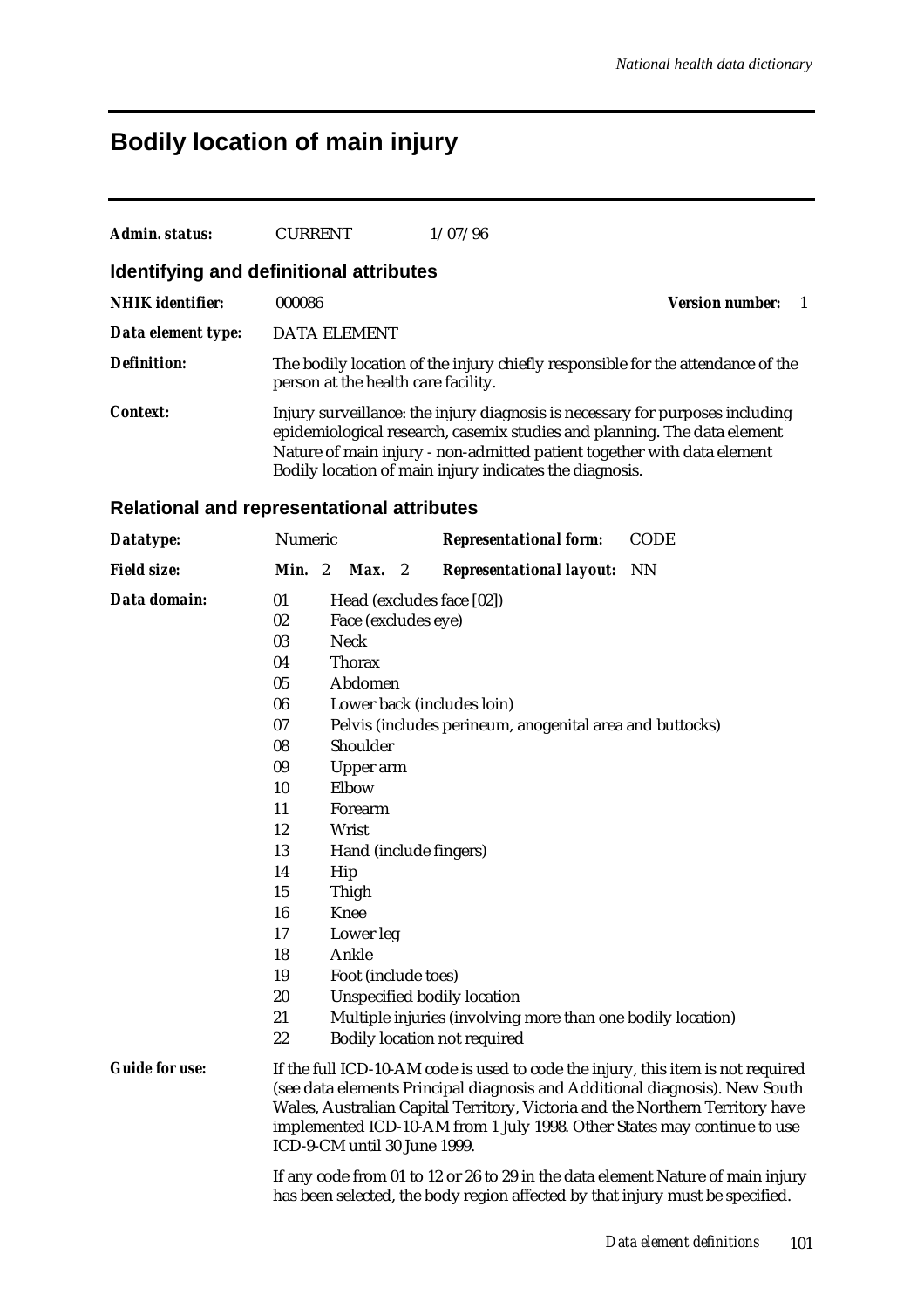# Bodily location of main injury

| | | |
|---|---|---|
| ***Admin. status:*** | CURRENT | 1/07/96 |

## Identifying and definitional attributes

***NHIK identifier:*** 000086 ***Version number:*** 1

***Data element type:*** DATA ELEMENT

***Definition:*** The bodily location of the injury chiefly responsible for the attendance of the person at the health care facility.

***Context:*** Injury surveillance: the injury diagnosis is necessary for purposes including epidemiological research, casemix studies and planning. The data element Nature of main injury - non-admitted patient together with data element Bodily location of main injury indicates the diagnosis.

## Relational and representational attributes

***Datatype:*** Numeric ***Representational form:*** CODE

***Field size:*** ***Min.*** 2 ***Max.*** 2 ***Representational layout:*** NN

***Data domain:***

| Code | Description |
|---|---|
| 01 | Head (excludes face [02]) |
| 02 | Face (excludes eye) |
| 03 | Neck |
| 04 | Thorax |
| 05 | Abdomen |
| 06 | Lower back (includes loin) |
| 07 | Pelvis (includes perineum, anogenital area and buttocks) |
| 08 | Shoulder |
| 09 | Upper arm |
| 10 | Elbow |
| 11 | Forearm |
| 12 | Wrist |
| 13 | Hand (include fingers) |
| 14 | Hip |
| 15 | Thigh |
| 16 | Knee |
| 17 | Lower leg |
| 18 | Ankle |
| 19 | Foot (include toes) |
| 20 | Unspecified bodily location |
| 21 | Multiple injuries (involving more than one bodily location) |
| 22 | Bodily location not required |

***Guide for use:*** If the full ICD-10-AM code is used to code the injury, this item is not required (see data elements Principal diagnosis and Additional diagnosis). New South Wales, Australian Capital Territory, Victoria and the Northern Territory have implemented ICD-10-AM from 1 July 1998. Other States may continue to use ICD-9-CM until 30 June 1999.

If any code from 01 to 12 or 26 to 29 in the data element Nature of main injury has been selected, the body region affected by that injury must be specified.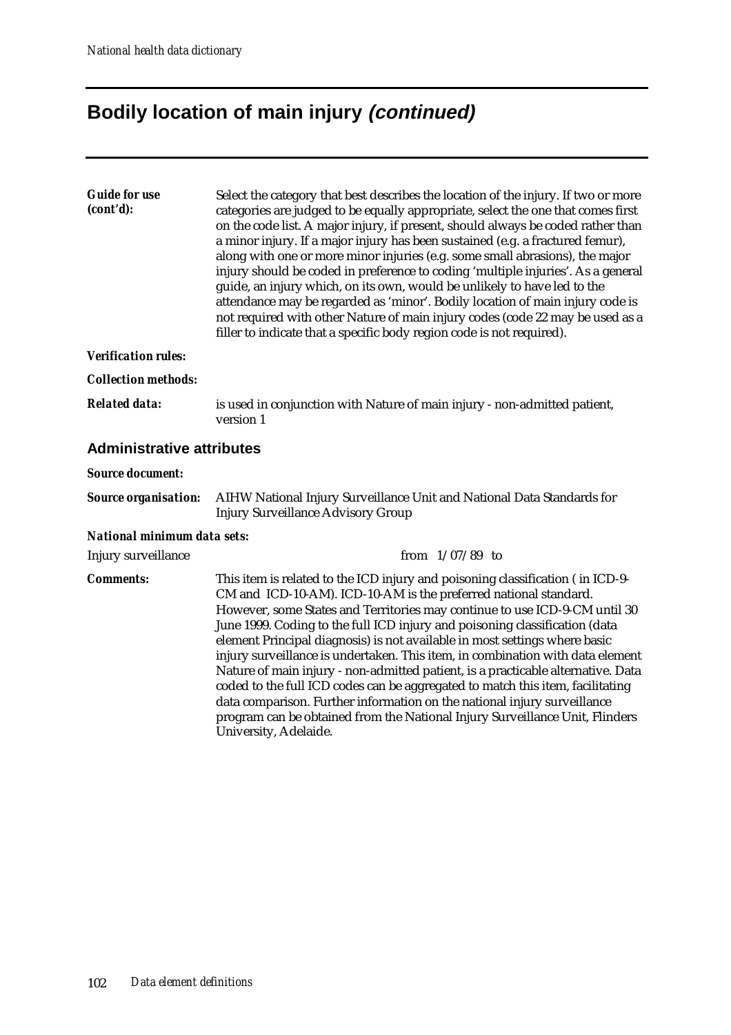# Bodily location of main injury *(continued)*

***Guide for use (cont'd):*** Select the category that best describes the location of the injury. If two or more categories are judged to be equally appropriate, select the one that comes first on the code list. A major injury, if present, should always be coded rather than a minor injury. If a major injury has been sustained (e.g. a fractured femur), along with one or more minor injuries (e.g. some small abrasions), the major injury should be coded in preference to coding 'multiple injuries'. As a general guide, an injury which, on its own, would be unlikely to have led to the attendance may be regarded as 'minor'. Bodily location of main injury code is not required with other Nature of main injury codes (code 22 may be used as a filler to indicate that a specific body region code is not required).

***Verification rules:***

***Collection methods:***

***Related data:*** is used in conjunction with Nature of main injury - non-admitted patient, version 1

## Administrative attributes

***Source document:***

***Source organisation:*** AIHW National Injury Surveillance Unit and National Data Standards for Injury Surveillance Advisory Group

***National minimum data sets:***

Injury surveillance from 1/07/89 to

***Comments:*** This item is related to the ICD injury and poisoning classification ( in ICD-9-CM and ICD-10-AM). ICD-10-AM is the preferred national standard. However, some States and Territories may continue to use ICD-9-CM until 30 June 1999. Coding to the full ICD injury and poisoning classification (data element Principal diagnosis) is not available in most settings where basic injury surveillance is undertaken. This item, in combination with data element Nature of main injury - non-admitted patient, is a practicable alternative. Data coded to the full ICD codes can be aggregated to match this item, facilitating data comparison. Further information on the national injury surveillance program can be obtained from the National Injury Surveillance Unit, Flinders University, Adelaide.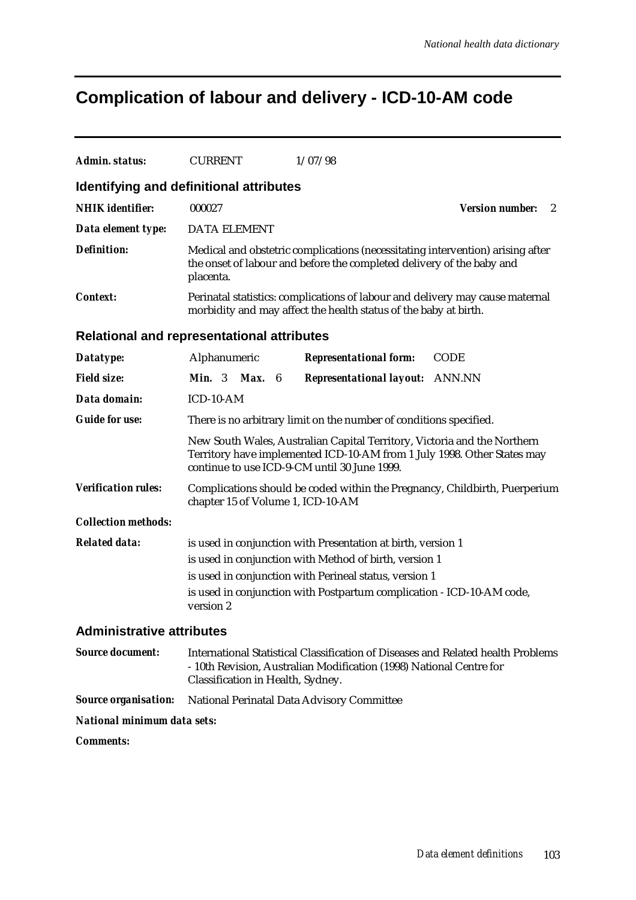# Complication of labour and delivery - ICD-10-AM code

***Admin. status:*** CURRENT 1/07/98

## Identifying and definitional attributes

***NHIK identifier:*** 000027 ***Version number:*** 2

***Data element type:*** DATA ELEMENT

***Definition:*** Medical and obstetric complications (necessitating intervention) arising after the onset of labour and before the completed delivery of the baby and placenta.

***Context:*** Perinatal statistics: complications of labour and delivery may cause maternal morbidity and may affect the health status of the baby at birth.

## Relational and representational attributes

***Datatype:*** Alphanumeric ***Representational form:*** CODE

***Field size:*** ***Min.*** 3 ***Max.*** 6 ***Representational layout:*** ANN.NN

***Data domain:*** ICD-10-AM

***Guide for use:*** There is no arbitrary limit on the number of conditions specified.

New South Wales, Australian Capital Territory, Victoria and the Northern Territory have implemented ICD-10-AM from 1 July 1998. Other States may continue to use ICD-9-CM until 30 June 1999.

***Verification rules:*** Complications should be coded within the Pregnancy, Childbirth, Puerperium chapter 15 of Volume 1, ICD-10-AM

***Collection methods:***

***Related data:*** is used in conjunction with Presentation at birth, version 1

is used in conjunction with Method of birth, version 1

is used in conjunction with Perineal status, version 1

is used in conjunction with Postpartum complication - ICD-10-AM code, version 2

## Administrative attributes

***Source document:*** International Statistical Classification of Diseases and Related health Problems - 10th Revision, Australian Modification (1998) National Centre for Classification in Health, Sydney.

***Source organisation:*** National Perinatal Data Advisory Committee

***National minimum data sets:***

***Comments:***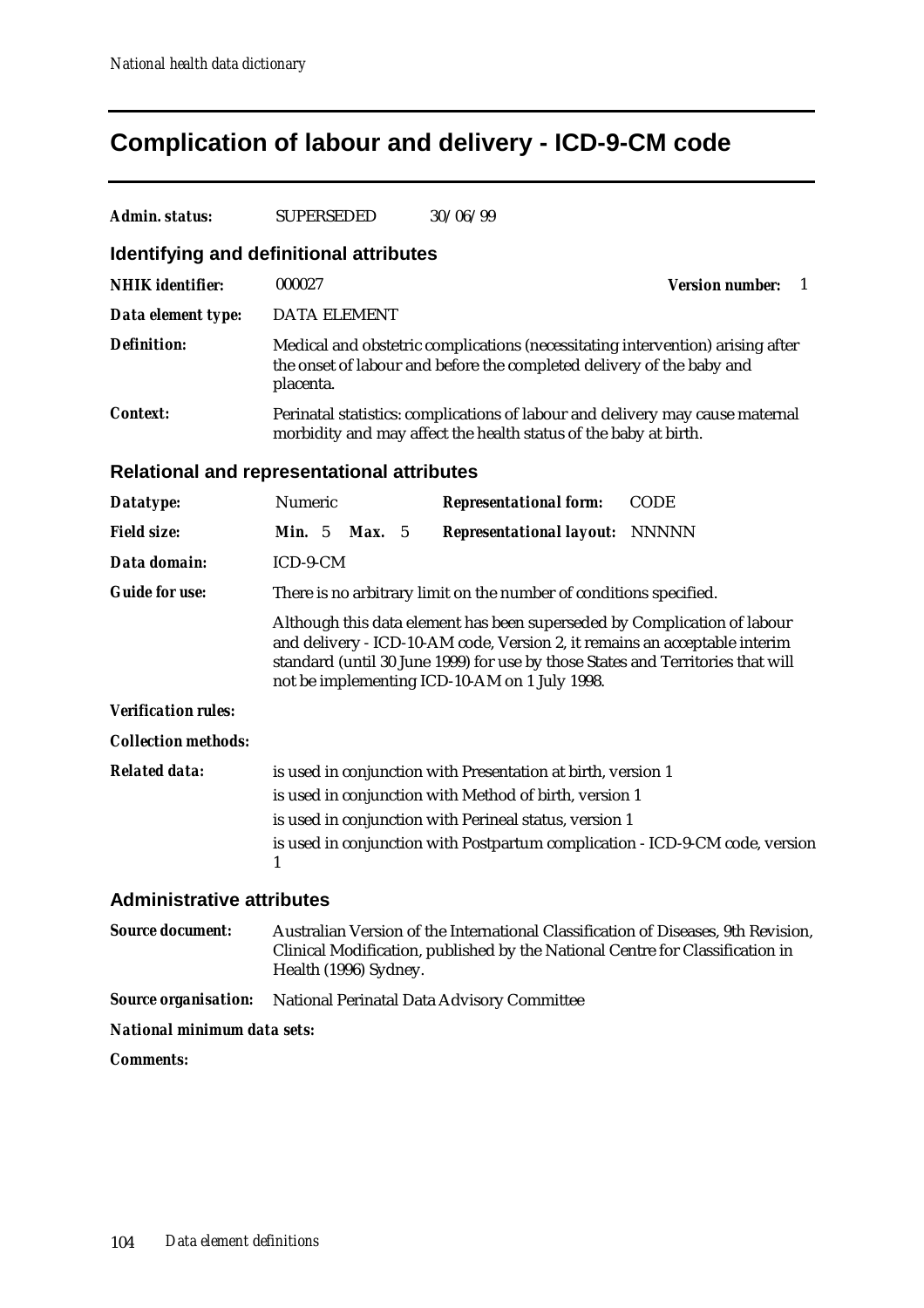# Complication of labour and delivery - ICD-9-CM code

***Admin. status:*** SUPERSEDED 30/06/99

## Identifying and definitional attributes

***NHIK identifier:*** 000027 ***Version number:*** 1

***Data element type:*** DATA ELEMENT

***Definition:*** Medical and obstetric complications (necessitating intervention) arising after the onset of labour and before the completed delivery of the baby and placenta.

***Context:*** Perinatal statistics: complications of labour and delivery may cause maternal morbidity and may affect the health status of the baby at birth.

## Relational and representational attributes

***Datatype:*** Numeric ***Representational form:*** CODE

***Field size:*** ***Min.*** 5 ***Max.*** 5 ***Representational layout:*** NNNNN

***Data domain:*** ICD-9-CM

***Guide for use:*** There is no arbitrary limit on the number of conditions specified.

Although this data element has been superseded by Complication of labour and delivery - ICD-10-AM code, Version 2, it remains an acceptable interim standard (until 30 June 1999) for use by those States and Territories that will not be implementing ICD-10-AM on 1 July 1998.

***Verification rules:***

***Collection methods:***

***Related data:*** is used in conjunction with Presentation at birth, version 1

is used in conjunction with Method of birth, version 1

is used in conjunction with Perineal status, version 1

is used in conjunction with Postpartum complication - ICD-9-CM code, version 1

## Administrative attributes

***Source document:*** Australian Version of the International Classification of Diseases, 9th Revision, Clinical Modification, published by the National Centre for Classification in Health (1996) Sydney.

***Source organisation:*** National Perinatal Data Advisory Committee

***National minimum data sets:***

***Comments:***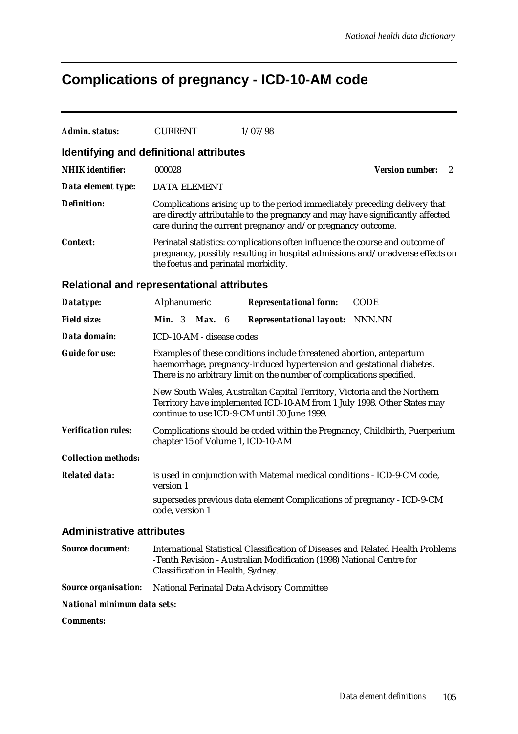# Complications of pregnancy - ICD-10-AM code

***Admin. status:*** CURRENT 1/07/98

## Identifying and definitional attributes

***NHIK identifier:*** 000028 ***Version number:*** 2

***Data element type:*** DATA ELEMENT

***Definition:*** Complications arising up to the period immediately preceding delivery that are directly attributable to the pregnancy and may have significantly affected care during the current pregnancy and/or pregnancy outcome.

***Context:*** Perinatal statistics: complications often influence the course and outcome of pregnancy, possibly resulting in hospital admissions and/or adverse effects on the foetus and perinatal morbidity.

## Relational and representational attributes

***Datatype:*** Alphanumeric ***Representational form:*** CODE

***Field size:*** ***Min.*** 3 ***Max.*** 6 ***Representational layout:*** NNN.NN

***Data domain:*** ICD-10-AM - disease codes

***Guide for use:*** Examples of these conditions include threatened abortion, antepartum haemorrhage, pregnancy-induced hypertension and gestational diabetes. There is no arbitrary limit on the number of complications specified.

New South Wales, Australian Capital Territory, Victoria and the Northern Territory have implemented ICD-10-AM from 1 July 1998. Other States may continue to use ICD-9-CM until 30 June 1999.

***Verification rules:*** Complications should be coded within the Pregnancy, Childbirth, Puerperium chapter 15 of Volume 1, ICD-10-AM

***Collection methods:***

***Related data:*** is used in conjunction with Maternal medical conditions - ICD-9-CM code, version 1

supersedes previous data element Complications of pregnancy - ICD-9-CM code, version 1

## Administrative attributes

***Source document:*** International Statistical Classification of Diseases and Related Health Problems -Tenth Revision - Australian Modification (1998) National Centre for Classification in Health, Sydney.

***Source organisation:*** National Perinatal Data Advisory Committee

***National minimum data sets:***

***Comments:***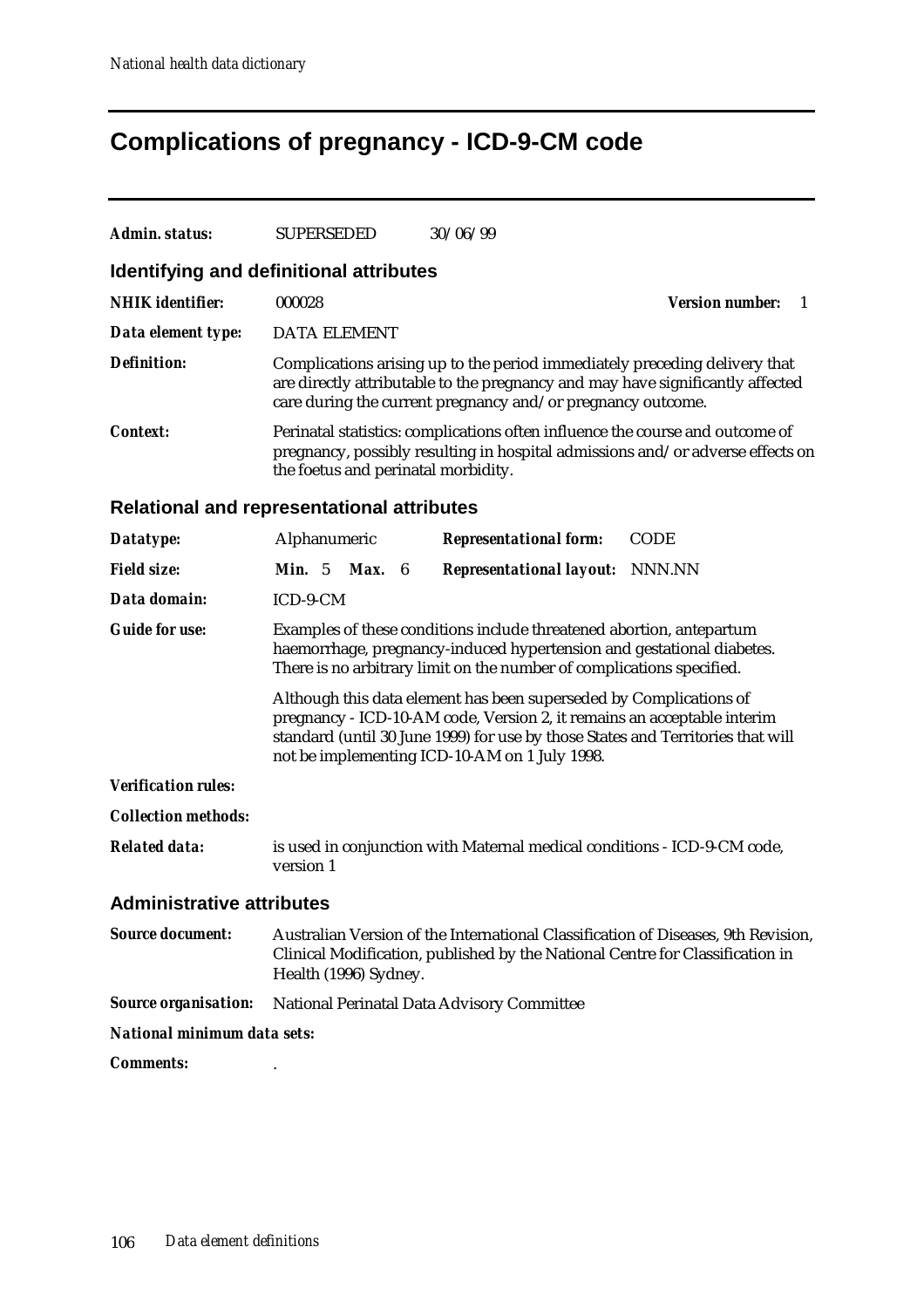# Complications of pregnancy - ICD-9-CM code

***Admin. status:*** SUPERSEDED 30/06/99

## Identifying and definitional attributes

***NHIK identifier:*** 000028 ***Version number:*** 1

***Data element type:*** DATA ELEMENT

***Definition:*** Complications arising up to the period immediately preceding delivery that are directly attributable to the pregnancy and may have significantly affected care during the current pregnancy and/or pregnancy outcome.

***Context:*** Perinatal statistics: complications often influence the course and outcome of pregnancy, possibly resulting in hospital admissions and/or adverse effects on the foetus and perinatal morbidity.

## Relational and representational attributes

***Datatype:*** Alphanumeric ***Representational form:*** CODE

***Field size:*** ***Min.*** 5 ***Max.*** 6 ***Representational layout:*** NNN.NN

***Data domain:*** ICD-9-CM

***Guide for use:*** Examples of these conditions include threatened abortion, antepartum haemorrhage, pregnancy-induced hypertension and gestational diabetes. There is no arbitrary limit on the number of complications specified.

Although this data element has been superseded by Complications of pregnancy - ICD-10-AM code, Version 2, it remains an acceptable interim standard (until 30 June 1999) for use by those States and Territories that will not be implementing ICD-10-AM on 1 July 1998.

***Verification rules:***

***Collection methods:***

***Related data:*** is used in conjunction with Maternal medical conditions - ICD-9-CM code, version 1

## Administrative attributes

***Source document:*** Australian Version of the International Classification of Diseases, 9th Revision, Clinical Modification, published by the National Centre for Classification in Health (1996) Sydney.

***Source organisation:*** National Perinatal Data Advisory Committee

***National minimum data sets:***

***Comments:*** .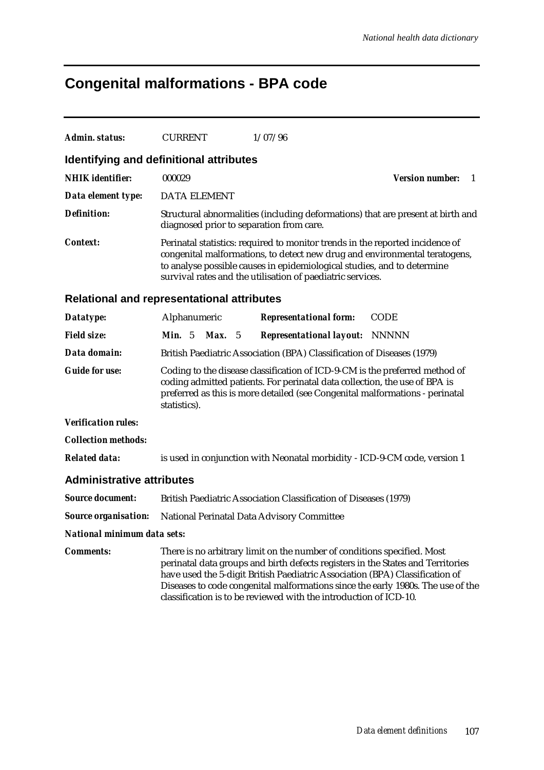# Congenital malformations - BPA code

**Admin. status:** CURRENT 1/07/96

## Identifying and definitional attributes

**NHIK identifier:** 000029 **Version number:** 1

**Data element type:** DATA ELEMENT

**Definition:** Structural abnormalities (including deformations) that are present at birth and diagnosed prior to separation from care.

**Context:** Perinatal statistics: required to monitor trends in the reported incidence of congenital malformations, to detect new drug and environmental teratogens, to analyse possible causes in epidemiological studies, and to determine survival rates and the utilisation of paediatric services.

## Relational and representational attributes

**Datatype:** Alphanumeric **Representational form:** CODE

**Field size:** **Min.** 5 **Max.** 5 **Representational layout:** NNNNN

**Data domain:** British Paediatric Association (BPA) Classification of Diseases (1979)

**Guide for use:** Coding to the disease classification of ICD-9-CM is the preferred method of coding admitted patients. For perinatal data collection, the use of BPA is preferred as this is more detailed (see Congenital malformations - perinatal statistics).

**Verification rules:**

**Collection methods:**

**Related data:** is used in conjunction with Neonatal morbidity - ICD-9-CM code, version 1

## Administrative attributes

**Source document:** British Paediatric Association Classification of Diseases (1979)

**Source organisation:** National Perinatal Data Advisory Committee

**National minimum data sets:**

**Comments:** There is no arbitrary limit on the number of conditions specified. Most perinatal data groups and birth defects registers in the States and Territories have used the 5-digit British Paediatric Association (BPA) Classification of Diseases to code congenital malformations since the early 1980s. The use of the classification is to be reviewed with the introduction of ICD-10.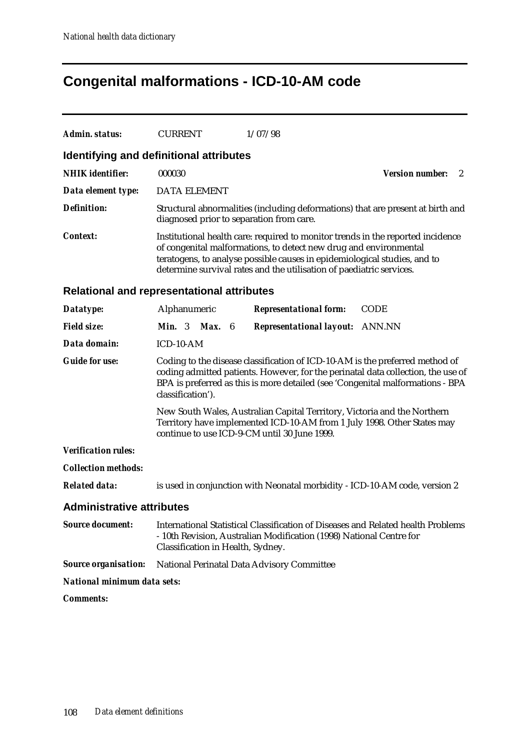# Congenital malformations - ICD-10-AM code

**Admin. status:** CURRENT 1/07/98

## Identifying and definitional attributes

**NHIK identifier:** 000030 **Version number:** 2

**Data element type:** DATA ELEMENT

**Definition:** Structural abnormalities (including deformations) that are present at birth and diagnosed prior to separation from care.

**Context:** Institutional health care: required to monitor trends in the reported incidence of congenital malformations, to detect new drug and environmental teratogens, to analyse possible causes in epidemiological studies, and to determine survival rates and the utilisation of paediatric services.

## Relational and representational attributes

**Datatype:** Alphanumeric **Representational form:** CODE

**Field size:** **Min.** 3 **Max.** 6 **Representational layout:** ANN.NN

**Data domain:** ICD-10-AM

**Guide for use:** Coding to the disease classification of ICD-10-AM is the preferred method of coding admitted patients. However, for the perinatal data collection, the use of BPA is preferred as this is more detailed (see 'Congenital malformations - BPA classification').

New South Wales, Australian Capital Territory, Victoria and the Northern Territory have implemented ICD-10-AM from 1 July 1998. Other States may continue to use ICD-9-CM until 30 June 1999.

**Verification rules:**

**Collection methods:**

**Related data:** is used in conjunction with Neonatal morbidity - ICD-10-AM code, version 2

## Administrative attributes

**Source document:** International Statistical Classification of Diseases and Related health Problems - 10th Revision, Australian Modification (1998) National Centre for Classification in Health, Sydney.

**Source organisation:** National Perinatal Data Advisory Committee

**National minimum data sets:**

**Comments:**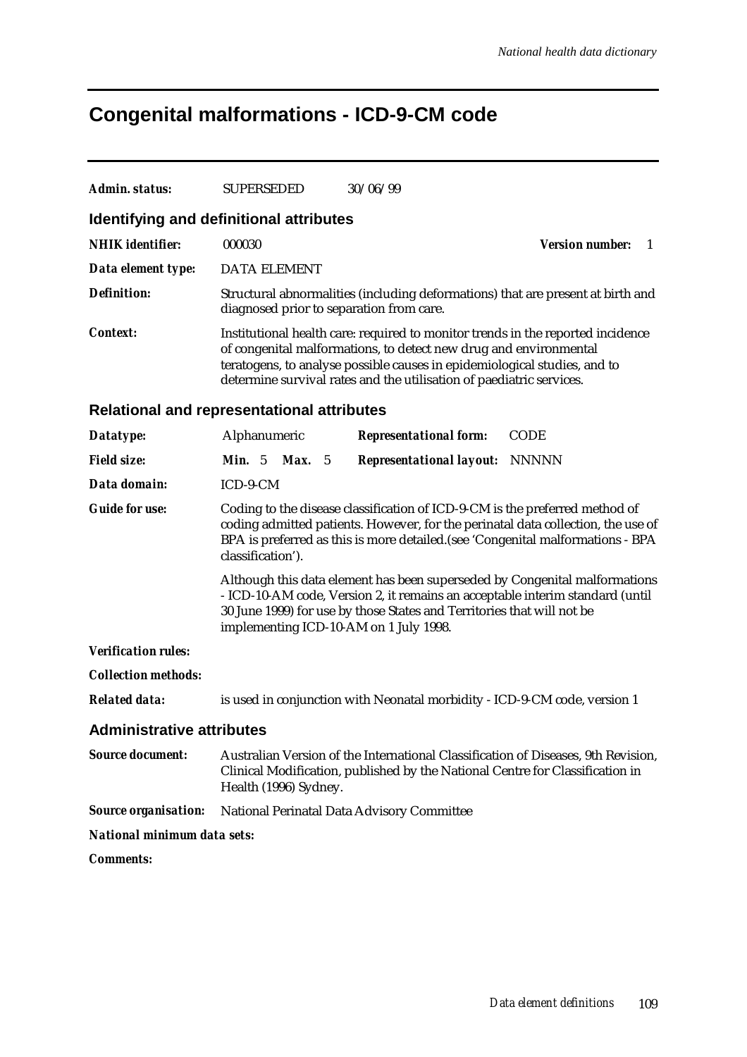# Congenital malformations - ICD-9-CM code

***Admin. status:*** SUPERSEDED 30/06/99

## Identifying and definitional attributes

***NHIK identifier:*** 000030 ***Version number:*** 1

***Data element type:*** DATA ELEMENT

***Definition:*** Structural abnormalities (including deformations) that are present at birth and diagnosed prior to separation from care.

***Context:*** Institutional health care: required to monitor trends in the reported incidence of congenital malformations, to detect new drug and environmental teratogens, to analyse possible causes in epidemiological studies, and to determine survival rates and the utilisation of paediatric services.

## Relational and representational attributes

***Datatype:*** Alphanumeric ***Representational form:*** CODE

***Field size:*** ***Min.*** 5 ***Max.*** 5 ***Representational layout:*** NNNNN

***Data domain:*** ICD-9-CM

***Guide for use:*** Coding to the disease classification of ICD-9-CM is the preferred method of coding admitted patients. However, for the perinatal data collection, the use of BPA is preferred as this is more detailed.(see 'Congenital malformations - BPA classification').

Although this data element has been superseded by Congenital malformations - ICD-10-AM code, Version 2, it remains an acceptable interim standard (until 30 June 1999) for use by those States and Territories that will not be implementing ICD-10-AM on 1 July 1998.

***Verification rules:***

***Collection methods:***

***Related data:*** is used in conjunction with Neonatal morbidity - ICD-9-CM code, version 1

## Administrative attributes

***Source document:*** Australian Version of the International Classification of Diseases, 9th Revision, Clinical Modification, published by the National Centre for Classification in Health (1996) Sydney.

***Source organisation:*** National Perinatal Data Advisory Committee

***National minimum data sets:***

***Comments:***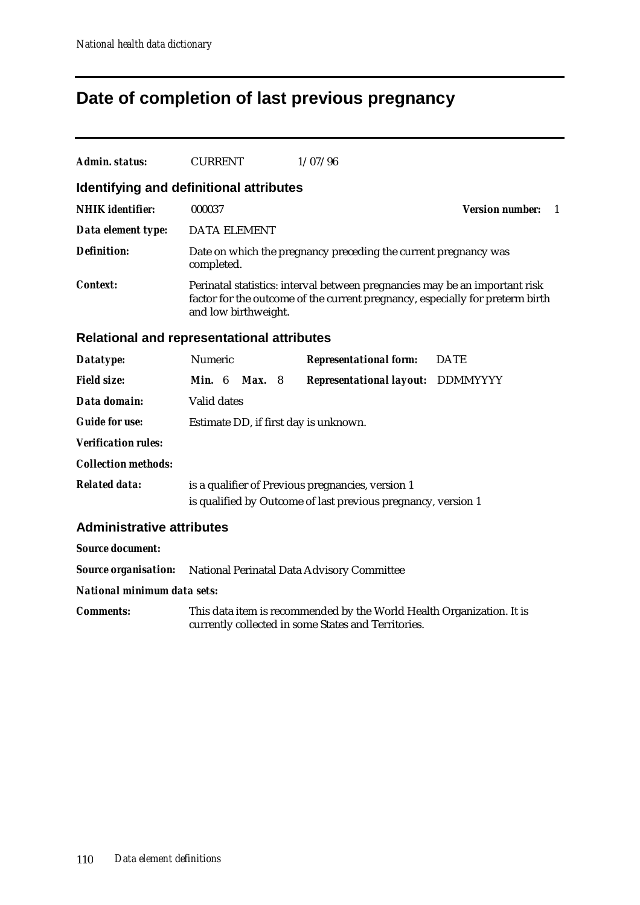# Date of completion of last previous pregnancy

**Admin. status:** CURRENT 1/07/96

## Identifying and definitional attributes

**NHIK identifier:** 000037 **Version number:** 1

**Data element type:** DATA ELEMENT

**Definition:** Date on which the pregnancy preceding the current pregnancy was completed.

**Context:** Perinatal statistics: interval between pregnancies may be an important risk factor for the outcome of the current pregnancy, especially for preterm birth and low birthweight.

## Relational and representational attributes

**Datatype:** Numeric **Representational form:** DATE

**Field size:** **Min.** 6 **Max.** 8 **Representational layout:** DDMMYYYY

**Data domain:** Valid dates

**Guide for use:** Estimate DD, if first day is unknown.

**Verification rules:**

**Collection methods:**

**Related data:** is a qualifier of Previous pregnancies, version 1
is qualified by Outcome of last previous pregnancy, version 1

## Administrative attributes

**Source document:**

**Source organisation:** National Perinatal Data Advisory Committee

**National minimum data sets:**

**Comments:** This data item is recommended by the World Health Organization. It is currently collected in some States and Territories.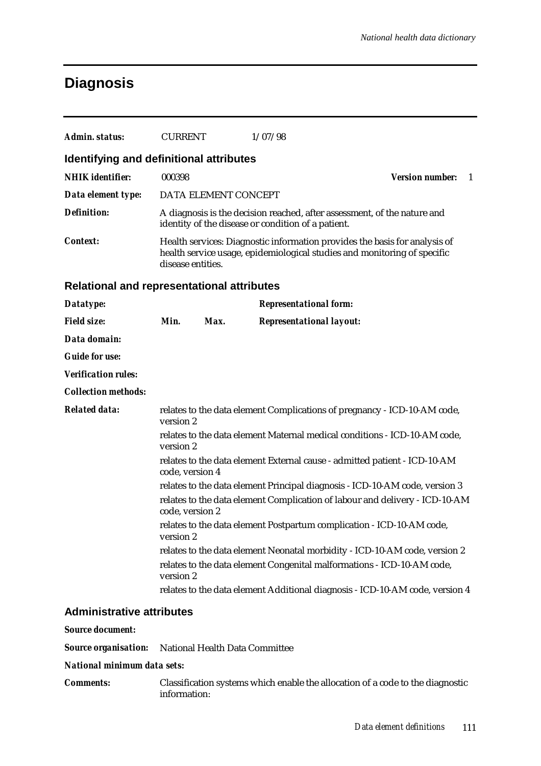# Diagnosis

**Admin. status:** CURRENT 1/07/98

## Identifying and definitional attributes

**NHIK identifier:** 000398 **Version number:** 1

**Data element type:** DATA ELEMENT CONCEPT

**Definition:** A diagnosis is the decision reached, after assessment, of the nature and identity of the disease or condition of a patient.

**Context:** Health services: Diagnostic information provides the basis for analysis of health service usage, epidemiological studies and monitoring of specific disease entities.

## Relational and representational attributes

**Datatype:** **Representational form:**

**Field size:** **Min.** **Max.** **Representational layout:**

**Data domain:**

**Guide for use:**

**Verification rules:**

**Collection methods:**

**Related data:**

relates to the data element Complications of pregnancy - ICD-10-AM code, version 2

relates to the data element Maternal medical conditions - ICD-10-AM code, version 2

relates to the data element External cause - admitted patient - ICD-10-AM code, version 4

relates to the data element Principal diagnosis - ICD-10-AM code, version 3

relates to the data element Complication of labour and delivery - ICD-10-AM code, version 2

relates to the data element Postpartum complication - ICD-10-AM code, version 2

relates to the data element Neonatal morbidity - ICD-10-AM code, version 2

relates to the data element Congenital malformations - ICD-10-AM code, version 2

relates to the data element Additional diagnosis - ICD-10-AM code, version 4

## Administrative attributes

**Source document:**

**Source organisation:** National Health Data Committee

**National minimum data sets:**

**Comments:** Classification systems which enable the allocation of a code to the diagnostic information: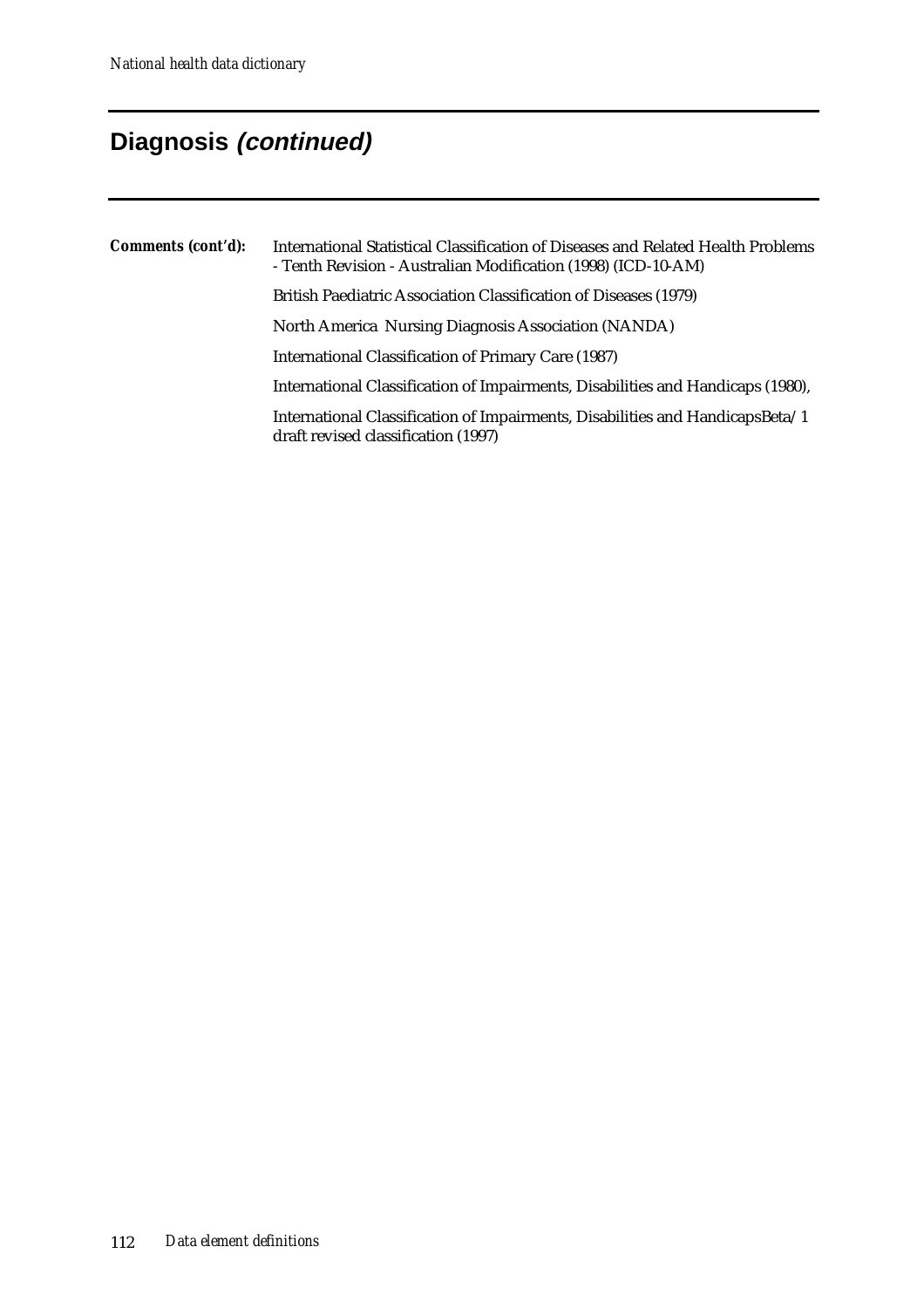## Diagnosis *(continued)*

**Comments (cont'd):**

International Statistical Classification of Diseases and Related Health Problems - Tenth Revision - Australian Modification (1998) (ICD-10-AM)

British Paediatric Association Classification of Diseases (1979)

North America  Nursing Diagnosis Association (NANDA)

International Classification of Primary Care (1987)

International Classification of Impairments, Disabilities and Handicaps (1980),

International Classification of Impairments, Disabilities and HandicapsBeta/1 draft revised classification (1997)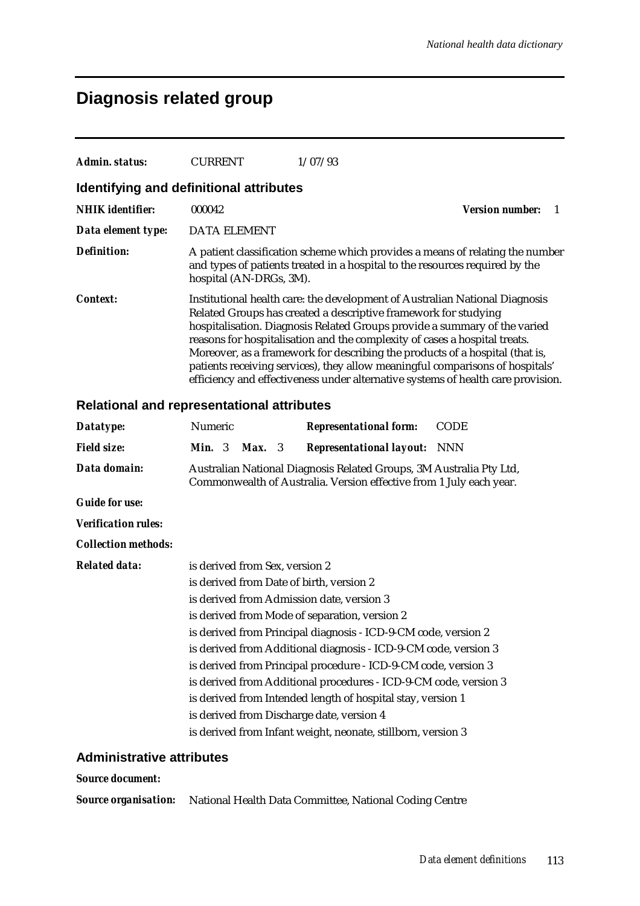# Diagnosis related group

**Admin. status:** CURRENT 1/07/93

## Identifying and definitional attributes

**NHIK identifier:** 000042 **Version number:** 1

**Data element type:** DATA ELEMENT

**Definition:** A patient classification scheme which provides a means of relating the number and types of patients treated in a hospital to the resources required by the hospital (AN-DRGs, 3M).

**Context:** Institutional health care: the development of Australian National Diagnosis Related Groups has created a descriptive framework for studying hospitalisation. Diagnosis Related Groups provide a summary of the varied reasons for hospitalisation and the complexity of cases a hospital treats. Moreover, as a framework for describing the products of a hospital (that is, patients receiving services), they allow meaningful comparisons of hospitals' efficiency and effectiveness under alternative systems of health care provision.

## Relational and representational attributes

**Datatype:** Numeric **Representational form:** CODE

**Field size:** **Min.** 3 **Max.** 3 **Representational layout:** NNN

**Data domain:** Australian National Diagnosis Related Groups, 3M Australia Pty Ltd, Commonwealth of Australia. Version effective from 1 July each year.

**Guide for use:**

**Verification rules:**

**Collection methods:**

**Related data:**
is derived from Sex, version 2
is derived from Date of birth, version 2
is derived from Admission date, version 3
is derived from Mode of separation, version 2
is derived from Principal diagnosis - ICD-9-CM code, version 2
is derived from Additional diagnosis - ICD-9-CM code, version 3
is derived from Principal procedure - ICD-9-CM code, version 3
is derived from Additional procedures - ICD-9-CM code, version 3
is derived from Intended length of hospital stay, version 1
is derived from Discharge date, version 4
is derived from Infant weight, neonate, stillborn, version 3

## Administrative attributes

**Source document:**

**Source organisation:** National Health Data Committee, National Coding Centre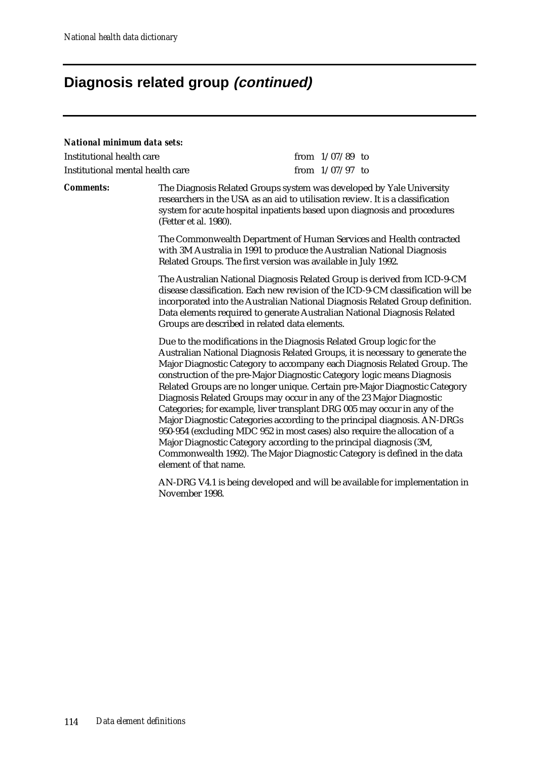## Diagnosis related group *(continued)*

***National minimum data sets:***

| | |
|---|---|
| Institutional health care | from 1/07/89 to |
| Institutional mental health care | from 1/07/97 to |

***Comments:*** The Diagnosis Related Groups system was developed by Yale University researchers in the USA as an aid to utilisation review. It is a classification system for acute hospital inpatients based upon diagnosis and procedures (Fetter et al. 1980).

The Commonwealth Department of Human Services and Health contracted with 3M Australia in 1991 to produce the Australian National Diagnosis Related Groups. The first version was available in July 1992.

The Australian National Diagnosis Related Group is derived from ICD-9-CM disease classification. Each new revision of the ICD-9-CM classification will be incorporated into the Australian National Diagnosis Related Group definition. Data elements required to generate Australian National Diagnosis Related Groups are described in related data elements.

Due to the modifications in the Diagnosis Related Group logic for the Australian National Diagnosis Related Groups, it is necessary to generate the Major Diagnostic Category to accompany each Diagnosis Related Group. The construction of the pre-Major Diagnostic Category logic means Diagnosis Related Groups are no longer unique. Certain pre-Major Diagnostic Category Diagnosis Related Groups may occur in any of the 23 Major Diagnostic Categories; for example, liver transplant DRG 005 may occur in any of the Major Diagnostic Categories according to the principal diagnosis. AN-DRGs 950-954 (excluding MDC 952 in most cases) also require the allocation of a Major Diagnostic Category according to the principal diagnosis (3M, Commonwealth 1992). The Major Diagnostic Category is defined in the data element of that name.

AN-DRG V4.1 is being developed and will be available for implementation in November 1998.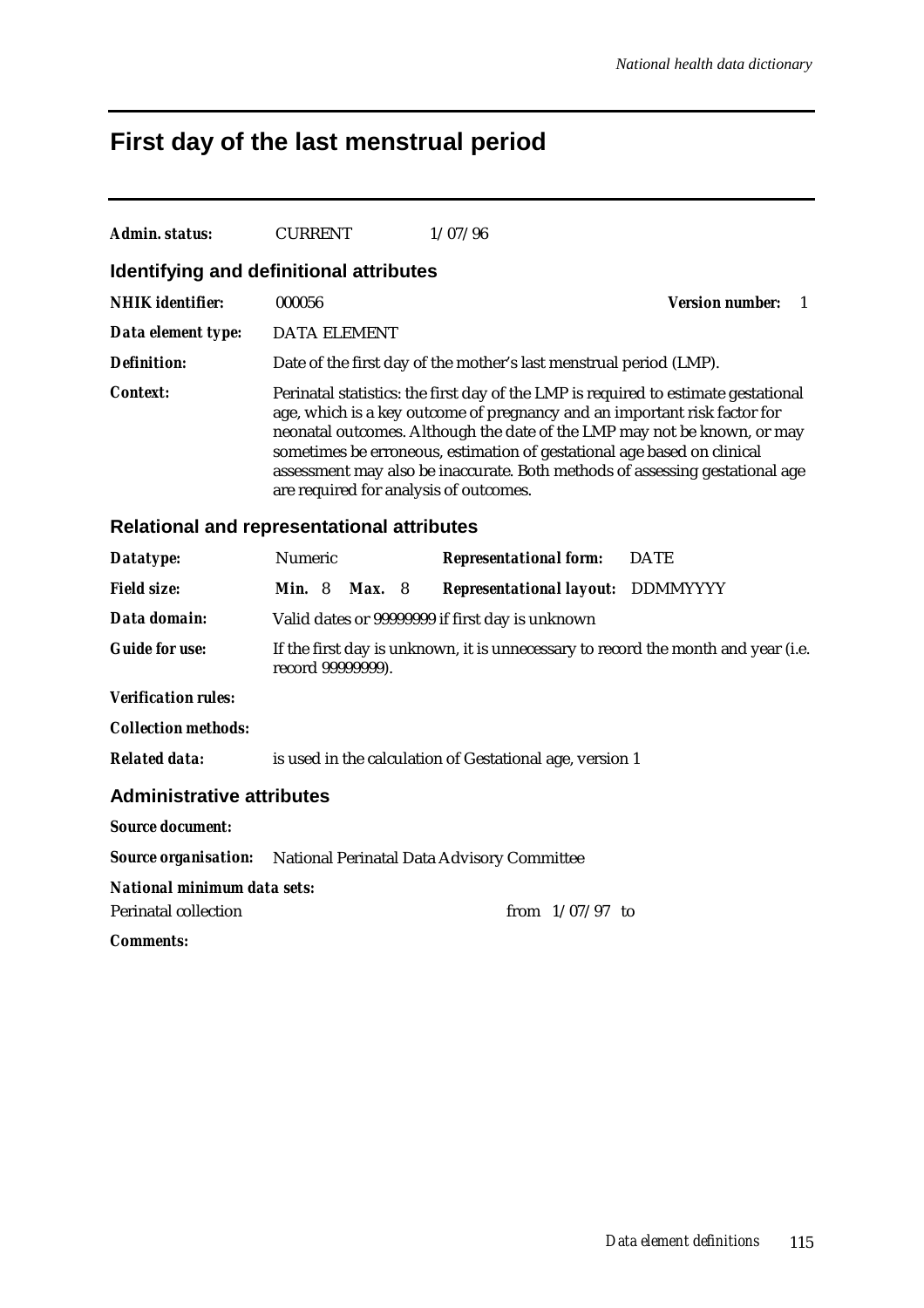# First day of the last menstrual period

***Admin. status:*** CURRENT 1/07/96

## Identifying and definitional attributes

***NHIK identifier:*** 000056 ***Version number:*** 1

***Data element type:*** DATA ELEMENT

***Definition:*** Date of the first day of the mother's last menstrual period (LMP).

***Context:*** Perinatal statistics: the first day of the LMP is required to estimate gestational age, which is a key outcome of pregnancy and an important risk factor for neonatal outcomes. Although the date of the LMP may not be known, or may sometimes be erroneous, estimation of gestational age based on clinical assessment may also be inaccurate. Both methods of assessing gestational age are required for analysis of outcomes.

## Relational and representational attributes

***Datatype:*** Numeric ***Representational form:*** DATE

***Field size:*** ***Min.*** 8 ***Max.*** 8 ***Representational layout:*** DDMMYYYY

***Data domain:*** Valid dates or 99999999 if first day is unknown

***Guide for use:*** If the first day is unknown, it is unnecessary to record the month and year (i.e. record 99999999).

***Verification rules:***

***Collection methods:***

***Related data:*** is used in the calculation of Gestational age, version 1

## Administrative attributes

***Source document:***

***Source organisation:*** National Perinatal Data Advisory Committee

***National minimum data sets:***

Perinatal collection from 1/07/97 to

***Comments:***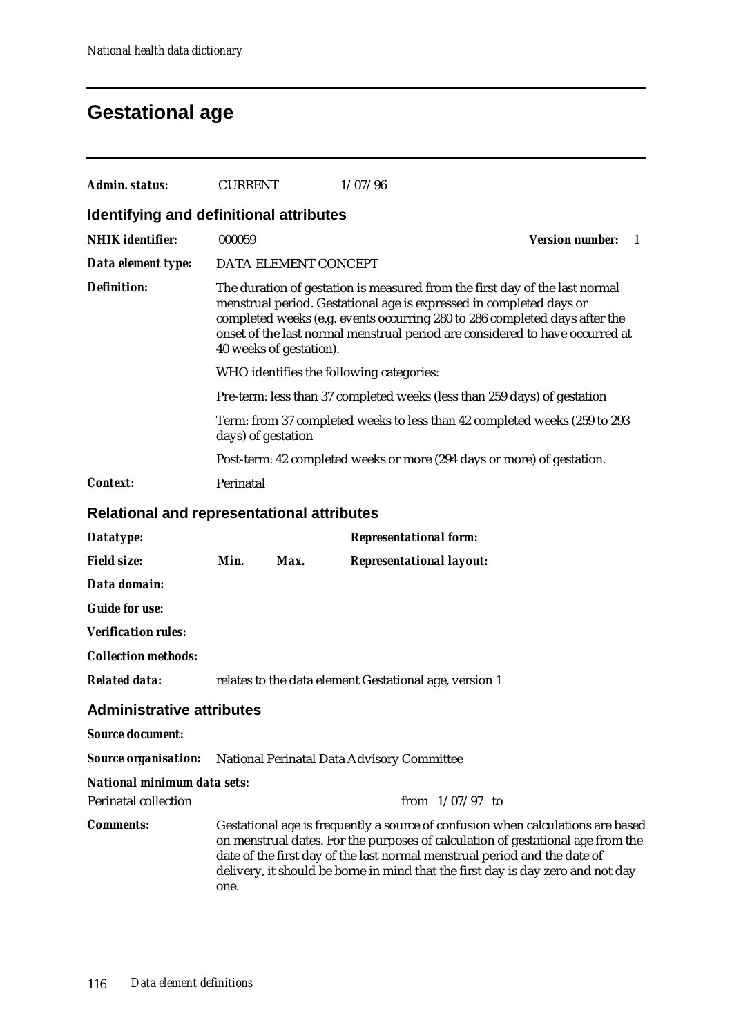# Gestational age

**Admin. status:** CURRENT 1/07/96

## Identifying and definitional attributes

**NHIK identifier:** 000059 **Version number:** 1

**Data element type:** DATA ELEMENT CONCEPT

**Definition:** The duration of gestation is measured from the first day of the last normal menstrual period. Gestational age is expressed in completed days or completed weeks (e.g. events occurring 280 to 286 completed days after the onset of the last normal menstrual period are considered to have occurred at 40 weeks of gestation).

WHO identifies the following categories:

Pre-term: less than 37 completed weeks (less than 259 days) of gestation

Term: from 37 completed weeks to less than 42 completed weeks (259 to 293 days) of gestation

Post-term: 42 completed weeks or more (294 days or more) of gestation.

**Context:** Perinatal

## Relational and representational attributes

**Datatype:**

**Representational form:**

**Field size:** **Min.** **Max.**

**Representational layout:**

**Data domain:**

**Guide for use:**

**Verification rules:**

**Collection methods:**

**Related data:** relates to the data element Gestational age, version 1

## Administrative attributes

**Source document:**

**Source organisation:** National Perinatal Data Advisory Committee

**National minimum data sets:**

Perinatal collection from 1/07/97 to

**Comments:** Gestational age is frequently a source of confusion when calculations are based on menstrual dates. For the purposes of calculation of gestational age from the date of the first day of the last normal menstrual period and the date of delivery, it should be borne in mind that the first day is day zero and not day one.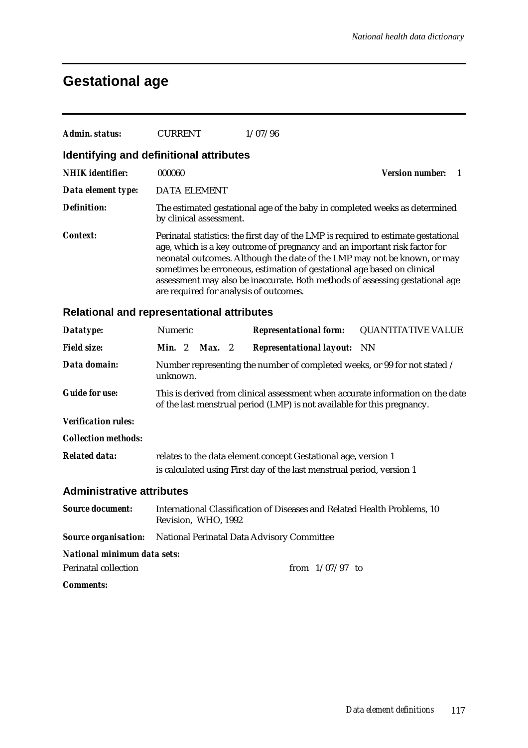# Gestational age

***Admin. status:*** CURRENT 1/07/96

## Identifying and definitional attributes

***NHIK identifier:*** 000060 ***Version number:*** 1

***Data element type:*** DATA ELEMENT

***Definition:*** The estimated gestational age of the baby in completed weeks as determined by clinical assessment.

***Context:*** Perinatal statistics: the first day of the LMP is required to estimate gestational age, which is a key outcome of pregnancy and an important risk factor for neonatal outcomes. Although the date of the LMP may not be known, or may sometimes be erroneous, estimation of gestational age based on clinical assessment may also be inaccurate. Both methods of assessing gestational age are required for analysis of outcomes.

## Relational and representational attributes

***Datatype:*** Numeric ***Representational form:*** QUANTITATIVE VALUE

***Field size:*** ***Min.*** 2 ***Max.*** 2 ***Representational layout:*** NN

***Data domain:*** Number representing the number of completed weeks, or 99 for not stated / unknown.

***Guide for use:*** This is derived from clinical assessment when accurate information on the date of the last menstrual period (LMP) is not available for this pregnancy.

***Verification rules:***

***Collection methods:***

***Related data:*** relates to the data element concept Gestational age, version 1

is calculated using First day of the last menstrual period, version 1

## Administrative attributes

***Source document:*** International Classification of Diseases and Related Health Problems, 10 Revision, WHO, 1992

***Source organisation:*** National Perinatal Data Advisory Committee

***National minimum data sets:***

Perinatal collection from 1/07/97 to

***Comments:***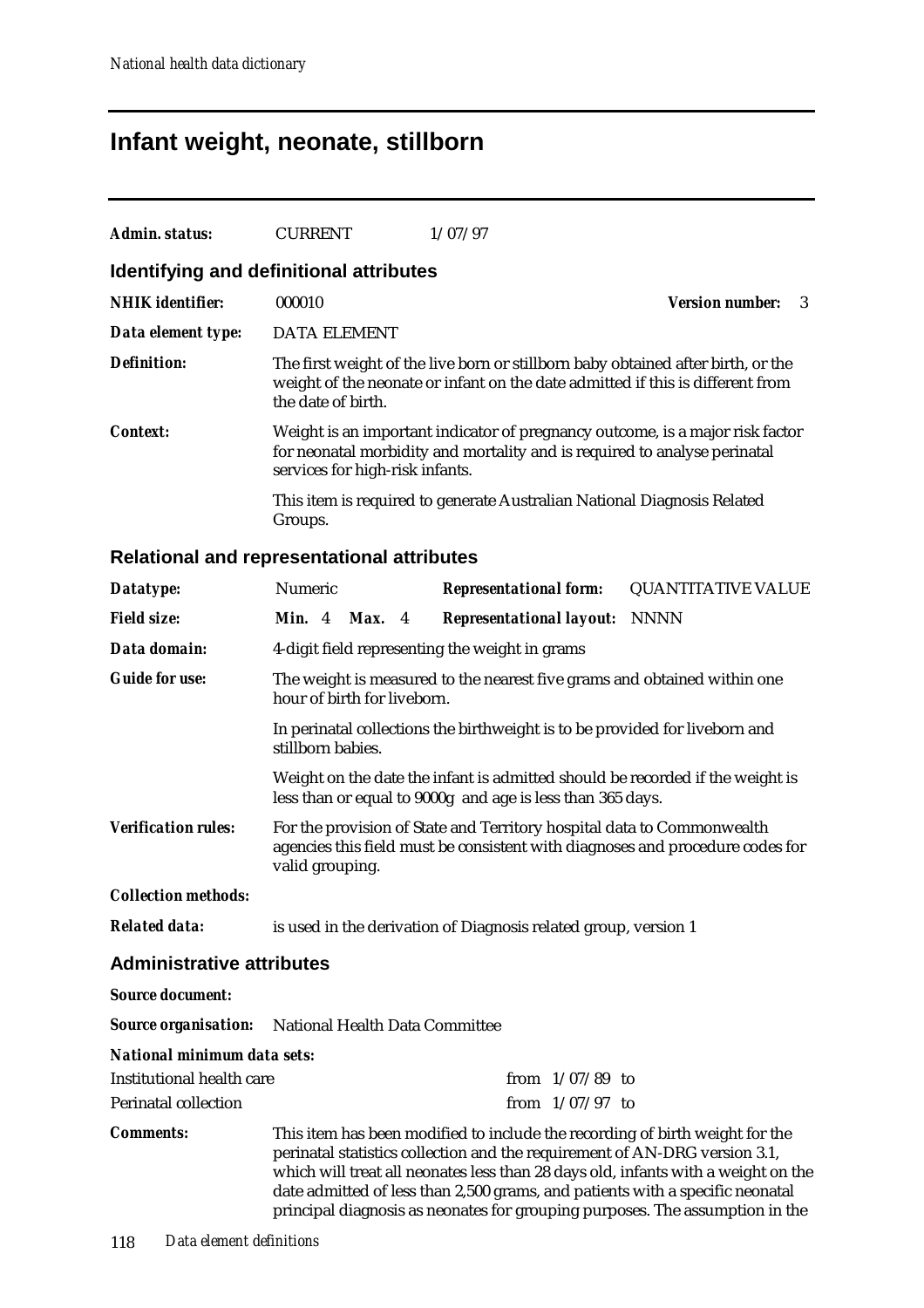# Infant weight, neonate, stillborn

***Admin. status:*** CURRENT 1/07/97

## Identifying and definitional attributes

***NHIK identifier:*** 000010 ***Version number:*** 3

***Data element type:*** DATA ELEMENT

***Definition:*** The first weight of the live born or stillborn baby obtained after birth, or the weight of the neonate or infant on the date admitted if this is different from the date of birth.

***Context:*** Weight is an important indicator of pregnancy outcome, is a major risk factor for neonatal morbidity and mortality and is required to analyse perinatal services for high-risk infants.

This item is required to generate Australian National Diagnosis Related Groups.

## Relational and representational attributes

***Datatype:*** Numeric ***Representational form:*** QUANTITATIVE VALUE

***Field size:*** ***Min.*** 4 ***Max.*** 4 ***Representational layout:*** NNNN

***Data domain:*** 4-digit field representing the weight in grams

***Guide for use:*** The weight is measured to the nearest five grams and obtained within one hour of birth for liveborn.

In perinatal collections the birthweight is to be provided for liveborn and stillborn babies.

Weight on the date the infant is admitted should be recorded if the weight is less than or equal to 9000g and age is less than 365 days.

***Verification rules:*** For the provision of State and Territory hospital data to Commonwealth agencies this field must be consistent with diagnoses and procedure codes for valid grouping.

***Collection methods:***

***Related data:*** is used in the derivation of Diagnosis related group, version 1

## Administrative attributes

***Source document:***

***Source organisation:*** National Health Data Committee

***National minimum data sets:***

| | |
|---|---|
| Institutional health care | from 1/07/89 to |
| Perinatal collection | from 1/07/97 to |

***Comments:*** This item has been modified to include the recording of birth weight for the perinatal statistics collection and the requirement of AN-DRG version 3.1, which will treat all neonates less than 28 days old, infants with a weight on the date admitted of less than 2,500 grams, and patients with a specific neonatal principal diagnosis as neonates for grouping purposes. The assumption in the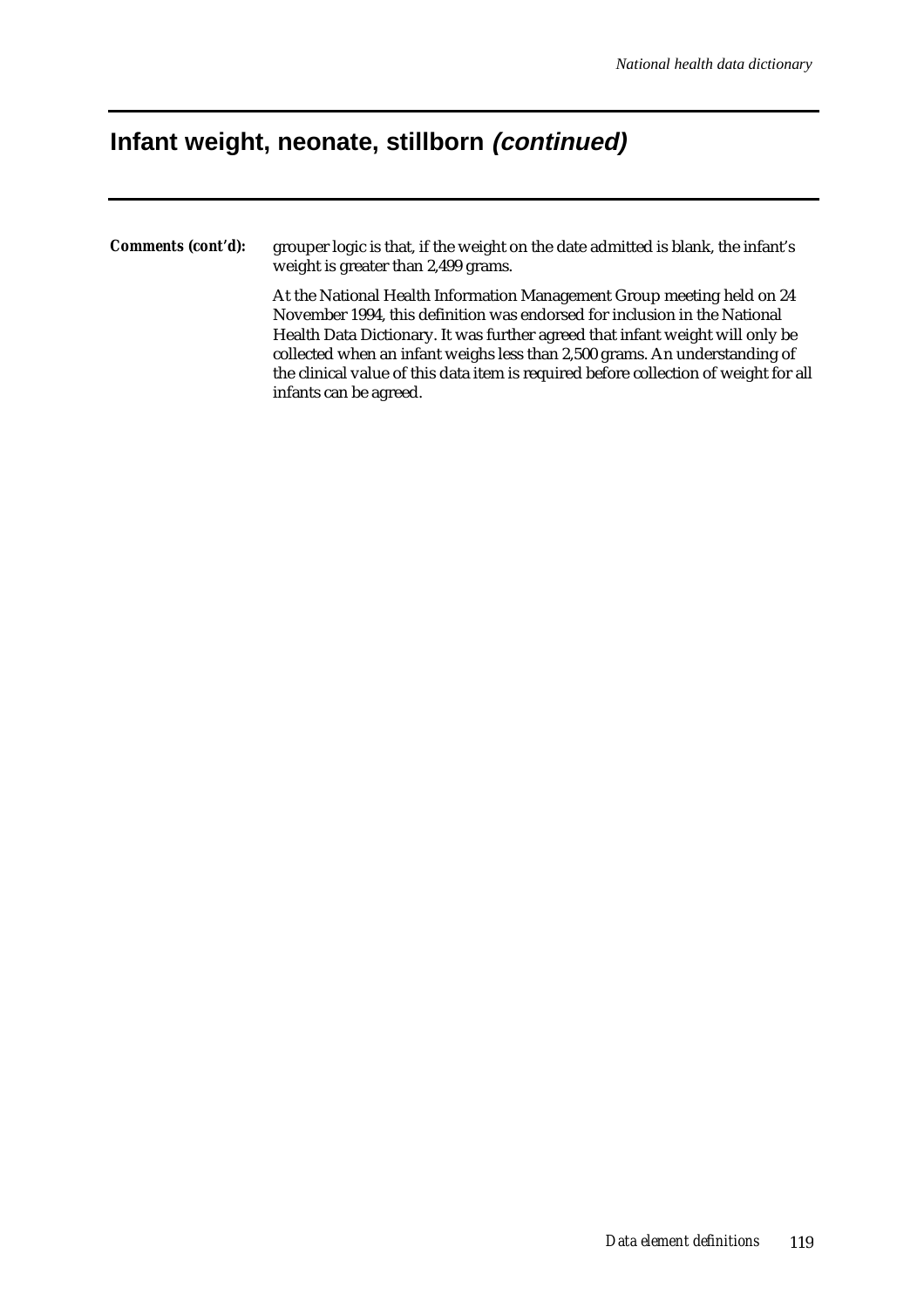## Infant weight, neonate, stillborn *(continued)*

***Comments (cont'd):*** grouper logic is that, if the weight on the date admitted is blank, the infant's weight is greater than 2,499 grams.

At the National Health Information Management Group meeting held on 24 November 1994, this definition was endorsed for inclusion in the National Health Data Dictionary. It was further agreed that infant weight will only be collected when an infant weighs less than 2,500 grams. An understanding of the clinical value of this data item is required before collection of weight for all infants can be agreed.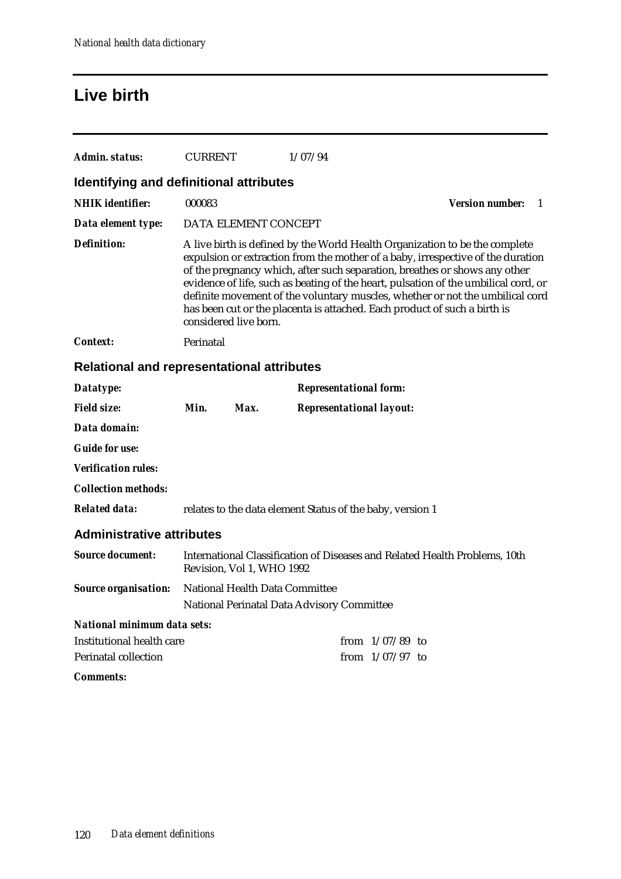# Live birth

***Admin. status:*** CURRENT 1/07/94

## Identifying and definitional attributes

***NHIK identifier:*** 000083 ***Version number:*** 1

***Data element type:*** DATA ELEMENT CONCEPT

***Definition:*** A live birth is defined by the World Health Organization to be the complete expulsion or extraction from the mother of a baby, irrespective of the duration of the pregnancy which, after such separation, breathes or shows any other evidence of life, such as beating of the heart, pulsation of the umbilical cord, or definite movement of the voluntary muscles, whether or not the umbilical cord has been cut or the placenta is attached. Each product of such a birth is considered live born.

***Context:*** Perinatal

## Relational and representational attributes

***Datatype:*** ***Representational form:***

***Field size:*** ***Min.*** ***Max.*** ***Representational layout:***

***Data domain:***

***Guide for use:***

***Verification rules:***

***Collection methods:***

***Related data:*** relates to the data element Status of the baby, version 1

## Administrative attributes

***Source document:*** International Classification of Diseases and Related Health Problems, 10th Revision, Vol 1, WHO 1992

***Source organisation:*** National Health Data Committee
National Perinatal Data Advisory Committee

***National minimum data sets:***

| | |
|---|---|
| Institutional health care | from 1/07/89 to |
| Perinatal collection | from 1/07/97 to |

***Comments:***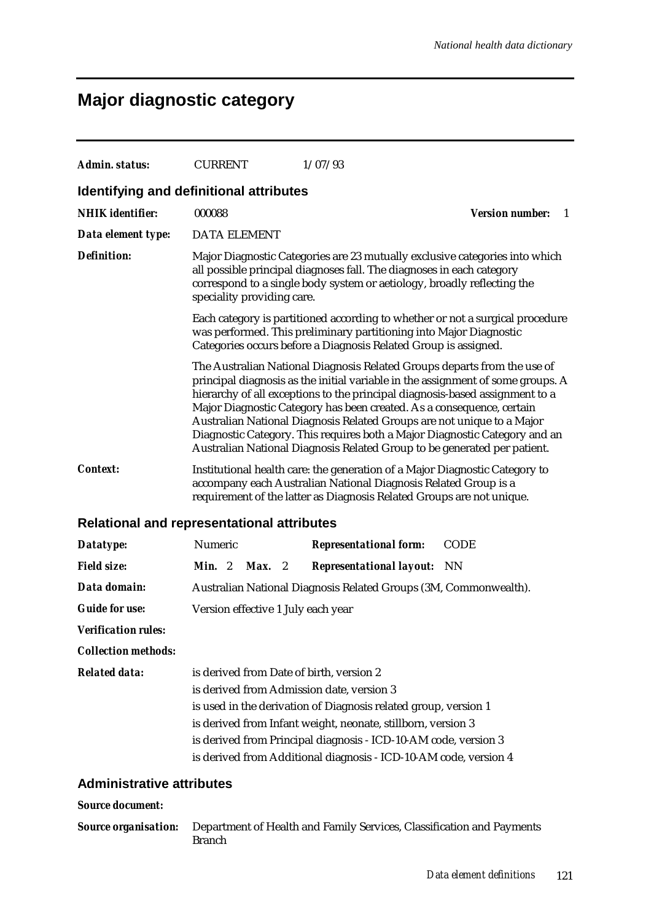# Major diagnostic category

**Admin. status:** CURRENT 1/07/93

## Identifying and definitional attributes

**NHIK identifier:** 000088 **Version number:** 1

**Data element type:** DATA ELEMENT

**Definition:** Major Diagnostic Categories are 23 mutually exclusive categories into which all possible principal diagnoses fall. The diagnoses in each category correspond to a single body system or aetiology, broadly reflecting the speciality providing care.

Each category is partitioned according to whether or not a surgical procedure was performed. This preliminary partitioning into Major Diagnostic Categories occurs before a Diagnosis Related Group is assigned.

The Australian National Diagnosis Related Groups departs from the use of principal diagnosis as the initial variable in the assignment of some groups. A hierarchy of all exceptions to the principal diagnosis-based assignment to a Major Diagnostic Category has been created. As a consequence, certain Australian National Diagnosis Related Groups are not unique to a Major Diagnostic Category. This requires both a Major Diagnostic Category and an Australian National Diagnosis Related Group to be generated per patient.

**Context:** Institutional health care: the generation of a Major Diagnostic Category to accompany each Australian National Diagnosis Related Group is a requirement of the latter as Diagnosis Related Groups are not unique.

## Relational and representational attributes

**Datatype:** Numeric **Representational form:** CODE

**Field size:** **Min.** 2 **Max.** 2 **Representational layout:** NN

**Data domain:** Australian National Diagnosis Related Groups (3M, Commonwealth).

**Guide for use:** Version effective 1 July each year

**Verification rules:**

**Collection methods:**

**Related data:** is derived from Date of birth, version 2

is derived from Admission date, version 3

is used in the derivation of Diagnosis related group, version 1

is derived from Infant weight, neonate, stillborn, version 3

is derived from Principal diagnosis - ICD-10-AM code, version 3

is derived from Additional diagnosis - ICD-10-AM code, version 4

## Administrative attributes

**Source document:**

**Source organisation:** Department of Health and Family Services, Classification and Payments Branch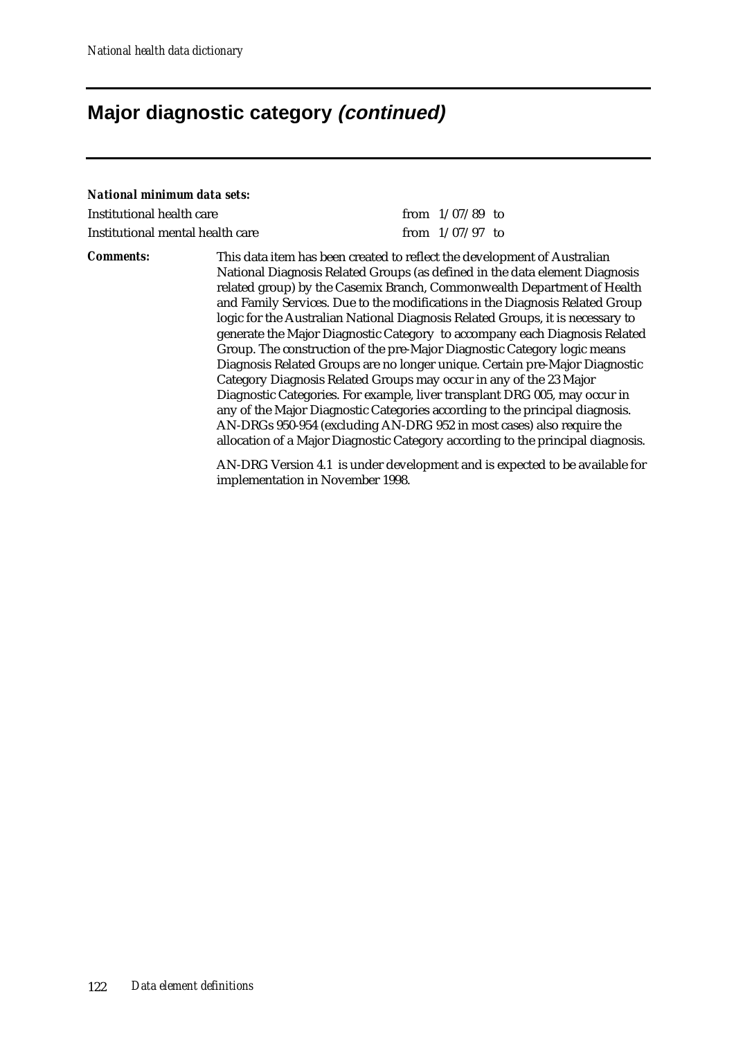## Major diagnostic category *(continued)*

***National minimum data sets:***

| | |
|---|---|
| Institutional health care | from 1/07/89 to |
| Institutional mental health care | from 1/07/97 to |

***Comments:*** This data item has been created to reflect the development of Australian National Diagnosis Related Groups (as defined in the data element Diagnosis related group) by the Casemix Branch, Commonwealth Department of Health and Family Services. Due to the modifications in the Diagnosis Related Group logic for the Australian National Diagnosis Related Groups, it is necessary to generate the Major Diagnostic Category to accompany each Diagnosis Related Group. The construction of the pre-Major Diagnostic Category logic means Diagnosis Related Groups are no longer unique. Certain pre-Major Diagnostic Category Diagnosis Related Groups may occur in any of the 23 Major Diagnostic Categories. For example, liver transplant DRG 005, may occur in any of the Major Diagnostic Categories according to the principal diagnosis. AN-DRGs 950-954 (excluding AN-DRG 952 in most cases) also require the allocation of a Major Diagnostic Category according to the principal diagnosis.

AN-DRG Version 4.1 is under development and is expected to be available for implementation in November 1998.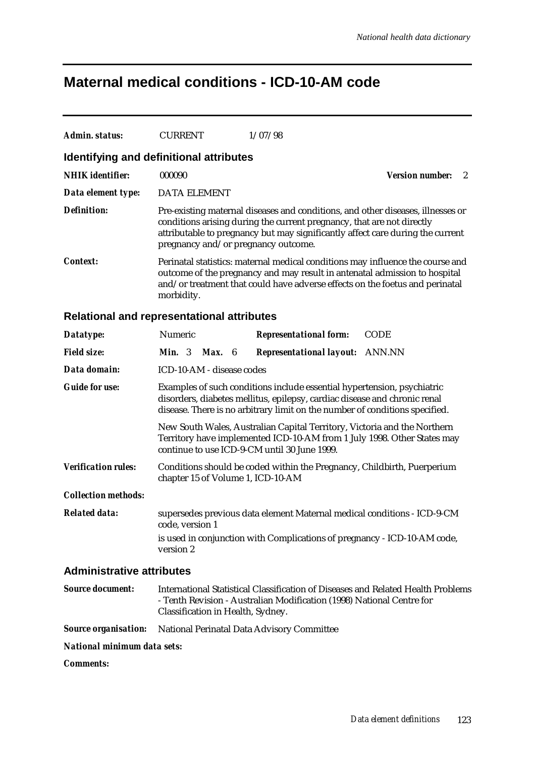# Maternal medical conditions - ICD-10-AM code

***Admin. status:*** CURRENT 1/07/98

## Identifying and definitional attributes

***NHIK identifier:*** 000090 ***Version number:*** 2

***Data element type:*** DATA ELEMENT

***Definition:*** Pre-existing maternal diseases and conditions, and other diseases, illnesses or conditions arising during the current pregnancy, that are not directly attributable to pregnancy but may significantly affect care during the current pregnancy and/or pregnancy outcome.

***Context:*** Perinatal statistics: maternal medical conditions may influence the course and outcome of the pregnancy and may result in antenatal admission to hospital and/or treatment that could have adverse effects on the foetus and perinatal morbidity.

## Relational and representational attributes

***Datatype:*** Numeric ***Representational form:*** CODE

***Field size:*** ***Min.*** 3 ***Max.*** 6 ***Representational layout:*** ANN.NN

***Data domain:*** ICD-10-AM - disease codes

***Guide for use:*** Examples of such conditions include essential hypertension, psychiatric disorders, diabetes mellitus, epilepsy, cardiac disease and chronic renal disease. There is no arbitrary limit on the number of conditions specified.

New South Wales, Australian Capital Territory, Victoria and the Northern Territory have implemented ICD-10-AM from 1 July 1998. Other States may continue to use ICD-9-CM until 30 June 1999.

***Verification rules:*** Conditions should be coded within the Pregnancy, Childbirth, Puerperium chapter 15 of Volume 1, ICD-10-AM

***Collection methods:***

***Related data:*** supersedes previous data element Maternal medical conditions - ICD-9-CM code, version 1

is used in conjunction with Complications of pregnancy - ICD-10-AM code, version 2

## Administrative attributes

***Source document:*** International Statistical Classification of Diseases and Related Health Problems - Tenth Revision - Australian Modification (1998) National Centre for Classification in Health, Sydney.

***Source organisation:*** National Perinatal Data Advisory Committee

***National minimum data sets:***

***Comments:***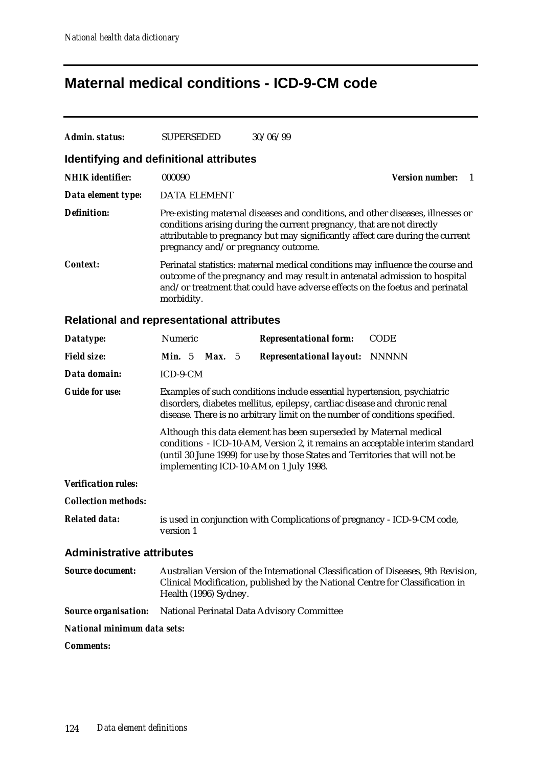# Maternal medical conditions - ICD-9-CM code

***Admin. status:*** SUPERSEDED 30/06/99

## Identifying and definitional attributes

***NHIK identifier:*** 000090 ***Version number:*** 1

***Data element type:*** DATA ELEMENT

***Definition:*** Pre-existing maternal diseases and conditions, and other diseases, illnesses or conditions arising during the current pregnancy, that are not directly attributable to pregnancy but may significantly affect care during the current pregnancy and/or pregnancy outcome.

***Context:*** Perinatal statistics: maternal medical conditions may influence the course and outcome of the pregnancy and may result in antenatal admission to hospital and/or treatment that could have adverse effects on the foetus and perinatal morbidity.

## Relational and representational attributes

***Datatype:*** Numeric ***Representational form:*** CODE

***Field size:*** ***Min.*** 5 ***Max.*** 5 ***Representational layout:*** NNNNN

***Data domain:*** ICD-9-CM

***Guide for use:*** Examples of such conditions include essential hypertension, psychiatric disorders, diabetes mellitus, epilepsy, cardiac disease and chronic renal disease. There is no arbitrary limit on the number of conditions specified.

Although this data element has been superseded by Maternal medical conditions - ICD-10-AM, Version 2, it remains an acceptable interim standard (until 30 June 1999) for use by those States and Territories that will not be implementing ICD-10-AM on 1 July 1998.

***Verification rules:***

***Collection methods:***

***Related data:*** is used in conjunction with Complications of pregnancy - ICD-9-CM code, version 1

## Administrative attributes

***Source document:*** Australian Version of the International Classification of Diseases, 9th Revision, Clinical Modification, published by the National Centre for Classification in Health (1996) Sydney.

***Source organisation:*** National Perinatal Data Advisory Committee

***National minimum data sets:***

***Comments:***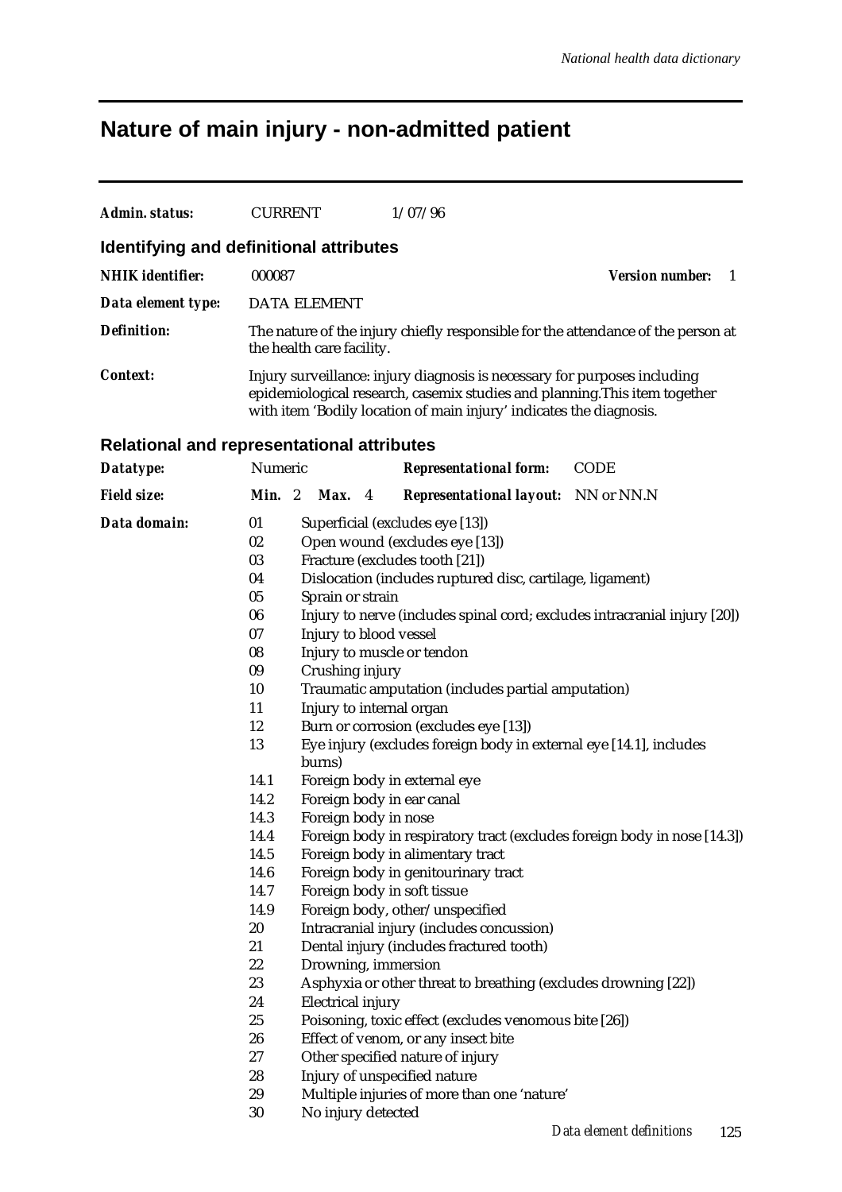# Nature of main injury - non-admitted patient

**Admin. status:** CURRENT 1/07/96

## Identifying and definitional attributes

**NHIK identifier:** 000087 **Version number:** 1

**Data element type:** DATA ELEMENT

**Definition:** The nature of the injury chiefly responsible for the attendance of the person at the health care facility.

**Context:** Injury surveillance: injury diagnosis is necessary for purposes including epidemiological research, casemix studies and planning.This item together with item 'Bodily location of main injury' indicates the diagnosis.

## Relational and representational attributes

**Datatype:** Numeric **Representational form:** CODE

**Field size:** **Min.** 2 **Max.** 4 **Representational layout:** NN or NN.N

**Data domain:**

| Code | Description |
|---|---|
| 01 | Superficial (excludes eye [13]) |
| 02 | Open wound (excludes eye [13]) |
| 03 | Fracture (excludes tooth [21]) |
| 04 | Dislocation (includes ruptured disc, cartilage, ligament) |
| 05 | Sprain or strain |
| 06 | Injury to nerve (includes spinal cord; excludes intracranial injury [20]) |
| 07 | Injury to blood vessel |
| 08 | Injury to muscle or tendon |
| 09 | Crushing injury |
| 10 | Traumatic amputation (includes partial amputation) |
| 11 | Injury to internal organ |
| 12 | Burn or corrosion (excludes eye [13]) |
| 13 | Eye injury (excludes foreign body in external eye [14.1], includes burns) |
| 14.1 | Foreign body in external eye |
| 14.2 | Foreign body in ear canal |
| 14.3 | Foreign body in nose |
| 14.4 | Foreign body in respiratory tract (excludes foreign body in nose [14.3]) |
| 14.5 | Foreign body in alimentary tract |
| 14.6 | Foreign body in genitourinary tract |
| 14.7 | Foreign body in soft tissue |
| 14.9 | Foreign body, other/unspecified |
| 20 | Intracranial injury (includes concussion) |
| 21 | Dental injury (includes fractured tooth) |
| 22 | Drowning, immersion |
| 23 | Asphyxia or other threat to breathing (excludes drowning [22]) |
| 24 | Electrical injury |
| 25 | Poisoning, toxic effect (excludes venomous bite [26]) |
| 26 | Effect of venom, or any insect bite |
| 27 | Other specified nature of injury |
| 28 | Injury of unspecified nature |
| 29 | Multiple injuries of more than one 'nature' |
| 30 | No injury detected |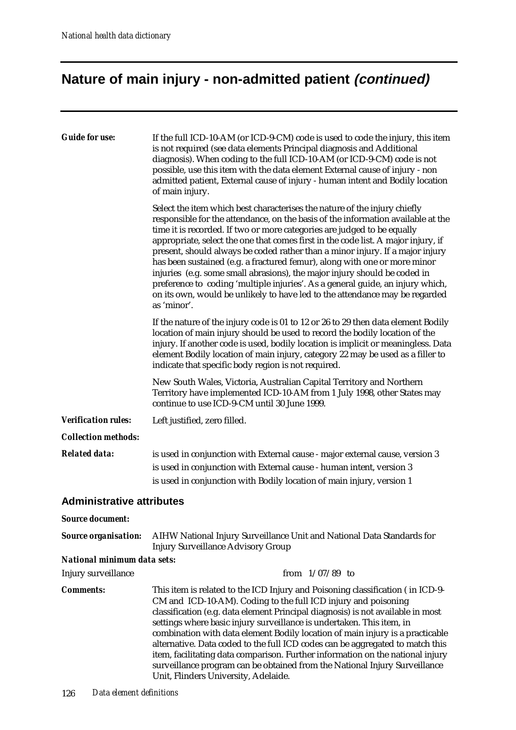## Nature of main injury - non-admitted patient *(continued)*

***Guide for use:*** If the full ICD-10-AM (or ICD-9-CM) code is used to code the injury, this item is not required (see data elements Principal diagnosis and Additional diagnosis). When coding to the full ICD-10-AM (or ICD-9-CM) code is not possible, use this item with the data element External cause of injury - non admitted patient, External cause of injury - human intent and Bodily location of main injury.

Select the item which best characterises the nature of the injury chiefly responsible for the attendance, on the basis of the information available at the time it is recorded. If two or more categories are judged to be equally appropriate, select the one that comes first in the code list. A major injury, if present, should always be coded rather than a minor injury. If a major injury has been sustained (e.g. a fractured femur), along with one or more minor injuries (e.g. some small abrasions), the major injury should be coded in preference to coding 'multiple injuries'. As a general guide, an injury which, on its own, would be unlikely to have led to the attendance may be regarded as 'minor'.

If the nature of the injury code is 01 to 12 or 26 to 29 then data element Bodily location of main injury should be used to record the bodily location of the injury. If another code is used, bodily location is implicit or meaningless. Data element Bodily location of main injury, category 22 may be used as a filler to indicate that specific body region is not required.

New South Wales, Victoria, Australian Capital Territory and Northern Territory have implemented ICD-10-AM from 1 July 1998, other States may continue to use ICD-9-CM until 30 June 1999.

***Verification rules:*** Left justified, zero filled.

***Collection methods:***

***Related data:***

is used in conjunction with External cause - major external cause, version 3

is used in conjunction with External cause - human intent, version 3

is used in conjunction with Bodily location of main injury, version 1

### Administrative attributes

***Source document:***

***Source organisation:*** AIHW National Injury Surveillance Unit and National Data Standards for Injury Surveillance Advisory Group

***National minimum data sets:***

Injury surveillance from 1/07/89 to

***Comments:*** This item is related to the ICD Injury and Poisoning classification ( in ICD-9-CM and ICD-10-AM). Coding to the full ICD injury and poisoning classification (e.g. data element Principal diagnosis) is not available in most settings where basic injury surveillance is undertaken. This item, in combination with data element Bodily location of main injury is a practicable alternative. Data coded to the full ICD codes can be aggregated to match this item, facilitating data comparison. Further information on the national injury surveillance program can be obtained from the National Injury Surveillance Unit, Flinders University, Adelaide.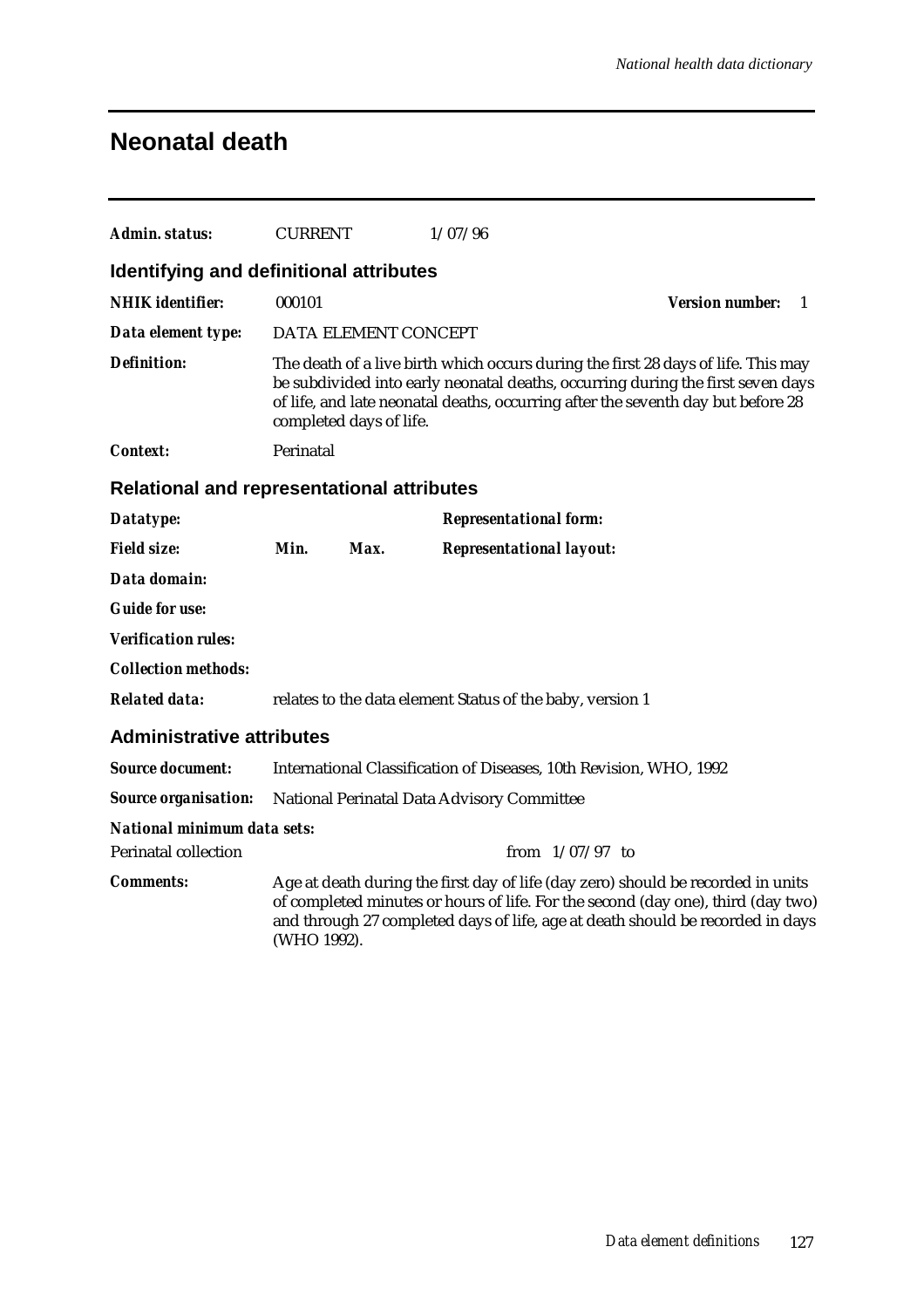# Neonatal death

***Admin. status:*** CURRENT 1/07/96

## Identifying and definitional attributes

***NHIK identifier:*** 000101 ***Version number:*** 1

***Data element type:*** DATA ELEMENT CONCEPT

***Definition:*** The death of a live birth which occurs during the first 28 days of life. This may be subdivided into early neonatal deaths, occurring during the first seven days of life, and late neonatal deaths, occurring after the seventh day but before 28 completed days of life.

***Context:*** Perinatal

## Relational and representational attributes

***Datatype:*** ***Representational form:***

***Field size:*** ***Min.*** ***Max.*** ***Representational layout:***

***Data domain:***

***Guide for use:***

***Verification rules:***

***Collection methods:***

***Related data:*** relates to the data element Status of the baby, version 1

## Administrative attributes

***Source document:*** International Classification of Diseases, 10th Revision, WHO, 1992

***Source organisation:*** National Perinatal Data Advisory Committee

***National minimum data sets:***

Perinatal collection from 1/07/97 to

***Comments:*** Age at death during the first day of life (day zero) should be recorded in units of completed minutes or hours of life. For the second (day one), third (day two) and through 27 completed days of life, age at death should be recorded in days (WHO 1992).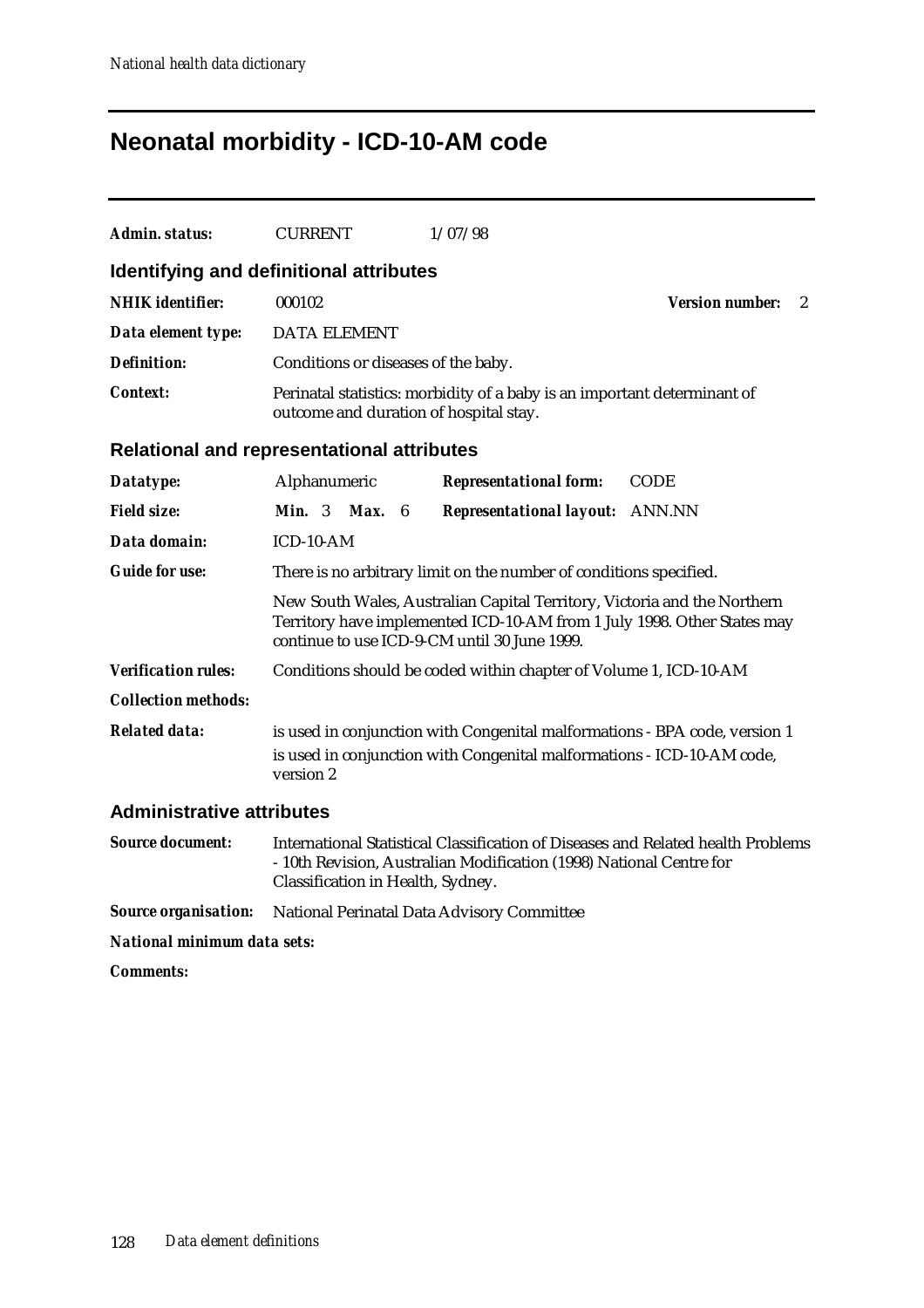# Neonatal morbidity - ICD-10-AM code

**Admin. status:** CURRENT 1/07/98

## Identifying and definitional attributes

**NHIK identifier:** 000102 **Version number:** 2

**Data element type:** DATA ELEMENT

**Definition:** Conditions or diseases of the baby.

**Context:** Perinatal statistics: morbidity of a baby is an important determinant of outcome and duration of hospital stay.

## Relational and representational attributes

**Datatype:** Alphanumeric **Representational form:** CODE

**Field size:** **Min.** 3 **Max.** 6 **Representational layout:** ANN.NN

**Data domain:** ICD-10-AM

**Guide for use:** There is no arbitrary limit on the number of conditions specified.

New South Wales, Australian Capital Territory, Victoria and the Northern Territory have implemented ICD-10-AM from 1 July 1998. Other States may continue to use ICD-9-CM until 30 June 1999.

**Verification rules:** Conditions should be coded within chapter of Volume 1, ICD-10-AM

**Collection methods:**

**Related data:** is used in conjunction with Congenital malformations - BPA code, version 1

is used in conjunction with Congenital malformations - ICD-10-AM code, version 2

## Administrative attributes

**Source document:** International Statistical Classification of Diseases and Related health Problems - 10th Revision, Australian Modification (1998) National Centre for Classification in Health, Sydney.

**Source organisation:** National Perinatal Data Advisory Committee

**National minimum data sets:**

**Comments:**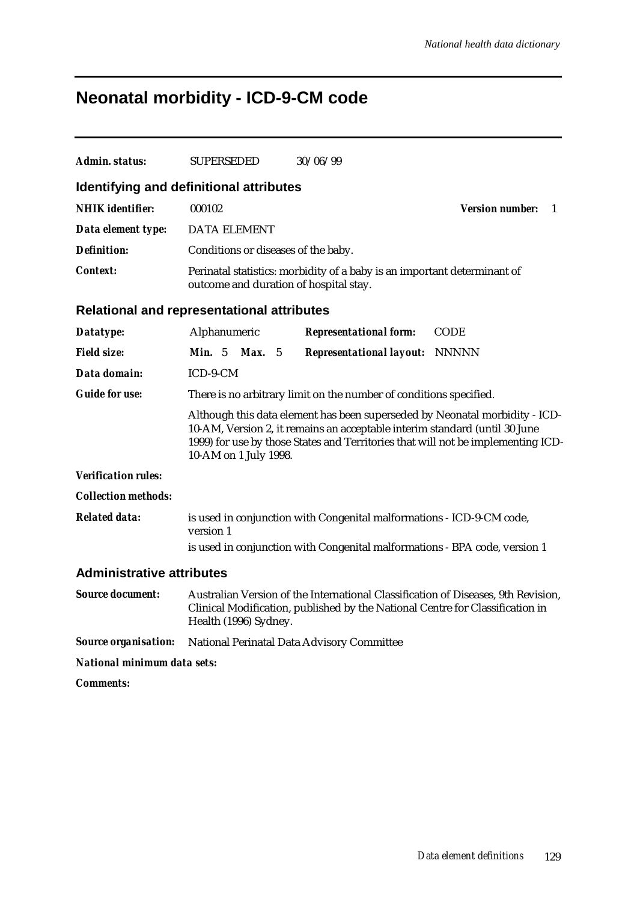## Neonatal morbidity - ICD-9-CM code

***Admin. status:*** SUPERSEDED 30/06/99

### Identifying and definitional attributes

***NHIK identifier:*** 000102 ***Version number:*** 1

***Data element type:*** DATA ELEMENT

***Definition:*** Conditions or diseases of the baby.

***Context:*** Perinatal statistics: morbidity of a baby is an important determinant of outcome and duration of hospital stay.

### Relational and representational attributes

***Datatype:*** Alphanumeric ***Representational form:*** CODE

***Field size:*** ***Min.*** 5 ***Max.*** 5 ***Representational layout:*** NNNNN

***Data domain:*** ICD-9-CM

***Guide for use:*** There is no arbitrary limit on the number of conditions specified.

Although this data element has been superseded by Neonatal morbidity - ICD-10-AM, Version 2, it remains an acceptable interim standard (until 30 June 1999) for use by those States and Territories that will not be implementing ICD-10-AM on 1 July 1998.

***Verification rules:***

***Collection methods:***

***Related data:*** is used in conjunction with Congenital malformations - ICD-9-CM code, version 1

is used in conjunction with Congenital malformations - BPA code, version 1

### Administrative attributes

***Source document:*** Australian Version of the International Classification of Diseases, 9th Revision, Clinical Modification, published by the National Centre for Classification in Health (1996) Sydney.

***Source organisation:*** National Perinatal Data Advisory Committee

***National minimum data sets:***

***Comments:***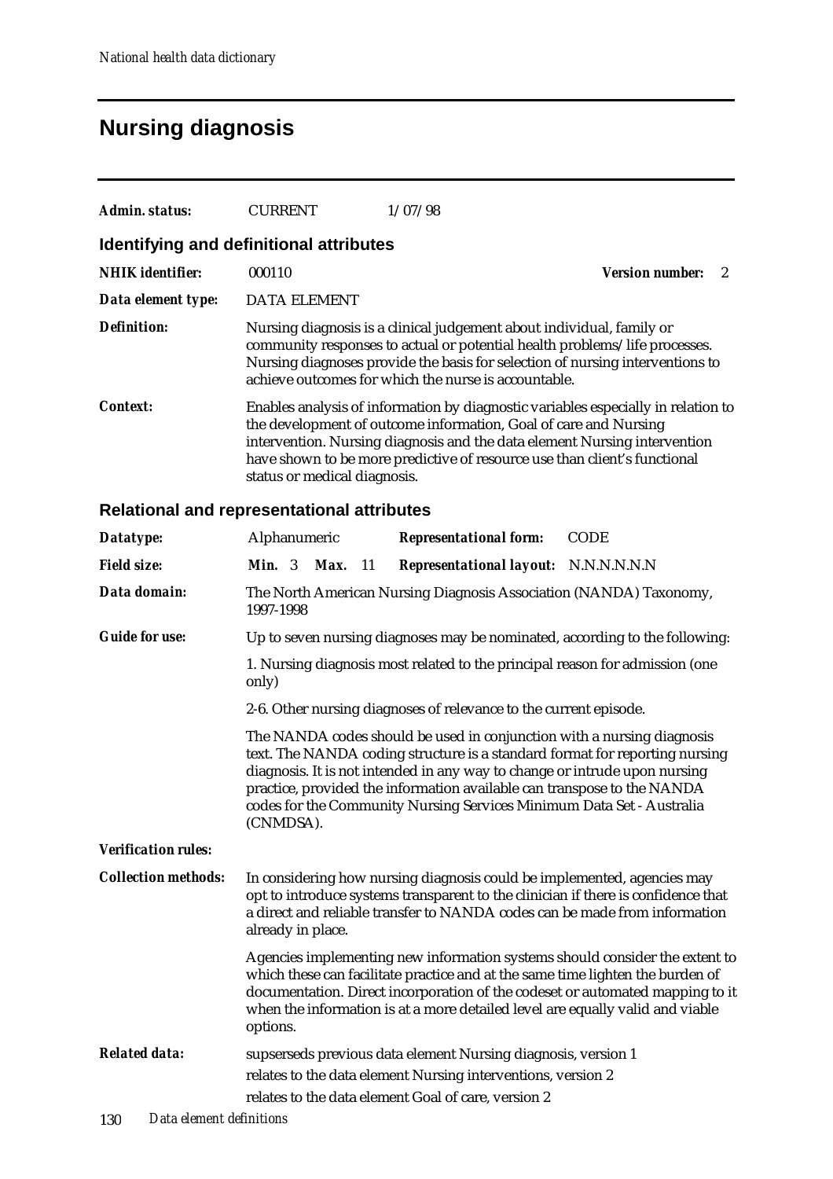# Nursing diagnosis

**Admin. status:** CURRENT 1/07/98

## Identifying and definitional attributes

**NHIK identifier:** 000110 **Version number:** 2

**Data element type:** DATA ELEMENT

**Definition:** Nursing diagnosis is a clinical judgement about individual, family or community responses to actual or potential health problems/life processes. Nursing diagnoses provide the basis for selection of nursing interventions to achieve outcomes for which the nurse is accountable.

**Context:** Enables analysis of information by diagnostic variables especially in relation to the development of outcome information, Goal of care and Nursing intervention. Nursing diagnosis and the data element Nursing intervention have shown to be more predictive of resource use than client's functional status or medical diagnosis.

## Relational and representational attributes

**Datatype:** Alphanumeric **Representational form:** CODE

**Field size:** **Min.** 3 **Max.** 11 **Representational layout:** N.N.N.N.N.N

**Data domain:** The North American Nursing Diagnosis Association (NANDA) Taxonomy, 1997-1998

**Guide for use:** Up to seven nursing diagnoses may be nominated, according to the following:

1. Nursing diagnosis most related to the principal reason for admission (one only)

2-6. Other nursing diagnoses of relevance to the current episode.

The NANDA codes should be used in conjunction with a nursing diagnosis text. The NANDA coding structure is a standard format for reporting nursing diagnosis. It is not intended in any way to change or intrude upon nursing practice, provided the information available can transpose to the NANDA codes for the Community Nursing Services Minimum Data Set - Australia (CNMDSA).

**Verification rules:**

**Collection methods:** In considering how nursing diagnosis could be implemented, agencies may opt to introduce systems transparent to the clinician if there is confidence that a direct and reliable transfer to NANDA codes can be made from information already in place.

Agencies implementing new information systems should consider the extent to which these can facilitate practice and at the same time lighten the burden of documentation. Direct incorporation of the codeset or automated mapping to it when the information is at a more detailed level are equally valid and viable options.

**Related data:** supserseds previous data element Nursing diagnosis, version 1

relates to the data element Nursing interventions, version 2

relates to the data element Goal of care, version 2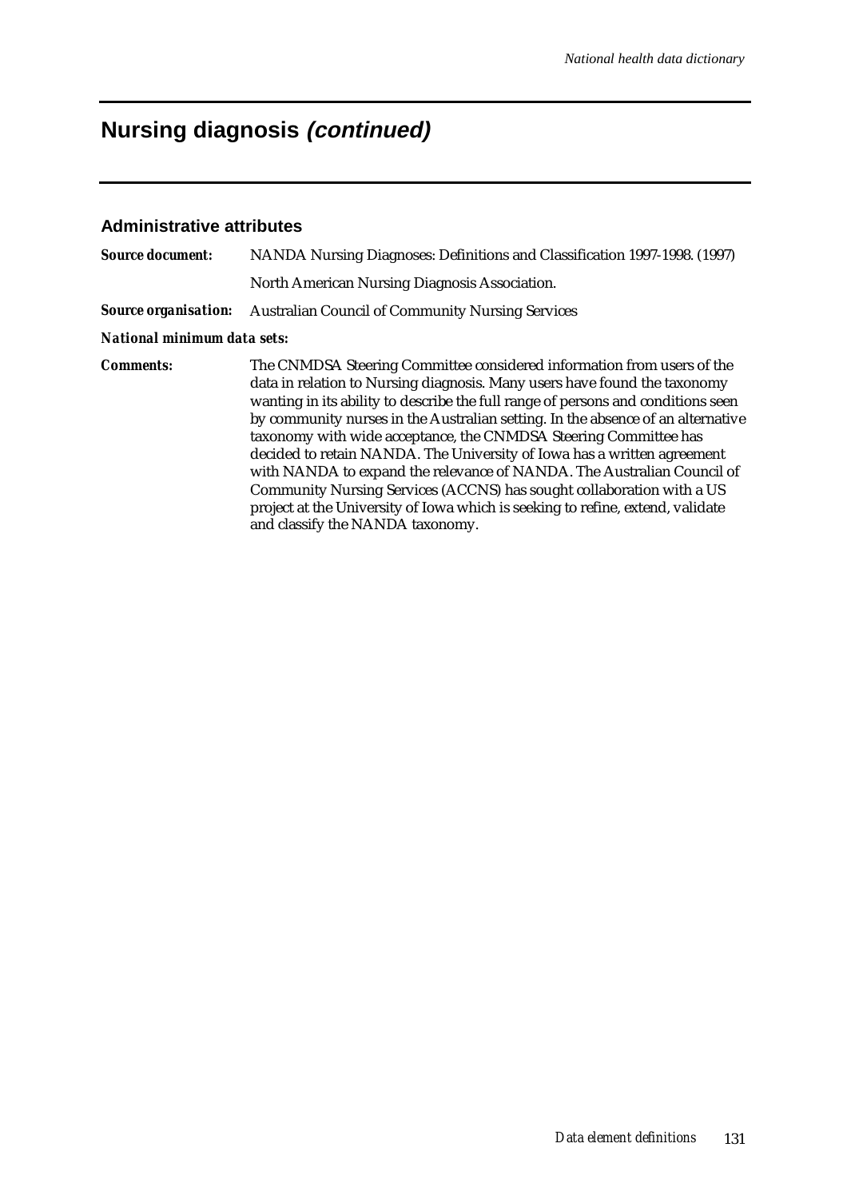# Nursing diagnosis *(continued)*

### Administrative attributes

***Source document:*** NANDA Nursing Diagnoses: Definitions and Classification 1997-1998. (1997)

North American Nursing Diagnosis Association.

***Source organisation:*** Australian Council of Community Nursing Services

***National minimum data sets:***

***Comments:*** The CNMDSA Steering Committee considered information from users of the data in relation to Nursing diagnosis. Many users have found the taxonomy wanting in its ability to describe the full range of persons and conditions seen by community nurses in the Australian setting. In the absence of an alternative taxonomy with wide acceptance, the CNMDSA Steering Committee has decided to retain NANDA. The University of Iowa has a written agreement with NANDA to expand the relevance of NANDA. The Australian Council of Community Nursing Services (ACCNS) has sought collaboration with a US project at the University of Iowa which is seeking to refine, extend, validate and classify the NANDA taxonomy.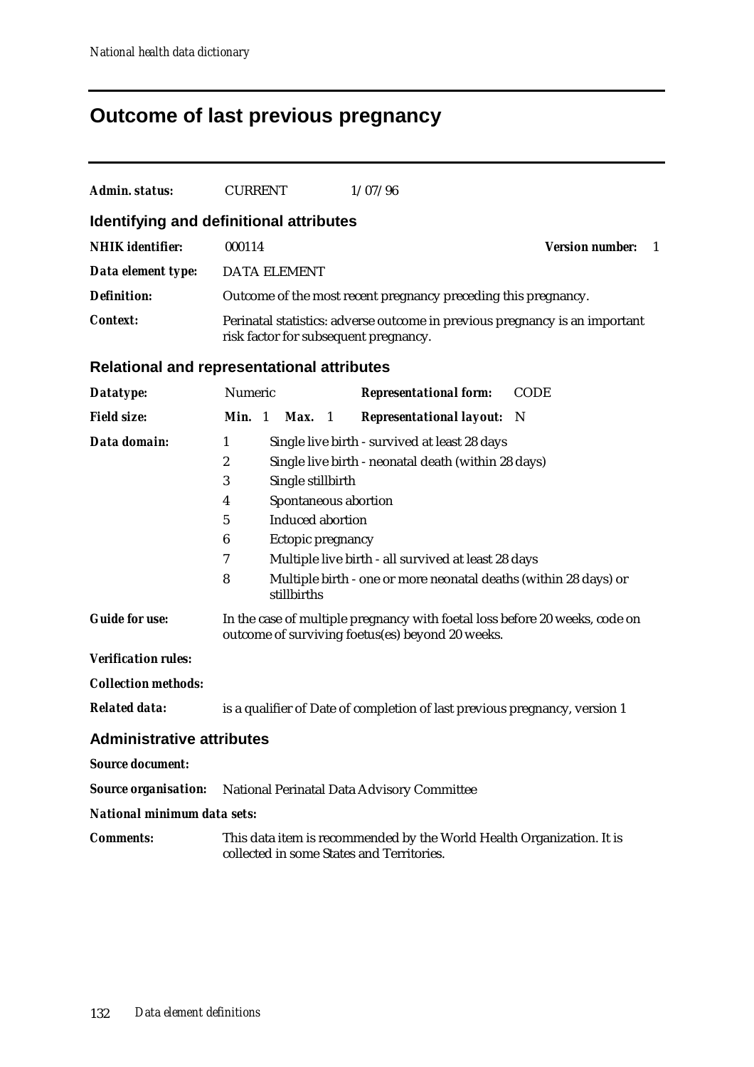# Outcome of last previous pregnancy

**Admin. status:** CURRENT 1/07/96

## Identifying and definitional attributes

**NHIK identifier:** 000114 **Version number:** 1

**Data element type:** DATA ELEMENT

**Definition:** Outcome of the most recent pregnancy preceding this pregnancy.

**Context:** Perinatal statistics: adverse outcome in previous pregnancy is an important risk factor for subsequent pregnancy.

## Relational and representational attributes

**Datatype:** Numeric **Representational form:** CODE

**Field size:** **Min.** 1 **Max.** 1 **Representational layout:** N

**Data domain:**

- 1 Single live birth - survived at least 28 days
- 2 Single live birth - neonatal death (within 28 days)
- 3 Single stillbirth
- 4 Spontaneous abortion
- 5 Induced abortion
- 6 Ectopic pregnancy
- 7 Multiple live birth - all survived at least 28 days
- 8 Multiple birth - one or more neonatal deaths (within 28 days) or stillbirths

**Guide for use:** In the case of multiple pregnancy with foetal loss before 20 weeks, code on outcome of surviving foetus(es) beyond 20 weeks.

**Verification rules:**

**Collection methods:**

**Related data:** is a qualifier of Date of completion of last previous pregnancy, version 1

## Administrative attributes

**Source document:**

**Source organisation:** National Perinatal Data Advisory Committee

**National minimum data sets:**

**Comments:** This data item is recommended by the World Health Organization. It is collected in some States and Territories.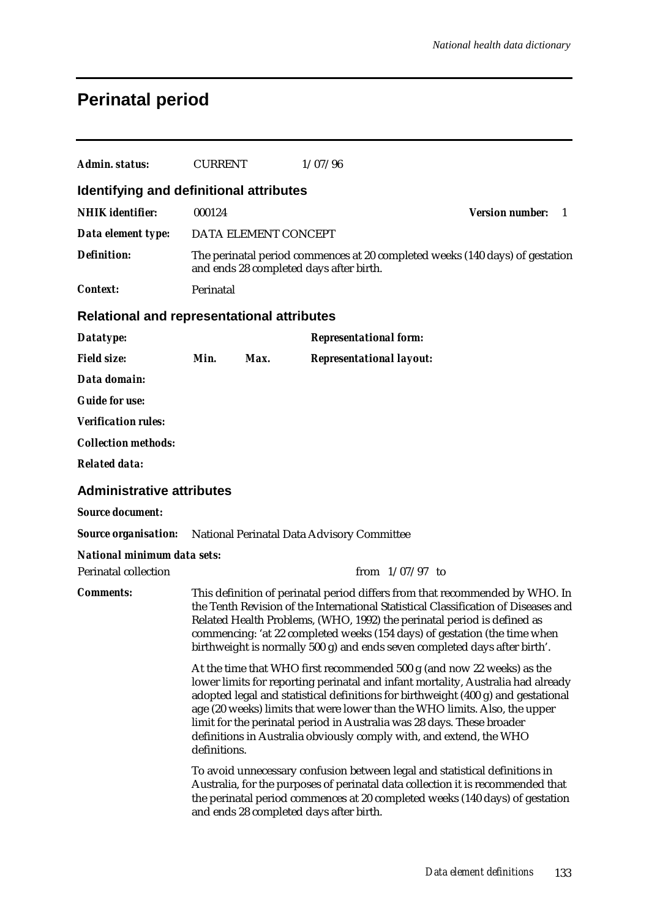# Perinatal period

***Admin. status:*** CURRENT 1/07/96

## Identifying and definitional attributes

***NHIK identifier:*** 000124 ***Version number:*** 1

***Data element type:*** DATA ELEMENT CONCEPT

***Definition:*** The perinatal period commences at 20 completed weeks (140 days) of gestation and ends 28 completed days after birth.

***Context:*** Perinatal

## Relational and representational attributes

***Datatype:*** ***Representational form:***

***Field size:*** ***Min.*** ***Max.*** ***Representational layout:***

***Data domain:***

***Guide for use:***

***Verification rules:***

***Collection methods:***

***Related data:***

## Administrative attributes

***Source document:***

***Source organisation:*** National Perinatal Data Advisory Committee

***National minimum data sets:***

Perinatal collection from 1/07/97 to

***Comments:*** This definition of perinatal period differs from that recommended by WHO. In the Tenth Revision of the International Statistical Classification of Diseases and Related Health Problems, (WHO, 1992) the perinatal period is defined as commencing: 'at 22 completed weeks (154 days) of gestation (the time when birthweight is normally 500 g) and ends seven completed days after birth'.

At the time that WHO first recommended 500 g (and now 22 weeks) as the lower limits for reporting perinatal and infant mortality, Australia had already adopted legal and statistical definitions for birthweight (400 g) and gestational age (20 weeks) limits that were lower than the WHO limits. Also, the upper limit for the perinatal period in Australia was 28 days. These broader definitions in Australia obviously comply with, and extend, the WHO definitions.

To avoid unnecessary confusion between legal and statistical definitions in Australia, for the purposes of perinatal data collection it is recommended that the perinatal period commences at 20 completed weeks (140 days) of gestation and ends 28 completed days after birth.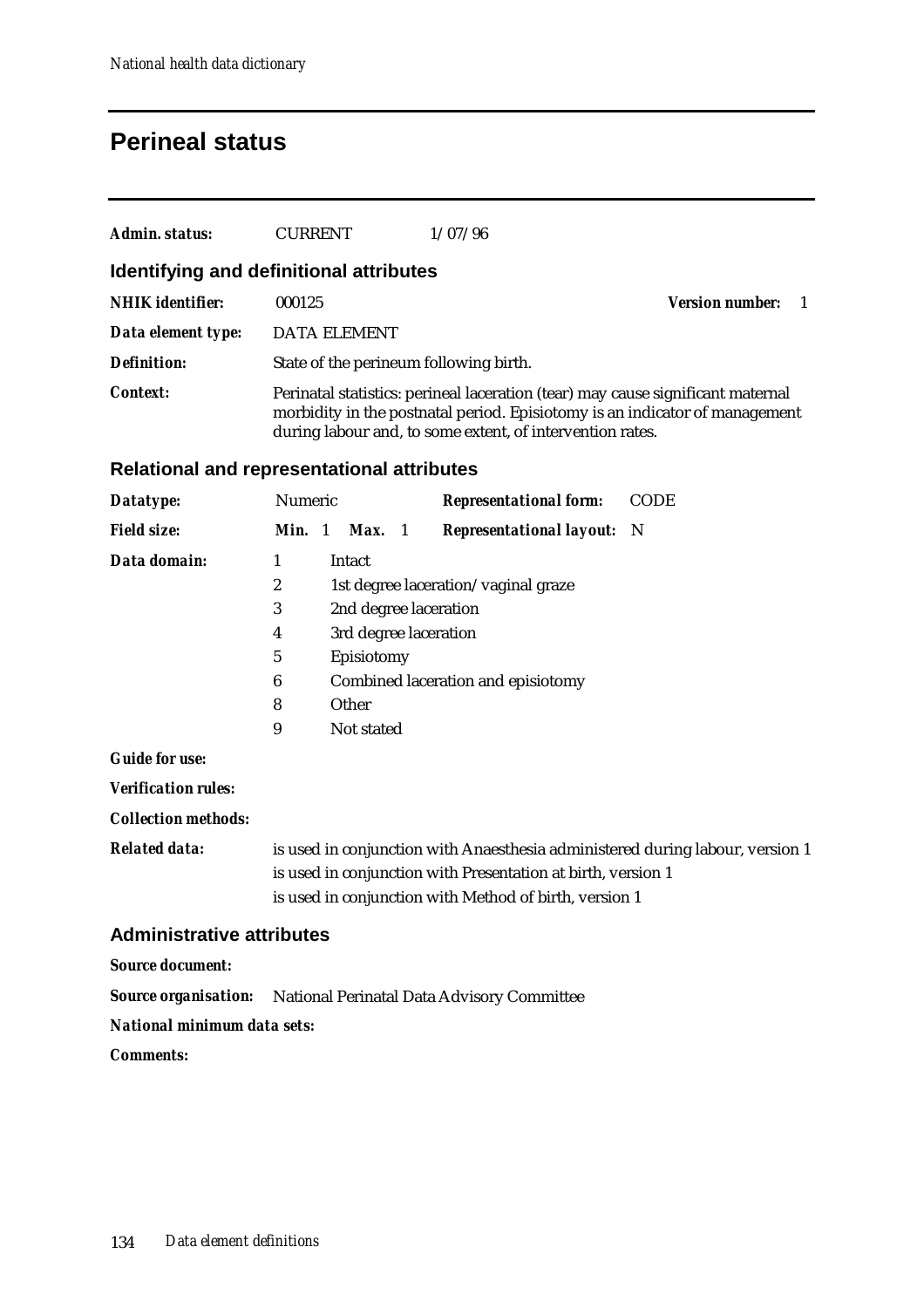# Perineal status

***Admin. status:*** CURRENT 1/07/96

## Identifying and definitional attributes

***NHIK identifier:*** 000125 ***Version number:*** 1

***Data element type:*** DATA ELEMENT

***Definition:*** State of the perineum following birth.

***Context:*** Perinatal statistics: perineal laceration (tear) may cause significant maternal morbidity in the postnatal period. Episiotomy is an indicator of management during labour and, to some extent, of intervention rates.

## Relational and representational attributes

***Datatype:*** Numeric ***Representational form:*** CODE

***Field size:*** ***Min.*** 1 ***Max.*** 1 ***Representational layout:*** N

***Data domain:***

| Code | Description |
|---|---|
| 1 | Intact |
| 2 | 1st degree laceration/vaginal graze |
| 3 | 2nd degree laceration |
| 4 | 3rd degree laceration |
| 5 | Episiotomy |
| 6 | Combined laceration and episiotomy |
| 8 | Other |
| 9 | Not stated |

***Guide for use:***

***Verification rules:***

***Collection methods:***

***Related data:*** is used in conjunction with Anaesthesia administered during labour, version 1
is used in conjunction with Presentation at birth, version 1
is used in conjunction with Method of birth, version 1

## Administrative attributes

***Source document:***

***Source organisation:*** National Perinatal Data Advisory Committee

***National minimum data sets:***

***Comments:***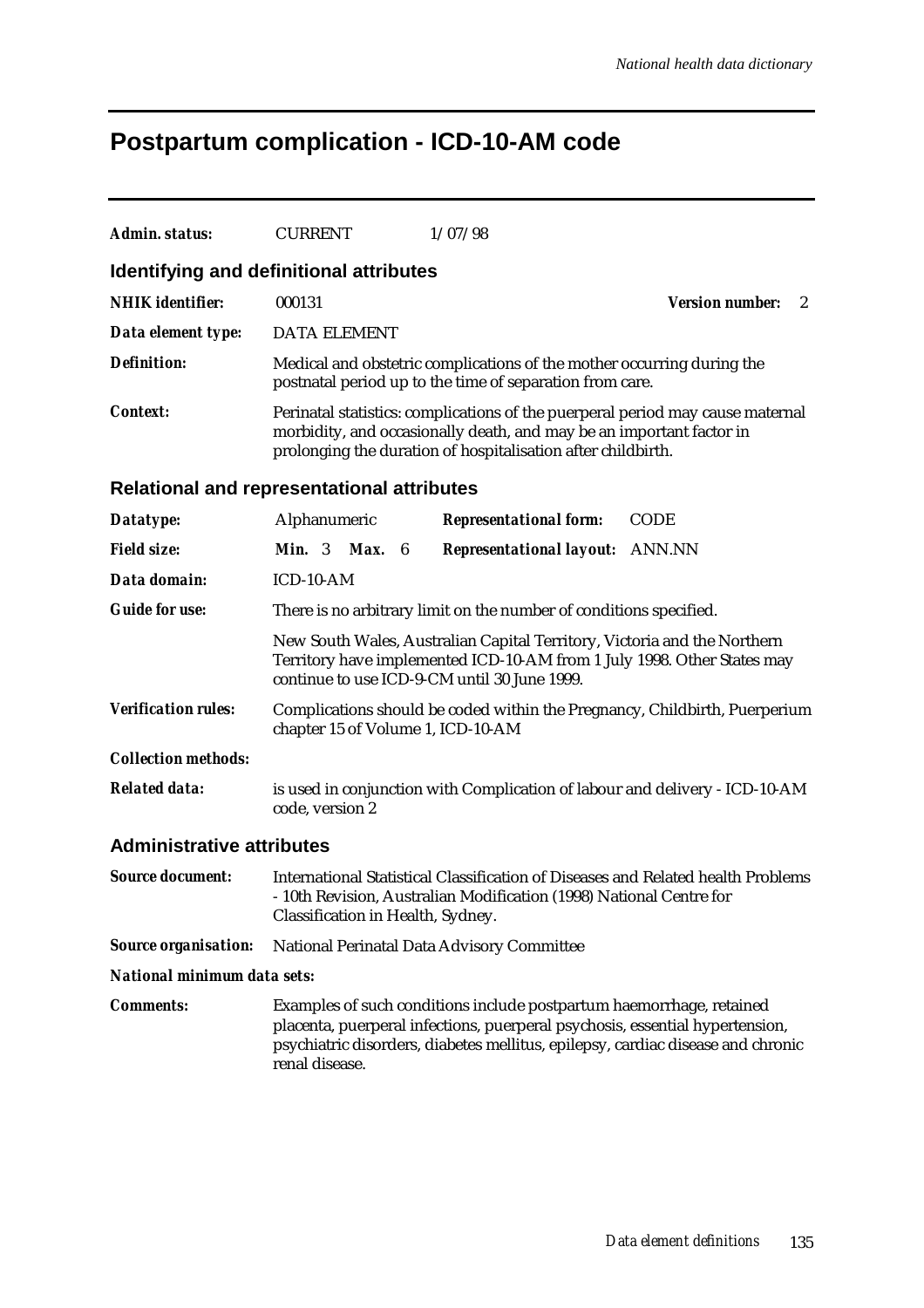# Postpartum complication - ICD-10-AM code

| | | |
|---|---|---|
| ***Admin. status:*** | CURRENT | 1/07/98 |

## Identifying and definitional attributes

| | |
|---|---|
| ***NHIK identifier:*** | 000131 &nbsp;&nbsp;&nbsp;&nbsp; ***Version number:*** 2 |
| ***Data element type:*** | DATA ELEMENT |
| ***Definition:*** | Medical and obstetric complications of the mother occurring during the postnatal period up to the time of separation from care. |
| ***Context:*** | Perinatal statistics: complications of the puerperal period may cause maternal morbidity, and occasionally death, and may be an important factor in prolonging the duration of hospitalisation after childbirth. |

## Relational and representational attributes

| | | | |
|---|---|---|---|
| ***Datatype:*** | Alphanumeric | ***Representational form:*** | CODE |
| ***Field size:*** | ***Min.*** 3 ***Max.*** 6 | ***Representational layout:*** | ANN.NN |
| ***Data domain:*** | ICD-10-AM | | |
| ***Guide for use:*** | There is no arbitrary limit on the number of conditions specified. | | |
| | New South Wales, Australian Capital Territory, Victoria and the Northern Territory have implemented ICD-10-AM from 1 July 1998. Other States may continue to use ICD-9-CM until 30 June 1999. | | |
| ***Verification rules:*** | Complications should be coded within the Pregnancy, Childbirth, Puerperium chapter 15 of Volume 1, ICD-10-AM | | |
| ***Collection methods:*** | | | |
| ***Related data:*** | is used in conjunction with Complication of labour and delivery - ICD-10-AM code, version 2 | | |

## Administrative attributes

| | |
|---|---|
| ***Source document:*** | International Statistical Classification of Diseases and Related health Problems - 10th Revision, Australian Modification (1998) National Centre for Classification in Health, Sydney. |
| ***Source organisation:*** | National Perinatal Data Advisory Committee |
| ***National minimum data sets:*** | |
| ***Comments:*** | Examples of such conditions include postpartum haemorrhage, retained placenta, puerperal infections, puerperal psychosis, essential hypertension, psychiatric disorders, diabetes mellitus, epilepsy, cardiac disease and chronic renal disease. |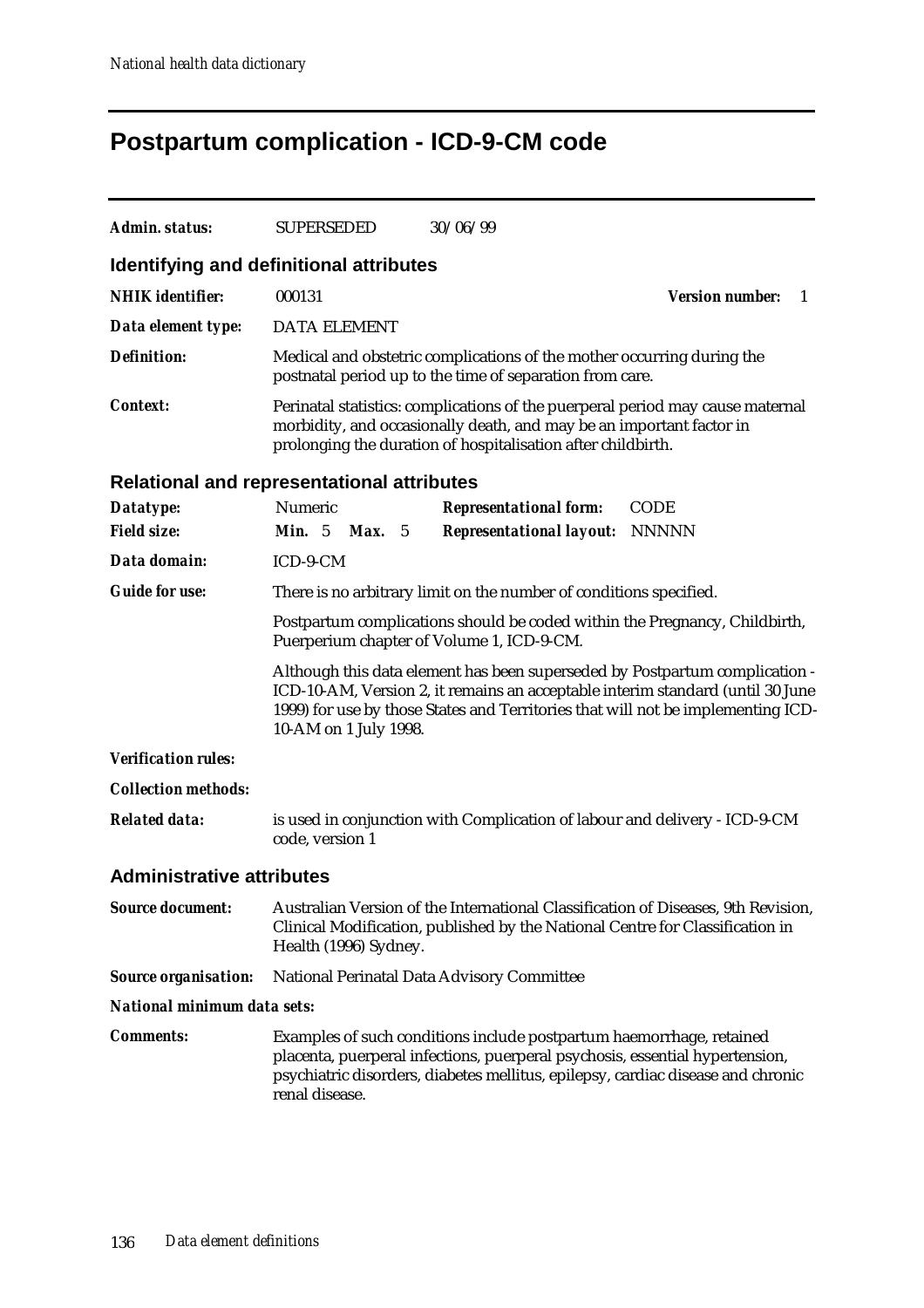# Postpartum complication - ICD-9-CM code

**Admin. status:** SUPERSEDED 30/06/99

## Identifying and definitional attributes

**NHIK identifier:** 000131 **Version number:** 1

**Data element type:** DATA ELEMENT

**Definition:** Medical and obstetric complications of the mother occurring during the postnatal period up to the time of separation from care.

**Context:** Perinatal statistics: complications of the puerperal period may cause maternal morbidity, and occasionally death, and may be an important factor in prolonging the duration of hospitalisation after childbirth.

## Relational and representational attributes

**Datatype:** Numeric **Representational form:** CODE

**Field size:** **Min.** 5 **Max.** 5 **Representational layout:** NNNNN

**Data domain:** ICD-9-CM

**Guide for use:** There is no arbitrary limit on the number of conditions specified.

Postpartum complications should be coded within the Pregnancy, Childbirth, Puerperium chapter of Volume 1, ICD-9-CM.

Although this data element has been superseded by Postpartum complication - ICD-10-AM, Version 2, it remains an acceptable interim standard (until 30 June 1999) for use by those States and Territories that will not be implementing ICD-10-AM on 1 July 1998.

**Verification rules:**

**Collection methods:**

**Related data:** is used in conjunction with Complication of labour and delivery - ICD-9-CM code, version 1

## Administrative attributes

**Source document:** Australian Version of the International Classification of Diseases, 9th Revision, Clinical Modification, published by the National Centre for Classification in Health (1996) Sydney.

**Source organisation:** National Perinatal Data Advisory Committee

**National minimum data sets:**

**Comments:** Examples of such conditions include postpartum haemorrhage, retained placenta, puerperal infections, puerperal psychosis, essential hypertension, psychiatric disorders, diabetes mellitus, epilepsy, cardiac disease and chronic renal disease.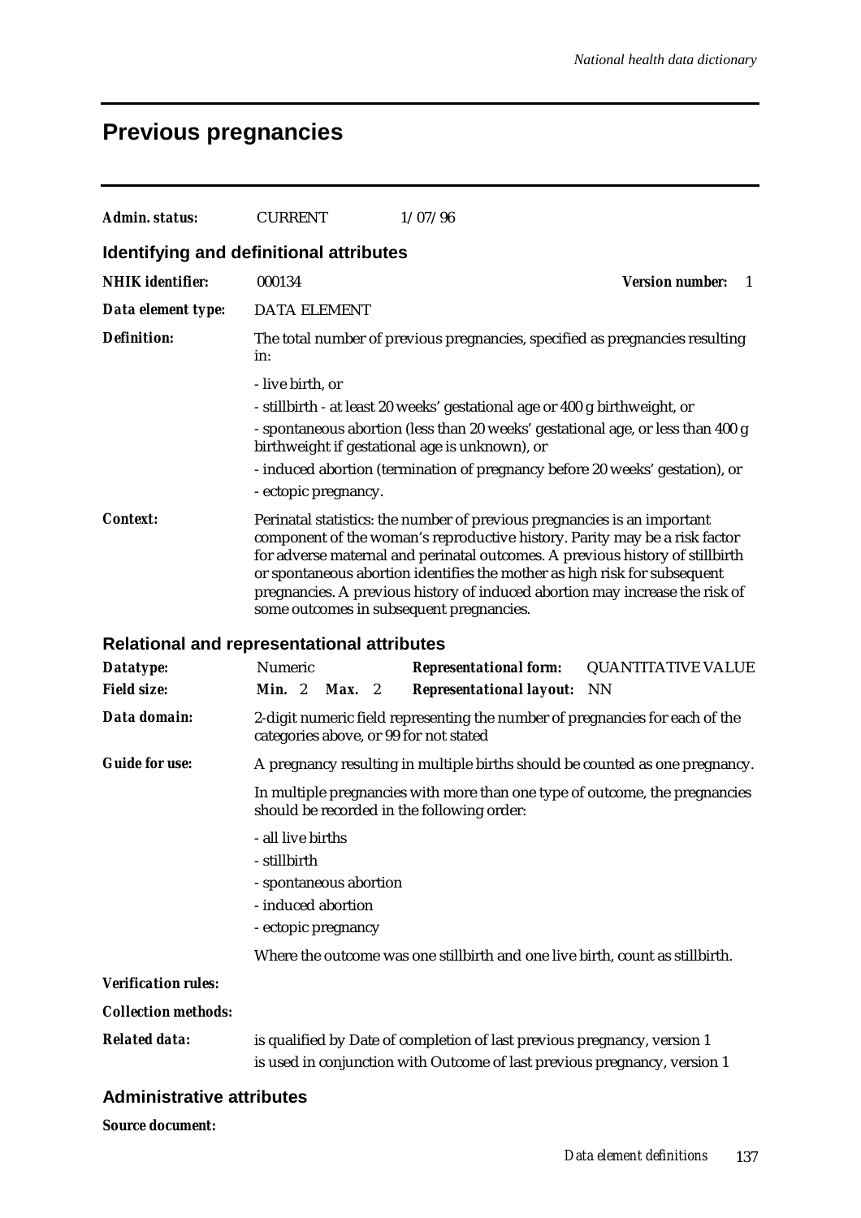# Previous pregnancies

***Admin. status:*** CURRENT 1/07/96

## Identifying and definitional attributes

***NHIK identifier:*** 000134 ***Version number:*** 1

***Data element type:*** DATA ELEMENT

***Definition:*** The total number of previous pregnancies, specified as pregnancies resulting in:

- live birth, or
- stillbirth - at least 20 weeks' gestational age or 400 g birthweight, or
- spontaneous abortion (less than 20 weeks' gestational age, or less than 400 g birthweight if gestational age is unknown), or
- induced abortion (termination of pregnancy before 20 weeks' gestation), or
- ectopic pregnancy.

***Context:*** Perinatal statistics: the number of previous pregnancies is an important component of the woman's reproductive history. Parity may be a risk factor for adverse maternal and perinatal outcomes. A previous history of stillbirth or spontaneous abortion identifies the mother as high risk for subsequent pregnancies. A previous history of induced abortion may increase the risk of some outcomes in subsequent pregnancies.

## Relational and representational attributes

***Datatype:*** Numeric ***Representational form:*** QUANTITATIVE VALUE

***Field size:*** ***Min.*** 2 ***Max.*** 2 ***Representational layout:*** NN

***Data domain:*** 2-digit numeric field representing the number of pregnancies for each of the categories above, or 99 for not stated

***Guide for use:*** A pregnancy resulting in multiple births should be counted as one pregnancy.

In multiple pregnancies with more than one type of outcome, the pregnancies should be recorded in the following order:

- all live births
- stillbirth
- spontaneous abortion
- induced abortion
- ectopic pregnancy

Where the outcome was one stillbirth and one live birth, count as stillbirth.

***Verification rules:***

***Collection methods:***

***Related data:*** is qualified by Date of completion of last previous pregnancy, version 1

is used in conjunction with Outcome of last previous pregnancy, version 1

## Administrative attributes

***Source document:***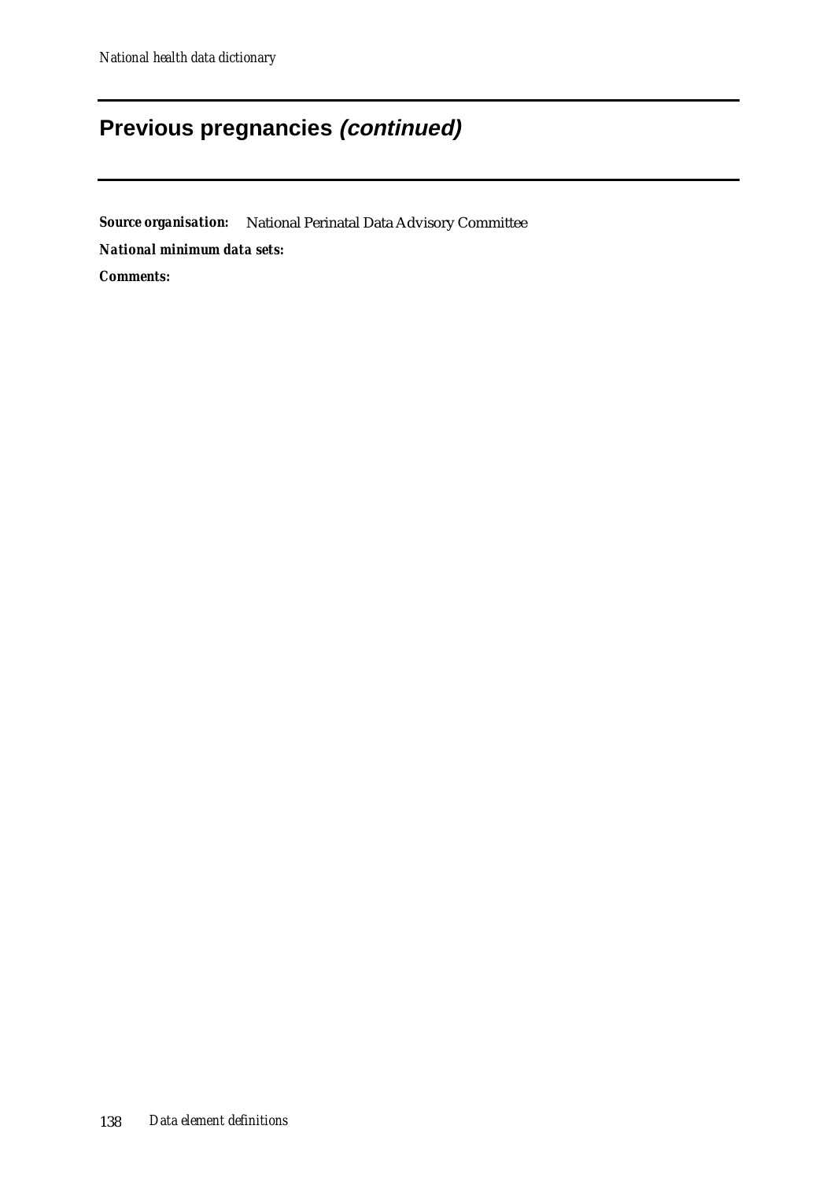## Previous pregnancies *(continued)*

***Source organisation:*** National Perinatal Data Advisory Committee

***National minimum data sets:***

***Comments:***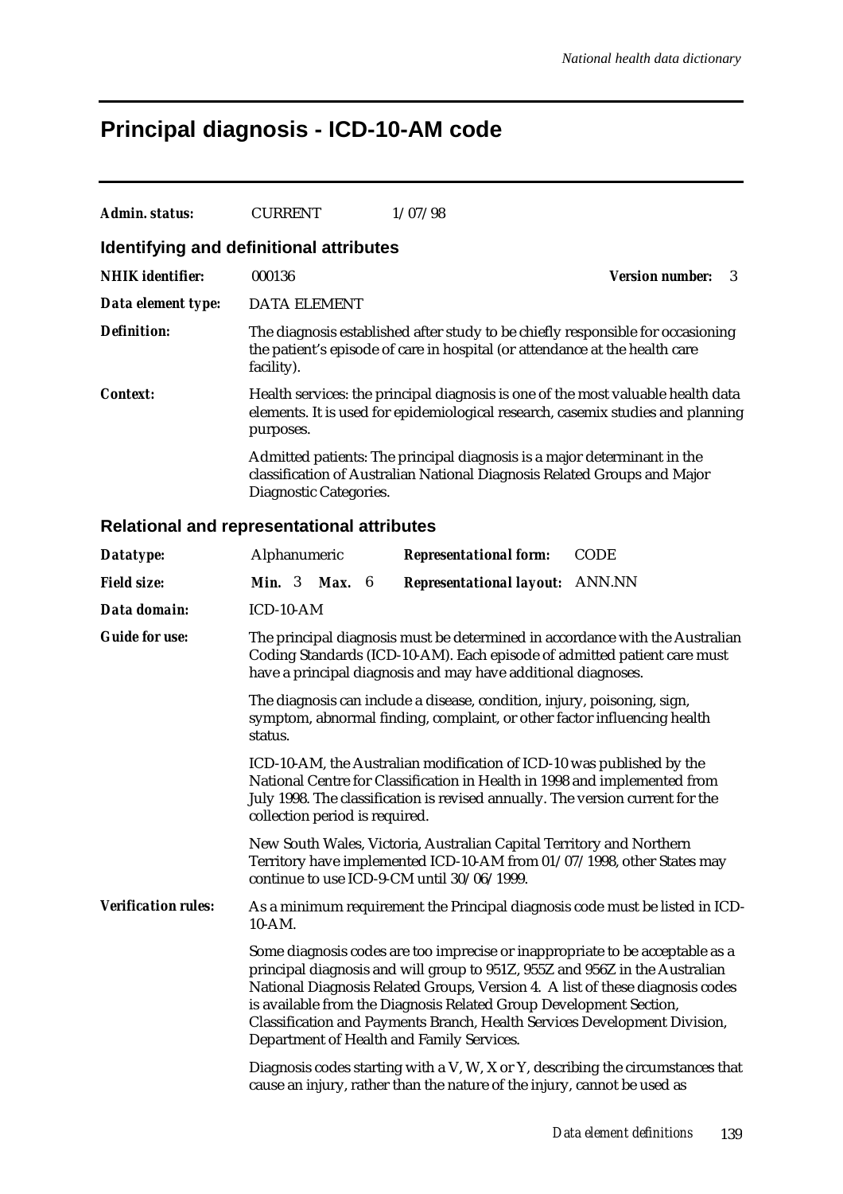# Principal diagnosis - ICD-10-AM code

| | | |
|---|---|---|
| ***Admin. status:*** | CURRENT | 1/07/98 |

## Identifying and definitional attributes

***NHIK identifier:*** 000136 ***Version number:*** 3

***Data element type:*** DATA ELEMENT

***Definition:*** The diagnosis established after study to be chiefly responsible for occasioning the patient's episode of care in hospital (or attendance at the health care facility).

***Context:*** Health services: the principal diagnosis is one of the most valuable health data elements. It is used for epidemiological research, casemix studies and planning purposes.

Admitted patients: The principal diagnosis is a major determinant in the classification of Australian National Diagnosis Related Groups and Major Diagnostic Categories.

## Relational and representational attributes

***Datatype:*** Alphanumeric ***Representational form:*** CODE

***Field size:*** ***Min.*** 3 ***Max.*** 6 ***Representational layout:*** ANN.NN

***Data domain:*** ICD-10-AM

***Guide for use:*** The principal diagnosis must be determined in accordance with the Australian Coding Standards (ICD-10-AM). Each episode of admitted patient care must have a principal diagnosis and may have additional diagnoses.

The diagnosis can include a disease, condition, injury, poisoning, sign, symptom, abnormal finding, complaint, or other factor influencing health status.

ICD-10-AM, the Australian modification of ICD-10 was published by the National Centre for Classification in Health in 1998 and implemented from July 1998. The classification is revised annually. The version current for the collection period is required.

New South Wales, Victoria, Australian Capital Territory and Northern Territory have implemented ICD-10-AM from 01/07/1998, other States may continue to use ICD-9-CM until 30/06/1999.

***Verification rules:*** As a minimum requirement the Principal diagnosis code must be listed in ICD-10-AM.

Some diagnosis codes are too imprecise or inappropriate to be acceptable as a principal diagnosis and will group to 951Z, 955Z and 956Z in the Australian National Diagnosis Related Groups, Version 4. A list of these diagnosis codes is available from the Diagnosis Related Group Development Section, Classification and Payments Branch, Health Services Development Division, Department of Health and Family Services.

Diagnosis codes starting with a V, W, X or Y, describing the circumstances that cause an injury, rather than the nature of the injury, cannot be used as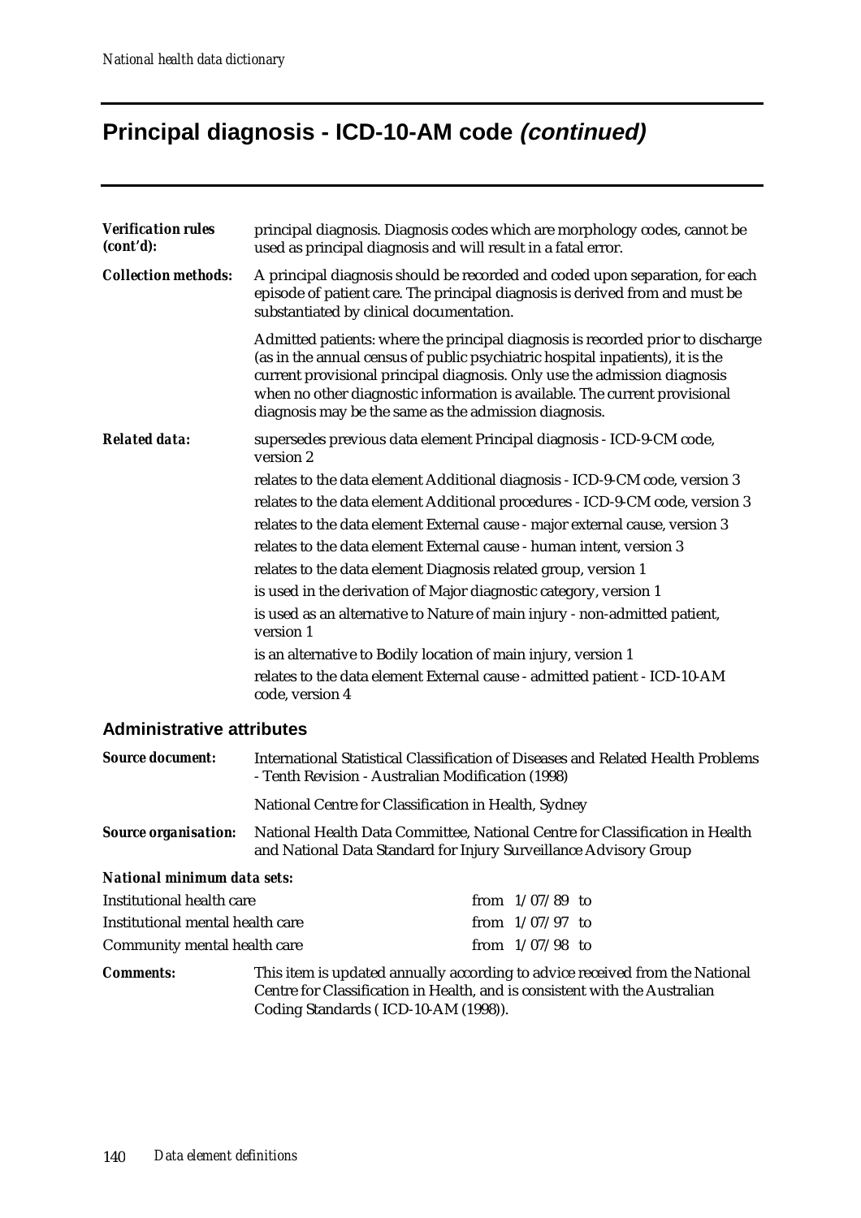# Principal diagnosis - ICD-10-AM code *(continued)*

***Verification rules (cont'd):*** principal diagnosis. Diagnosis codes which are morphology codes, cannot be used as principal diagnosis and will result in a fatal error.

***Collection methods:*** A principal diagnosis should be recorded and coded upon separation, for each episode of patient care. The principal diagnosis is derived from and must be substantiated by clinical documentation.

Admitted patients: where the principal diagnosis is recorded prior to discharge (as in the annual census of public psychiatric hospital inpatients), it is the current provisional principal diagnosis. Only use the admission diagnosis when no other diagnostic information is available. The current provisional diagnosis may be the same as the admission diagnosis.

***Related data:*** supersedes previous data element Principal diagnosis - ICD-9-CM code, version 2

relates to the data element Additional diagnosis - ICD-9-CM code, version 3

relates to the data element Additional procedures - ICD-9-CM code, version 3

relates to the data element External cause - major external cause, version 3

relates to the data element External cause - human intent, version 3

relates to the data element Diagnosis related group, version 1

is used in the derivation of Major diagnostic category, version 1

is used as an alternative to Nature of main injury - non-admitted patient, version 1

is an alternative to Bodily location of main injury, version 1

relates to the data element External cause - admitted patient - ICD-10-AM code, version 4

## Administrative attributes

***Source document:*** International Statistical Classification of Diseases and Related Health Problems - Tenth Revision - Australian Modification (1998)

National Centre for Classification in Health, Sydney

***Source organisation:*** National Health Data Committee, National Centre for Classification in Health and National Data Standard for Injury Surveillance Advisory Group

***National minimum data sets:***

| | |
|---|---|
| Institutional health care | from 1/07/89 to |
| Institutional mental health care | from 1/07/97 to |
| Community mental health care | from 1/07/98 to |

***Comments:*** This item is updated annually according to advice received from the National Centre for Classification in Health, and is consistent with the Australian Coding Standards ( ICD-10-AM (1998)).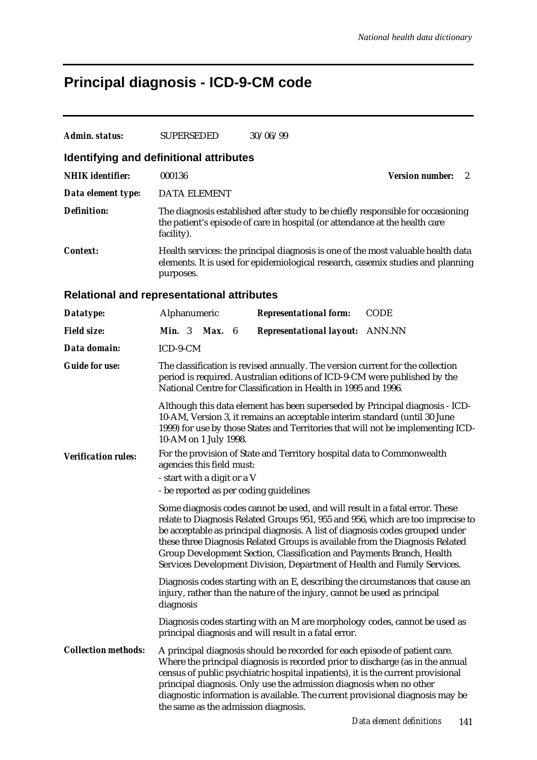# Principal diagnosis - ICD-9-CM code

***Admin. status:*** SUPERSEDED 30/06/99

## Identifying and definitional attributes

***NHIK identifier:*** 000136 ***Version number:*** 2

***Data element type:*** DATA ELEMENT

***Definition:*** The diagnosis established after study to be chiefly responsible for occasioning the patient's episode of care in hospital (or attendance at the health care facility).

***Context:*** Health services: the principal diagnosis is one of the most valuable health data elements. It is used for epidemiological research, casemix studies and planning purposes.

## Relational and representational attributes

***Datatype:*** Alphanumeric ***Representational form:*** CODE

***Field size:*** ***Min.*** 3 ***Max.*** 6 ***Representational layout:*** ANN.NN

***Data domain:*** ICD-9-CM

***Guide for use:*** The classification is revised annually. The version current for the collection period is required. Australian editions of ICD-9-CM were published by the National Centre for Classification in Health in 1995 and 1996.

Although this data element has been superseded by Principal diagnosis - ICD-10-AM, Version 3, it remains an acceptable interim standard (until 30 June 1999) for use by those States and Territories that will not be implementing ICD-10-AM on 1 July 1998.

***Verification rules:*** For the provision of State and Territory hospital data to Commonwealth agencies this field must:

- start with a digit or a V
- be reported as per coding guidelines

Some diagnosis codes cannot be used, and will result in a fatal error. These relate to Diagnosis Related Groups 951, 955 and 956, which are too imprecise to be acceptable as principal diagnosis. A list of diagnosis codes grouped under these three Diagnosis Related Groups is available from the Diagnosis Related Group Development Section, Classification and Payments Branch, Health Services Development Division, Department of Health and Family Services.

Diagnosis codes starting with an E, describing the circumstances that cause an injury, rather than the nature of the injury, cannot be used as principal diagnosis

Diagnosis codes starting with an M are morphology codes, cannot be used as principal diagnosis and will result in a fatal error.

***Collection methods:*** A principal diagnosis should be recorded for each episode of patient care. Where the principal diagnosis is recorded prior to discharge (as in the annual census of public psychiatric hospital inpatients), it is the current provisional principal diagnosis. Only use the admission diagnosis when no other diagnostic information is available. The current provisional diagnosis may be the same as the admission diagnosis.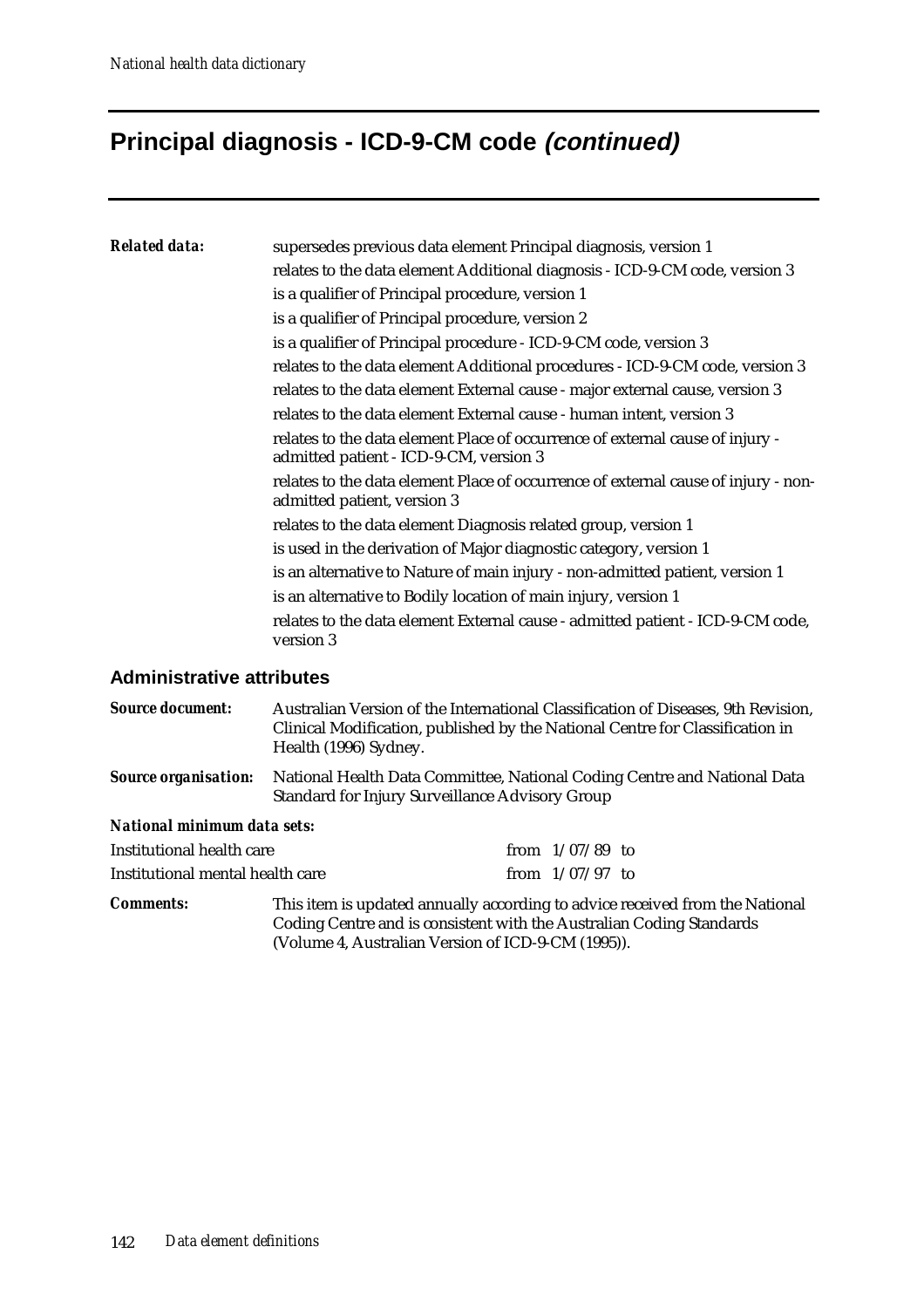# Principal diagnosis - ICD-9-CM code *(continued)*

***Related data:***

supersedes previous data element Principal diagnosis, version 1

relates to the data element Additional diagnosis - ICD-9-CM code, version 3

is a qualifier of Principal procedure, version 1

is a qualifier of Principal procedure, version 2

is a qualifier of Principal procedure - ICD-9-CM code, version 3

relates to the data element Additional procedures - ICD-9-CM code, version 3

relates to the data element External cause - major external cause, version 3

relates to the data element External cause - human intent, version 3

relates to the data element Place of occurrence of external cause of injury - admitted patient - ICD-9-CM, version 3

relates to the data element Place of occurrence of external cause of injury - non-admitted patient, version 3

relates to the data element Diagnosis related group, version 1

is used in the derivation of Major diagnostic category, version 1

is an alternative to Nature of main injury - non-admitted patient, version 1

is an alternative to Bodily location of main injury, version 1

relates to the data element External cause - admitted patient - ICD-9-CM code, version 3

## Administrative attributes

***Source document:*** Australian Version of the International Classification of Diseases, 9th Revision, Clinical Modification, published by the National Centre for Classification in Health (1996) Sydney.

***Source organisation:*** National Health Data Committee, National Coding Centre and National Data Standard for Injury Surveillance Advisory Group

***National minimum data sets:***

| | |
|---|---|
| Institutional health care | from 1/07/89 to |
| Institutional mental health care | from 1/07/97 to |

***Comments:*** This item is updated annually according to advice received from the National Coding Centre and is consistent with the Australian Coding Standards (Volume 4, Australian Version of ICD-9-CM (1995)).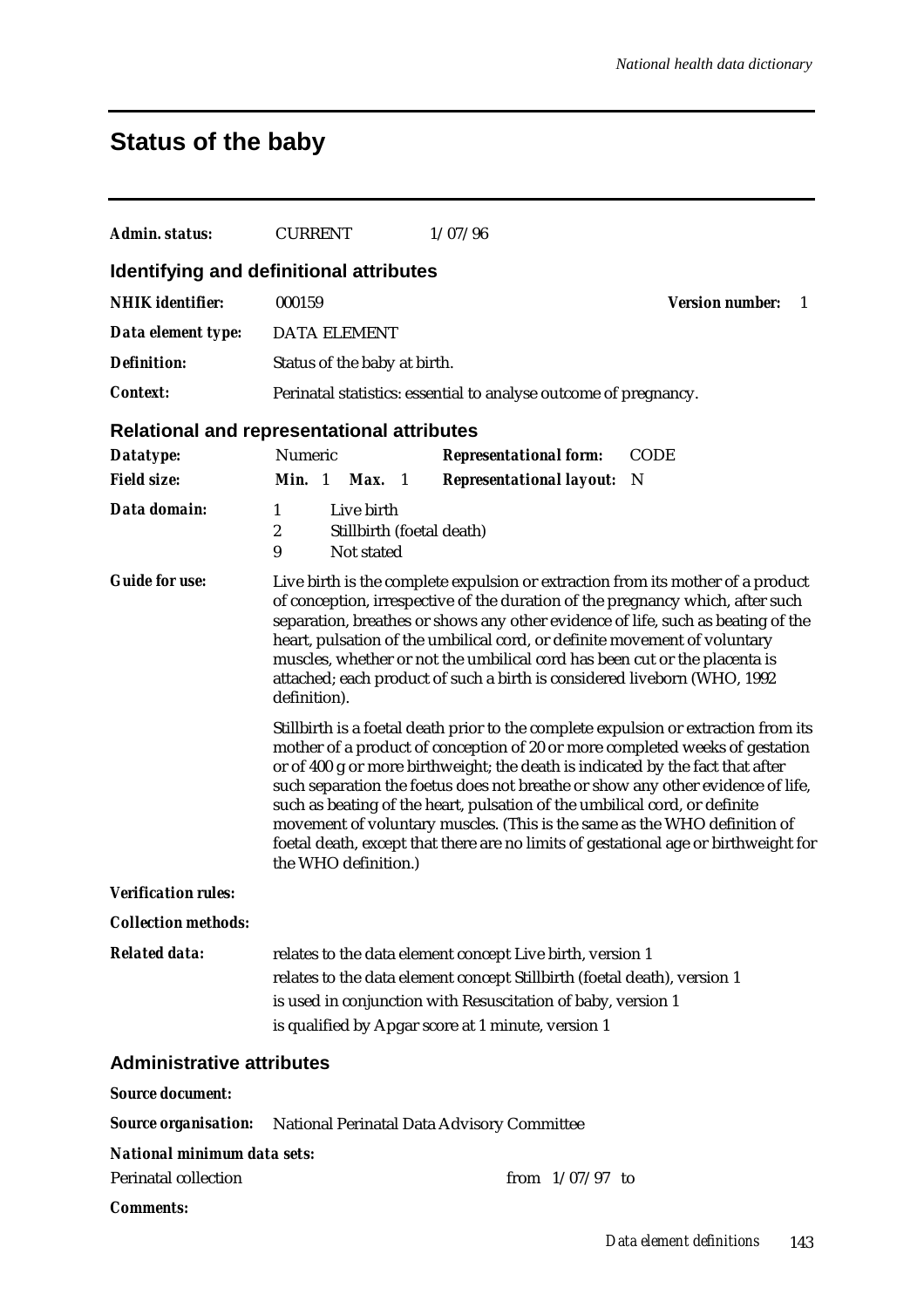# Status of the baby

***Admin. status:*** CURRENT 1/07/96

## Identifying and definitional attributes

***NHIK identifier:*** 000159 ***Version number:*** 1

***Data element type:*** DATA ELEMENT

***Definition:*** Status of the baby at birth.

***Context:*** Perinatal statistics: essential to analyse outcome of pregnancy.

## Relational and representational attributes

***Datatype:*** Numeric ***Representational form:*** CODE

***Field size:*** ***Min.*** 1 ***Max.*** 1 ***Representational layout:*** N

***Data domain:***

| | |
|---|---|
| 1 | Live birth |
| 2 | Stillbirth (foetal death) |
| 9 | Not stated |

***Guide for use:*** Live birth is the complete expulsion or extraction from its mother of a product of conception, irrespective of the duration of the pregnancy which, after such separation, breathes or shows any other evidence of life, such as beating of the heart, pulsation of the umbilical cord, or definite movement of voluntary muscles, whether or not the umbilical cord has been cut or the placenta is attached; each product of such a birth is considered liveborn (WHO, 1992 definition).

Stillbirth is a foetal death prior to the complete expulsion or extraction from its mother of a product of conception of 20 or more completed weeks of gestation or of 400 g or more birthweight; the death is indicated by the fact that after such separation the foetus does not breathe or show any other evidence of life, such as beating of the heart, pulsation of the umbilical cord, or definite movement of voluntary muscles. (This is the same as the WHO definition of foetal death, except that there are no limits of gestational age or birthweight for the WHO definition.)

***Verification rules:***

***Collection methods:***

***Related data:***

relates to the data element concept Live birth, version 1

relates to the data element concept Stillbirth (foetal death), version 1

is used in conjunction with Resuscitation of baby, version 1

is qualified by Apgar score at 1 minute, version 1

## Administrative attributes

***Source document:***

***Source organisation:*** National Perinatal Data Advisory Committee

***National minimum data sets:***

Perinatal collection from 1/07/97 to

***Comments:***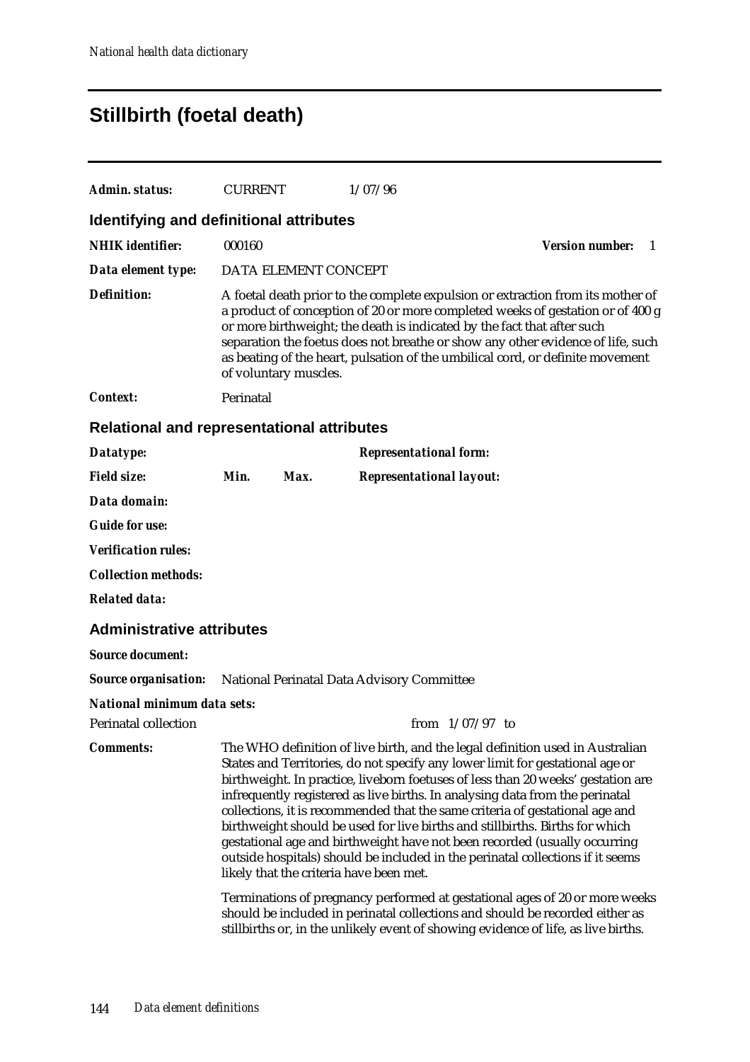# Stillbirth (foetal death)

***Admin. status:*** CURRENT 1/07/96

## Identifying and definitional attributes

***NHIK identifier:*** 000160 ***Version number:*** 1

***Data element type:*** DATA ELEMENT CONCEPT

***Definition:*** A foetal death prior to the complete expulsion or extraction from its mother of a product of conception of 20 or more completed weeks of gestation or of 400 g or more birthweight; the death is indicated by the fact that after such separation the foetus does not breathe or show any other evidence of life, such as beating of the heart, pulsation of the umbilical cord, or definite movement of voluntary muscles.

***Context:*** Perinatal

## Relational and representational attributes

***Datatype:*** ***Representational form:***

***Field size:*** ***Min.*** ***Max.*** ***Representational layout:***

***Data domain:***

***Guide for use:***

***Verification rules:***

***Collection methods:***

***Related data:***

## Administrative attributes

***Source document:***

***Source organisation:*** National Perinatal Data Advisory Committee

***National minimum data sets:***

Perinatal collection from 1/07/97 to

***Comments:*** The WHO definition of live birth, and the legal definition used in Australian States and Territories, do not specify any lower limit for gestational age or birthweight. In practice, liveborn foetuses of less than 20 weeks' gestation are infrequently registered as live births. In analysing data from the perinatal collections, it is recommended that the same criteria of gestational age and birthweight should be used for live births and stillbirths. Births for which gestational age and birthweight have not been recorded (usually occurring outside hospitals) should be included in the perinatal collections if it seems likely that the criteria have been met.

Terminations of pregnancy performed at gestational ages of 20 or more weeks should be included in perinatal collections and should be recorded either as stillbirths or, in the unlikely event of showing evidence of life, as live births.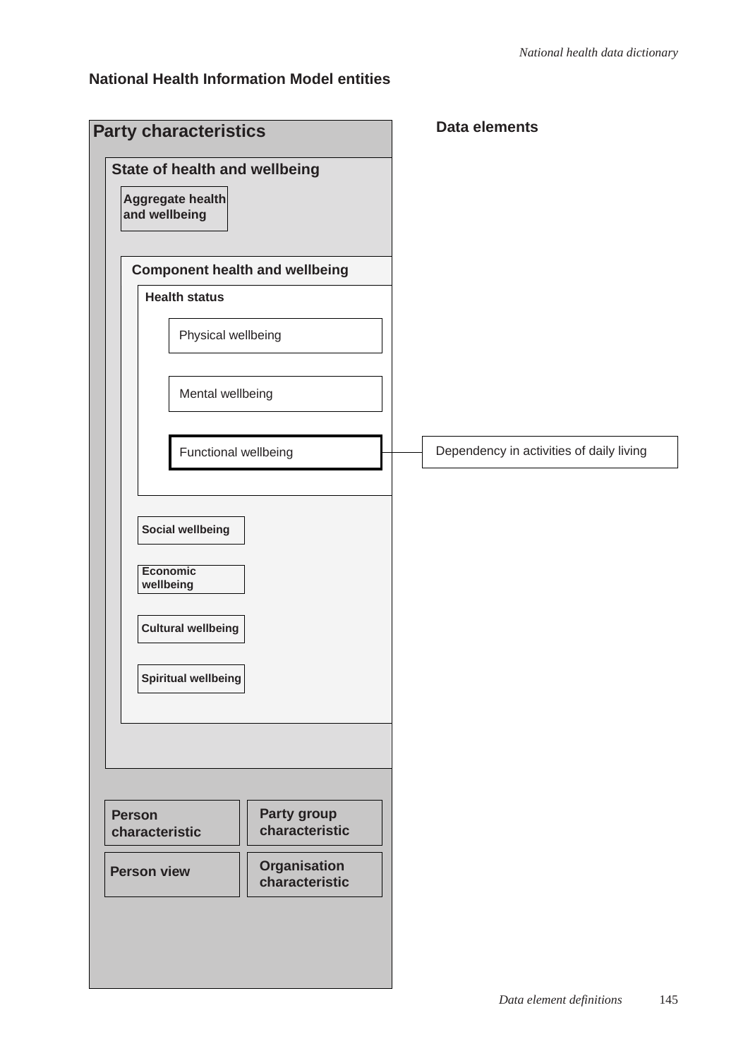## National Health Information Model entities

**Party characteristics**

- **State of health and wellbeing**
  - **Aggregate health and wellbeing**
  - **Component health and wellbeing**
    - **Health status**
      - Physical wellbeing
      - Mental wellbeing
      - **Functional wellbeing**
    - **Social wellbeing**
    - **Economic wellbeing**
    - **Cultural wellbeing**
    - **Spiritual wellbeing**
- **Person characteristic**
- **Party group characteristic**
- **Person view**
- **Organisation characteristic**

**Data elements**

| NHIM entity | Data element |
| --- | --- |
| Functional wellbeing | Dependency in activities of daily living |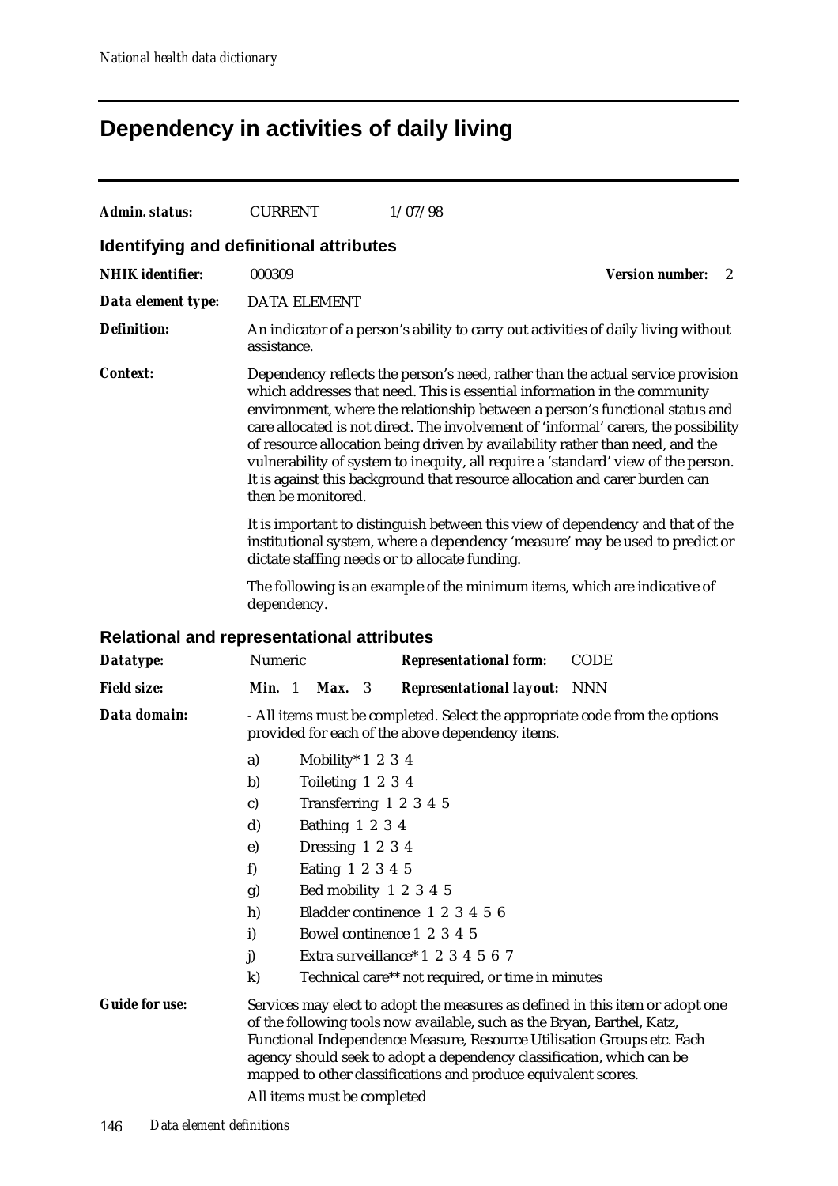# Dependency in activities of daily living

**Admin. status:** CURRENT 1/07/98

## Identifying and definitional attributes

**NHIK identifier:** 000309 **Version number:** 2

**Data element type:** DATA ELEMENT

**Definition:** An indicator of a person's ability to carry out activities of daily living without assistance.

**Context:** Dependency reflects the person's need, rather than the actual service provision which addresses that need. This is essential information in the community environment, where the relationship between a person's functional status and care allocated is not direct. The involvement of 'informal' carers, the possibility of resource allocation being driven by availability rather than need, and the vulnerability of system to inequity, all require a 'standard' view of the person. It is against this background that resource allocation and carer burden can then be monitored.

It is important to distinguish between this view of dependency and that of the institutional system, where a dependency 'measure' may be used to predict or dictate staffing needs or to allocate funding.

The following is an example of the minimum items, which are indicative of dependency.

## Relational and representational attributes

**Datatype:** Numeric **Representational form:** CODE

**Field size:** **Min.** 1 **Max.** 3 **Representational layout:** NNN

**Data domain:** - All items must be completed. Select the appropriate code from the options provided for each of the above dependency items.

- a) Mobility* 1 2 3 4
- b) Toileting 1 2 3 4
- c) Transferring 1 2 3 4 5
- d) Bathing 1 2 3 4
- e) Dressing 1 2 3 4
- f) Eating 1 2 3 4 5
- g) Bed mobility 1 2 3 4 5
- h) Bladder continence 1 2 3 4 5 6
- i) Bowel continence 1 2 3 4 5
- j) Extra surveillance* 1 2 3 4 5 6 7
- k) Technical care** not required, or time in minutes

**Guide for use:** Services may elect to adopt the measures as defined in this item or adopt one of the following tools now available, such as the Bryan, Barthel, Katz, Functional Independence Measure, Resource Utilisation Groups etc. Each agency should seek to adopt a dependency classification, which can be mapped to other classifications and produce equivalent scores.

All items must be completed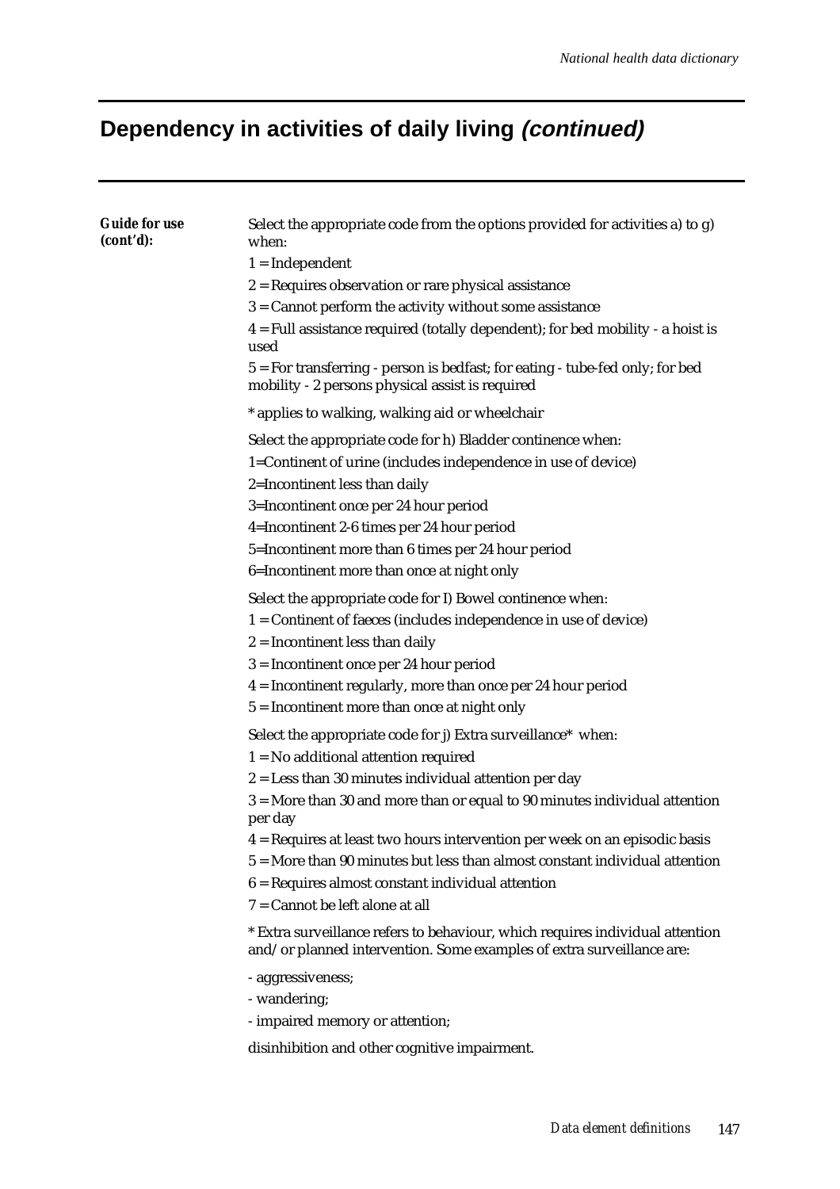## Dependency in activities of daily living *(continued)*

***Guide for use (cont'd):***

Select the appropriate code from the options provided for activities a) to g) when:

1 = Independent

2 = Requires observation or rare physical assistance

3 = Cannot perform the activity without some assistance

4 = Full assistance required (totally dependent); for bed mobility - a hoist is used

5 = For transferring - person is bedfast; for eating - tube-fed only; for bed mobility - 2 persons physical assist is required

* applies to walking, walking aid or wheelchair

Select the appropriate code for h) Bladder continence when:

1=Continent of urine (includes independence in use of device)

2=Incontinent less than daily

3=Incontinent once per 24 hour period

4=Incontinent 2-6 times per 24 hour period

5=Incontinent more than 6 times per 24 hour period

6=Incontinent more than once at night only

Select the appropriate code for I) Bowel continence when:

1 = Continent of faeces (includes independence in use of device)

2 = Incontinent less than daily

3 = Incontinent once per 24 hour period

4 = Incontinent regularly, more than once per 24 hour period

5 = Incontinent more than once at night only

Select the appropriate code for j) Extra surveillance* when:

1 = No additional attention required

2 = Less than 30 minutes individual attention per day

3 = More than 30 and more than or equal to 90 minutes individual attention per day

4 = Requires at least two hours intervention per week on an episodic basis

5 = More than 90 minutes but less than almost constant individual attention

6 = Requires almost constant individual attention

7 = Cannot be left alone at all

* Extra surveillance refers to behaviour, which requires individual attention and/or planned intervention. Some examples of extra surveillance are:

- aggressiveness;
- wandering;
- impaired memory or attention;

disinhibition and other cognitive impairment.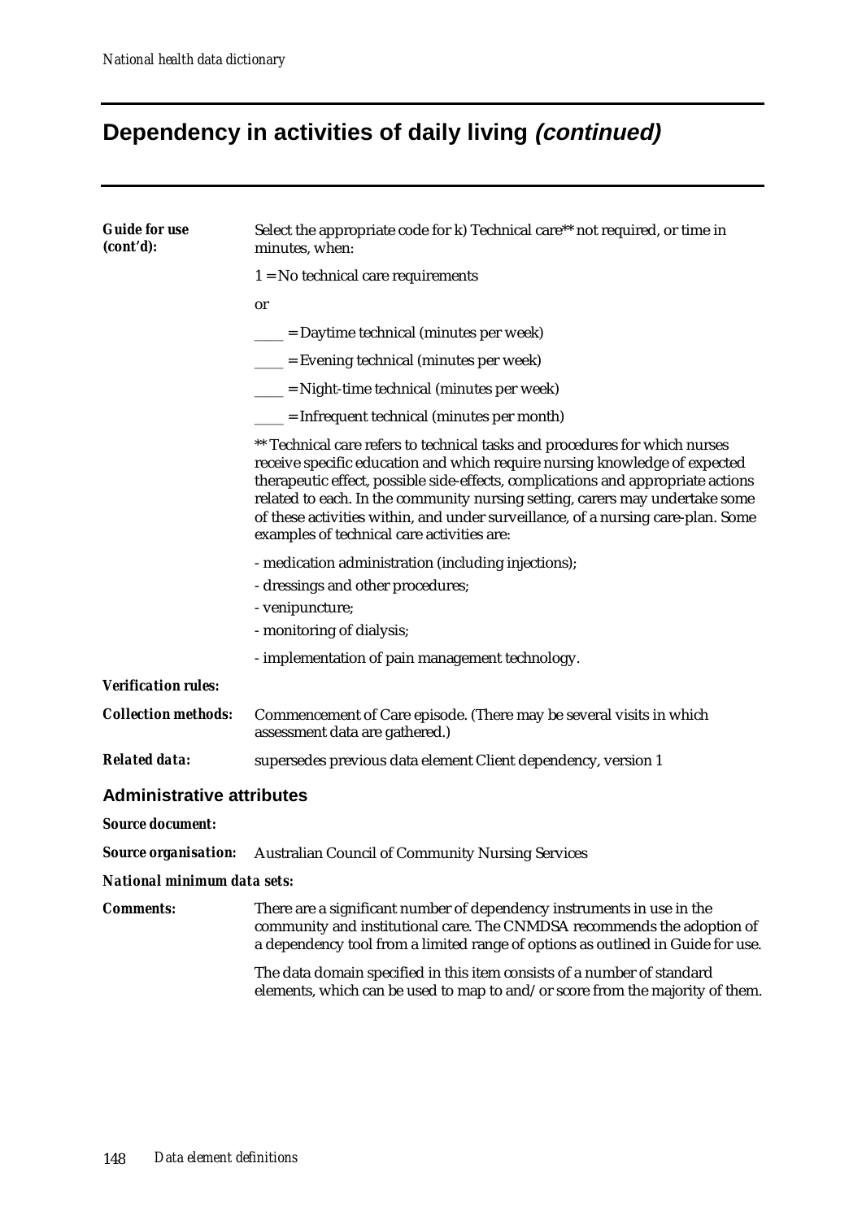# Dependency in activities of daily living *(continued)*

***Guide for use (cont'd):***

Select the appropriate code for k) Technical care** not required, or time in minutes, when:

1 = No technical care requirements

or

____ = Daytime technical (minutes per week)

____ = Evening technical (minutes per week)

____ = Night-time technical (minutes per week)

____ = Infrequent technical (minutes per month)

** Technical care refers to technical tasks and procedures for which nurses receive specific education and which require nursing knowledge of expected therapeutic effect, possible side-effects, complications and appropriate actions related to each. In the community nursing setting, carers may undertake some of these activities within, and under surveillance, of a nursing care-plan. Some examples of technical care activities are:

- medication administration (including injections);
- dressings and other procedures;
- venipuncture;
- monitoring of dialysis;
- implementation of pain management technology.

***Verification rules:***

***Collection methods:*** Commencement of Care episode. (There may be several visits in which assessment data are gathered.)

***Related data:*** supersedes previous data element Client dependency, version 1

## Administrative attributes

***Source document:***

***Source organisation:*** Australian Council of Community Nursing Services

***National minimum data sets:***

***Comments:*** There are a significant number of dependency instruments in use in the community and institutional care. The CNMDSA recommends the adoption of a dependency tool from a limited range of options as outlined in Guide for use.

The data domain specified in this item consists of a number of standard elements, which can be used to map to and/or score from the majority of them.